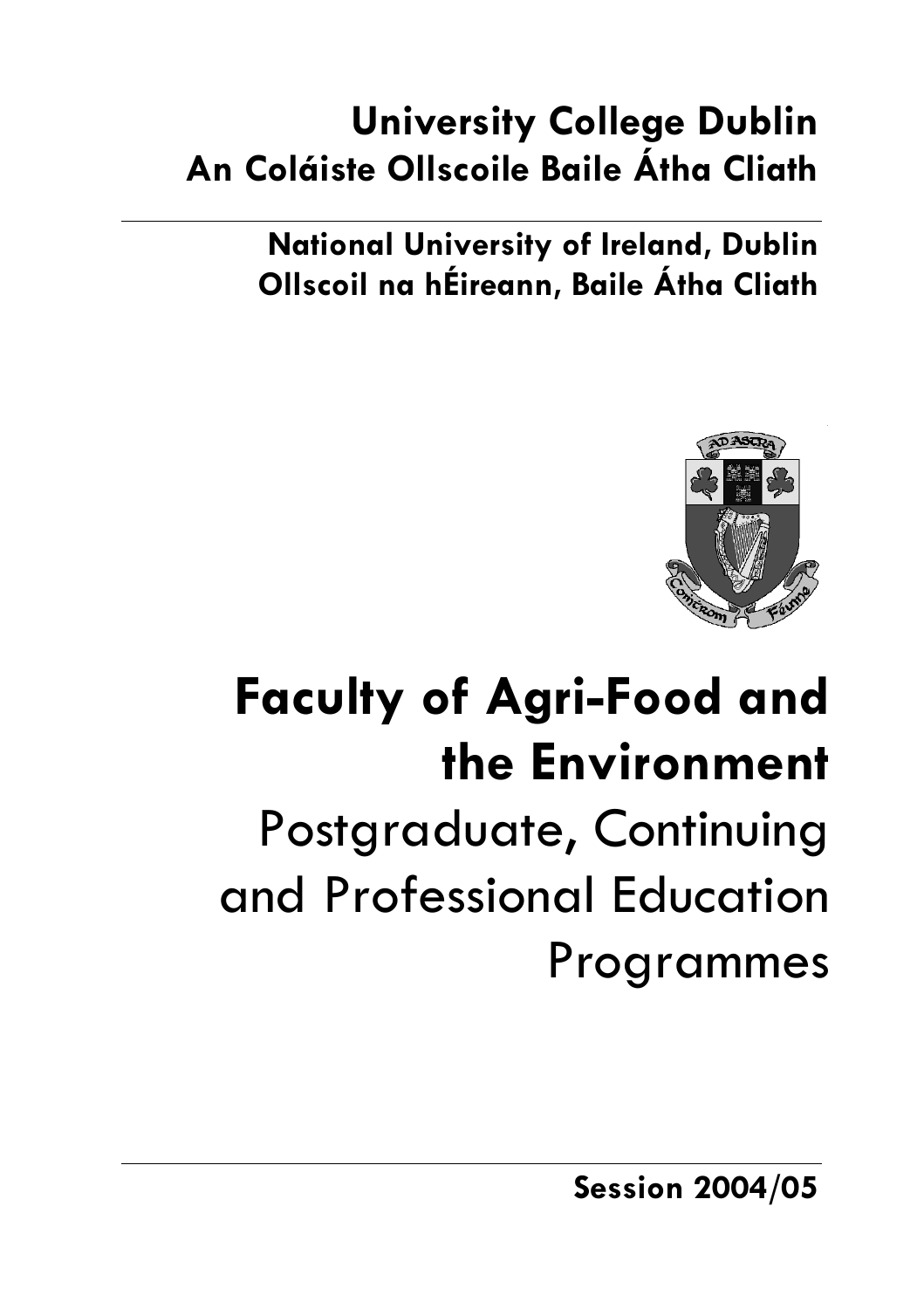**University College Dublin**
**An Coláiste Ollscoile Baile Átha Cliath**

---

**National University of Ireland, Dublin**
**Ollscoil na hÉireann, Baile Átha Cliath**

# Faculty of Agri-Food and the Environment

Postgraduate, Continuing and Professional Education Programmes

---

**Session 2004/05**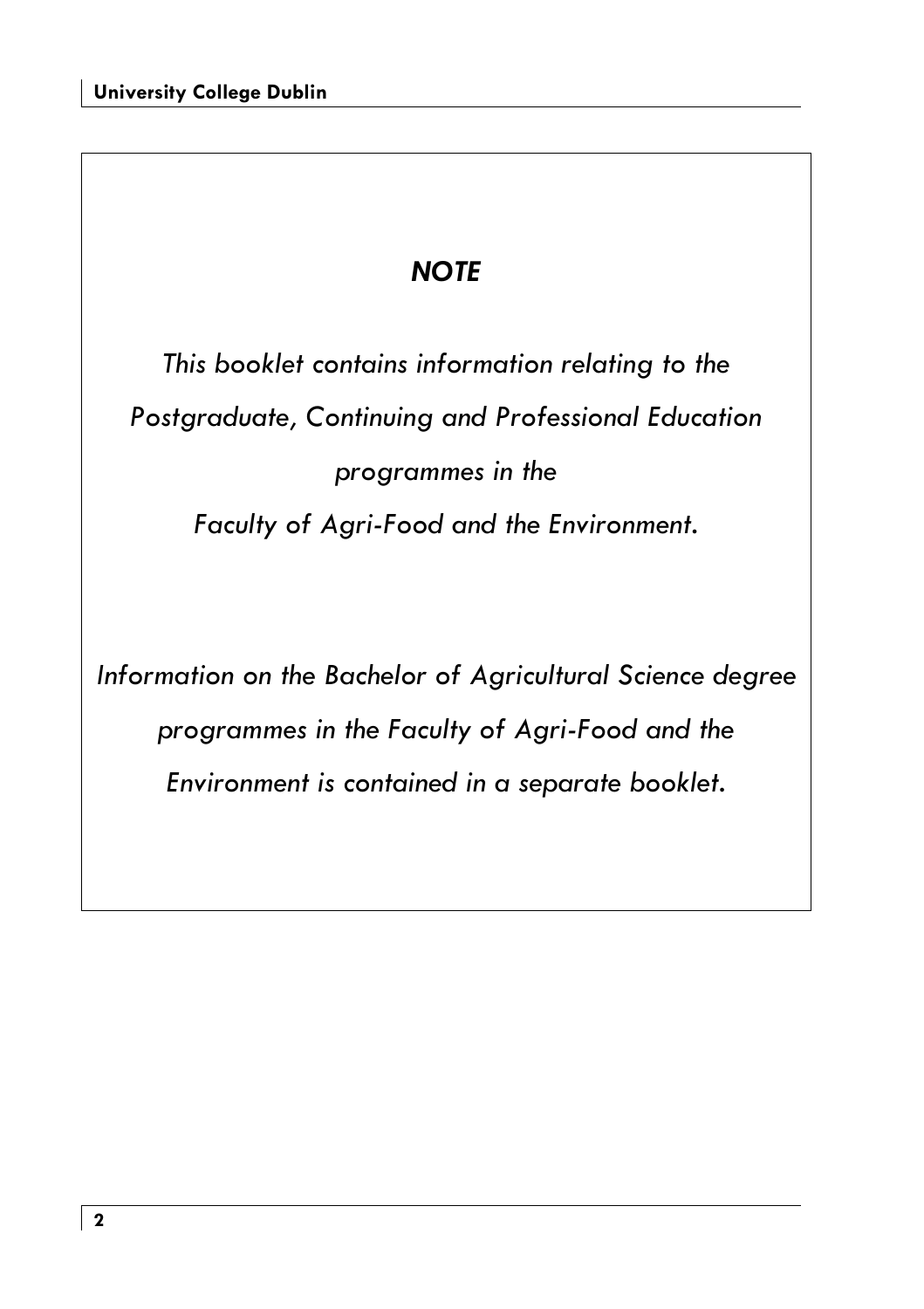## *NOTE*

*This booklet contains information relating to the Postgraduate, Continuing and Professional Education programmes in the Faculty of Agri-Food and the Environment.*

*Information on the Bachelor of Agricultural Science degree programmes in the Faculty of Agri-Food and the Environment is contained in a separate booklet.*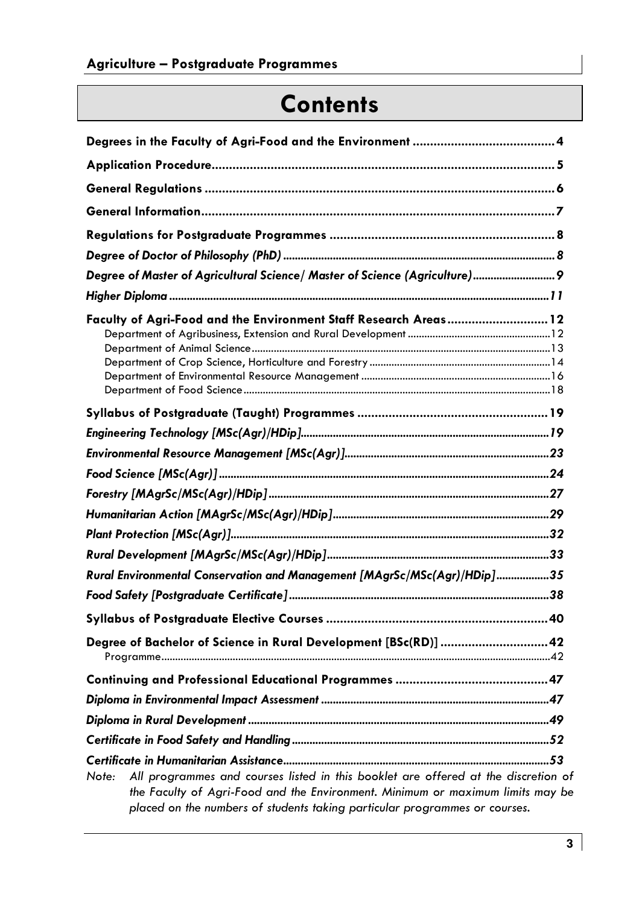# Contents

**Degrees in the Faculty of Agri-Food and the Environment** ........................................ 4

**Application Procedure** ........................................ 5

**General Regulations** ........................................ 6

**General Information** ........................................ 7

**Regulations for Postgraduate Programmes** ........................................ 8

*Degree of Doctor of Philosophy (PhD)* ........................................ 8

*Degree of Master of Agricultural Science/ Master of Science (Agriculture)* ........................................ 9

*Higher Diploma* ........................................ 11

**Faculty of Agri-Food and the Environment Staff Research Areas** ........................................ 12

Department of Agribusiness, Extension and Rural Development ........................................ 12

Department of Animal Science ........................................ 13

Department of Crop Science, Horticulture and Forestry ........................................ 14

Department of Environmental Resource Management ........................................ 16

Department of Food Science ........................................ 18

**Syllabus of Postgraduate (Taught) Programmes** ........................................ 19

*Engineering Technology [MSc(Agr)/HDip]* ........................................ 19

*Environmental Resource Management [MSc(Agr)]* ........................................ 23

*Food Science [MSc(Agr)]* ........................................ 24

*Forestry [MAgrSc/MSc(Agr)/HDip]* ........................................ 27

*Humanitarian Action [MAgrSc/MSc(Agr)/HDip]* ........................................ 29

*Plant Protection [MSc(Agr)]* ........................................ 32

*Rural Development [MAgrSc/MSc(Agr)/HDip]* ........................................ 33

*Rural Environmental Conservation and Management [MAgrSc/MSc(Agr)/HDip]* ........................................ 35

*Food Safety [Postgraduate Certificate]* ........................................ 38

**Syllabus of Postgraduate Elective Courses** ........................................ 40

**Degree of Bachelor of Science in Rural Development [BSc(RD)]** ........................................ 42

Programme ........................................ 42

**Continuing and Professional Educational Programmes** ........................................ 47

*Diploma in Environmental Impact Assessment* ........................................ 47

*Diploma in Rural Development* ........................................ 49

*Certificate in Food Safety and Handling* ........................................ 52

*Certificate in Humanitarian Assistance* ........................................ 53

*Note: All programmes and courses listed in this booklet are offered at the discretion of the Faculty of Agri-Food and the Environment. Minimum or maximum limits may be placed on the numbers of students taking particular programmes or courses.*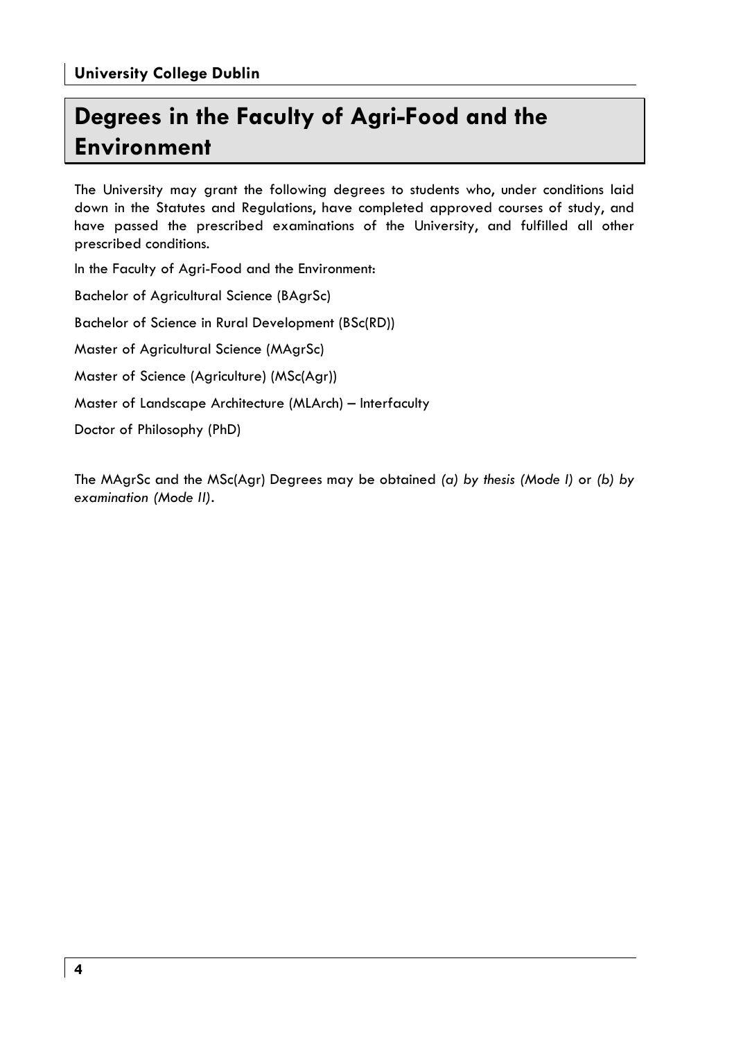# Degrees in the Faculty of Agri-Food and the Environment

The University may grant the following degrees to students who, under conditions laid down in the Statutes and Regulations, have completed approved courses of study, and have passed the prescribed examinations of the University, and fulfilled all other prescribed conditions.

In the Faculty of Agri-Food and the Environment:

Bachelor of Agricultural Science (BAgrSc)

Bachelor of Science in Rural Development (BSc(RD))

Master of Agricultural Science (MAgrSc)

Master of Science (Agriculture) (MSc(Agr))

Master of Landscape Architecture (MLArch) – Interfaculty

Doctor of Philosophy (PhD)

The MAgrSc and the MSc(Agr) Degrees may be obtained *(a) by thesis (Mode I)* or *(b) by examination (Mode II)*.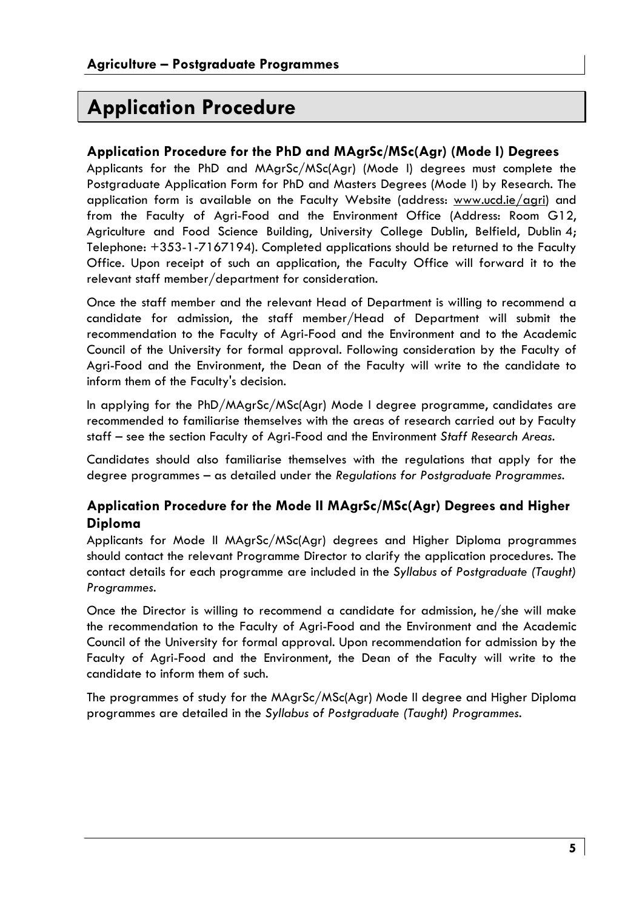# Application Procedure

## Application Procedure for the PhD and MAgrSc/MSc(Agr) (Mode I) Degrees

Applicants for the PhD and MAgrSc/MSc(Agr) (Mode I) degrees must complete the Postgraduate Application Form for PhD and Masters Degrees (Mode I) by Research. The application form is available on the Faculty Website (address: www.ucd.ie/agri) and from the Faculty of Agri-Food and the Environment Office (Address: Room G12, Agriculture and Food Science Building, University College Dublin, Belfield, Dublin 4; Telephone: +353-1-7167194). Completed applications should be returned to the Faculty Office. Upon receipt of such an application, the Faculty Office will forward it to the relevant staff member/department for consideration.

Once the staff member and the relevant Head of Department is willing to recommend a candidate for admission, the staff member/Head of Department will submit the recommendation to the Faculty of Agri-Food and the Environment and to the Academic Council of the University for formal approval. Following consideration by the Faculty of Agri-Food and the Environment, the Dean of the Faculty will write to the candidate to inform them of the Faculty's decision.

In applying for the PhD/MAgrSc/MSc(Agr) Mode I degree programme, candidates are recommended to familiarise themselves with the areas of research carried out by Faculty staff – see the section Faculty of Agri-Food and the Environment *Staff Research Areas*.

Candidates should also familiarise themselves with the regulations that apply for the degree programmes – as detailed under the *Regulations for Postgraduate Programmes*.

## Application Procedure for the Mode II MAgrSc/MSc(Agr) Degrees and Higher Diploma

Applicants for Mode II MAgrSc/MSc(Agr) degrees and Higher Diploma programmes should contact the relevant Programme Director to clarify the application procedures. The contact details for each programme are included in the *Syllabus of Postgraduate (Taught) Programmes*.

Once the Director is willing to recommend a candidate for admission, he/she will make the recommendation to the Faculty of Agri-Food and the Environment and the Academic Council of the University for formal approval. Upon recommendation for admission by the Faculty of Agri-Food and the Environment, the Dean of the Faculty will write to the candidate to inform them of such.

The programmes of study for the MAgrSc/MSc(Agr) Mode II degree and Higher Diploma programmes are detailed in the *Syllabus of Postgraduate (Taught) Programmes*.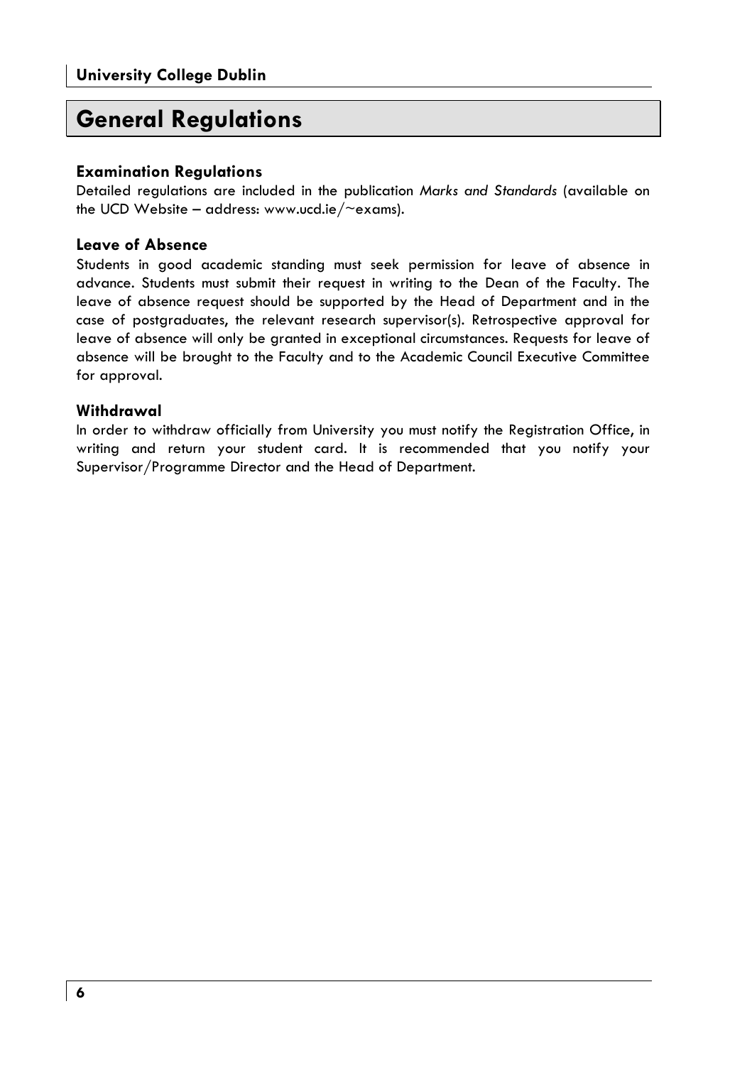# General Regulations

### Examination Regulations

Detailed regulations are included in the publication *Marks and Standards* (available on the UCD Website – address: www.ucd.ie/~exams).

### Leave of Absence

Students in good academic standing must seek permission for leave of absence in advance. Students must submit their request in writing to the Dean of the Faculty. The leave of absence request should be supported by the Head of Department and in the case of postgraduates, the relevant research supervisor(s). Retrospective approval for leave of absence will only be granted in exceptional circumstances. Requests for leave of absence will be brought to the Faculty and to the Academic Council Executive Committee for approval.

### Withdrawal

In order to withdraw officially from University you must notify the Registration Office, in writing and return your student card. It is recommended that you notify your Supervisor/Programme Director and the Head of Department.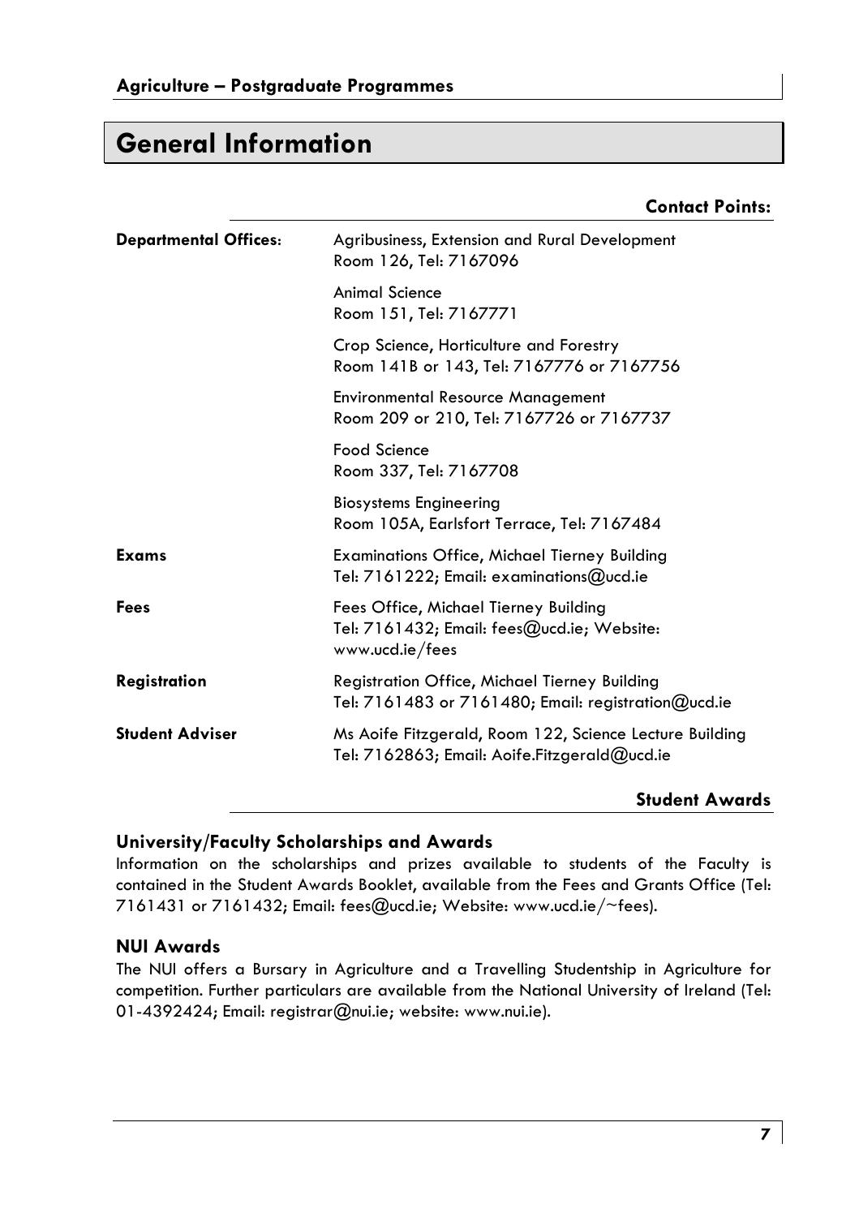# General Information

## Contact Points:

| | |
|---|---|
| **Departmental Offices**: | Agribusiness, Extension and Rural Development<br>Room 126, Tel: 7167096 |
| | Animal Science<br>Room 151, Tel: 7167771 |
| | Crop Science, Horticulture and Forestry<br>Room 141B or 143, Tel: 7167776 or 7167756 |
| | Environmental Resource Management<br>Room 209 or 210, Tel: 7167726 or 7167737 |
| | Food Science<br>Room 337, Tel: 7167708 |
| | Biosystems Engineering<br>Room 105A, Earlsfort Terrace, Tel: 7167484 |
| **Exams** | Examinations Office, Michael Tierney Building<br>Tel: 7161222; Email: examinations@ucd.ie |
| **Fees** | Fees Office, Michael Tierney Building<br>Tel: 7161432; Email: fees@ucd.ie; Website: www.ucd.ie/fees |
| **Registration** | Registration Office, Michael Tierney Building<br>Tel: 7161483 or 7161480; Email: registration@ucd.ie |
| **Student Adviser** | Ms Aoife Fitzgerald, Room 122, Science Lecture Building<br>Tel: 7162863; Email: Aoife.Fitzgerald@ucd.ie |

## Student Awards

### University/Faculty Scholarships and Awards

Information on the scholarships and prizes available to students of the Faculty is contained in the Student Awards Booklet, available from the Fees and Grants Office (Tel: 7161431 or 7161432; Email: fees@ucd.ie; Website: www.ucd.ie/~fees).

### NUI Awards

The NUI offers a Bursary in Agriculture and a Travelling Studentship in Agriculture for competition. Further particulars are available from the National University of Ireland (Tel: 01-4392424; Email: registrar@nui.ie; website: www.nui.ie).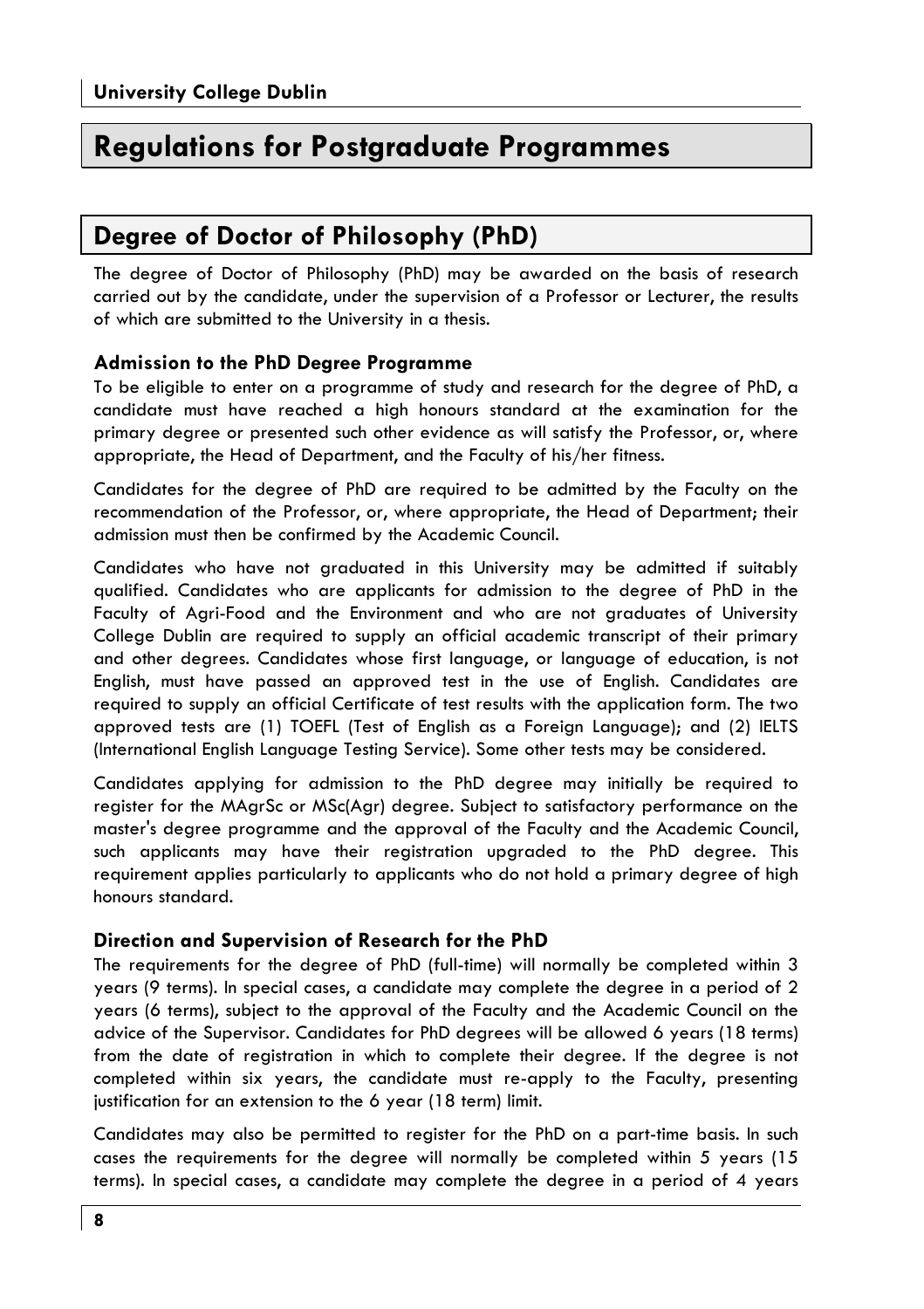# Regulations for Postgraduate Programmes

## Degree of Doctor of Philosophy (PhD)

The degree of Doctor of Philosophy (PhD) may be awarded on the basis of research carried out by the candidate, under the supervision of a Professor or Lecturer, the results of which are submitted to the University in a thesis.

### Admission to the PhD Degree Programme

To be eligible to enter on a programme of study and research for the degree of PhD, a candidate must have reached a high honours standard at the examination for the primary degree or presented such other evidence as will satisfy the Professor, or, where appropriate, the Head of Department, and the Faculty of his/her fitness.

Candidates for the degree of PhD are required to be admitted by the Faculty on the recommendation of the Professor, or, where appropriate, the Head of Department; their admission must then be confirmed by the Academic Council.

Candidates who have not graduated in this University may be admitted if suitably qualified. Candidates who are applicants for admission to the degree of PhD in the Faculty of Agri-Food and the Environment and who are not graduates of University College Dublin are required to supply an official academic transcript of their primary and other degrees. Candidates whose first language, or language of education, is not English, must have passed an approved test in the use of English. Candidates are required to supply an official Certificate of test results with the application form. The two approved tests are (1) TOEFL (Test of English as a Foreign Language); and (2) IELTS (International English Language Testing Service). Some other tests may be considered.

Candidates applying for admission to the PhD degree may initially be required to register for the MAgrSc or MSc(Agr) degree. Subject to satisfactory performance on the master's degree programme and the approval of the Faculty and the Academic Council, such applicants may have their registration upgraded to the PhD degree. This requirement applies particularly to applicants who do not hold a primary degree of high honours standard.

### Direction and Supervision of Research for the PhD

The requirements for the degree of PhD (full-time) will normally be completed within 3 years (9 terms). In special cases, a candidate may complete the degree in a period of 2 years (6 terms), subject to the approval of the Faculty and the Academic Council on the advice of the Supervisor. Candidates for PhD degrees will be allowed 6 years (18 terms) from the date of registration in which to complete their degree. If the degree is not completed within six years, the candidate must re-apply to the Faculty, presenting justification for an extension to the 6 year (18 term) limit.

Candidates may also be permitted to register for the PhD on a part-time basis. In such cases the requirements for the degree will normally be completed within 5 years (15 terms). In special cases, a candidate may complete the degree in a period of 4 years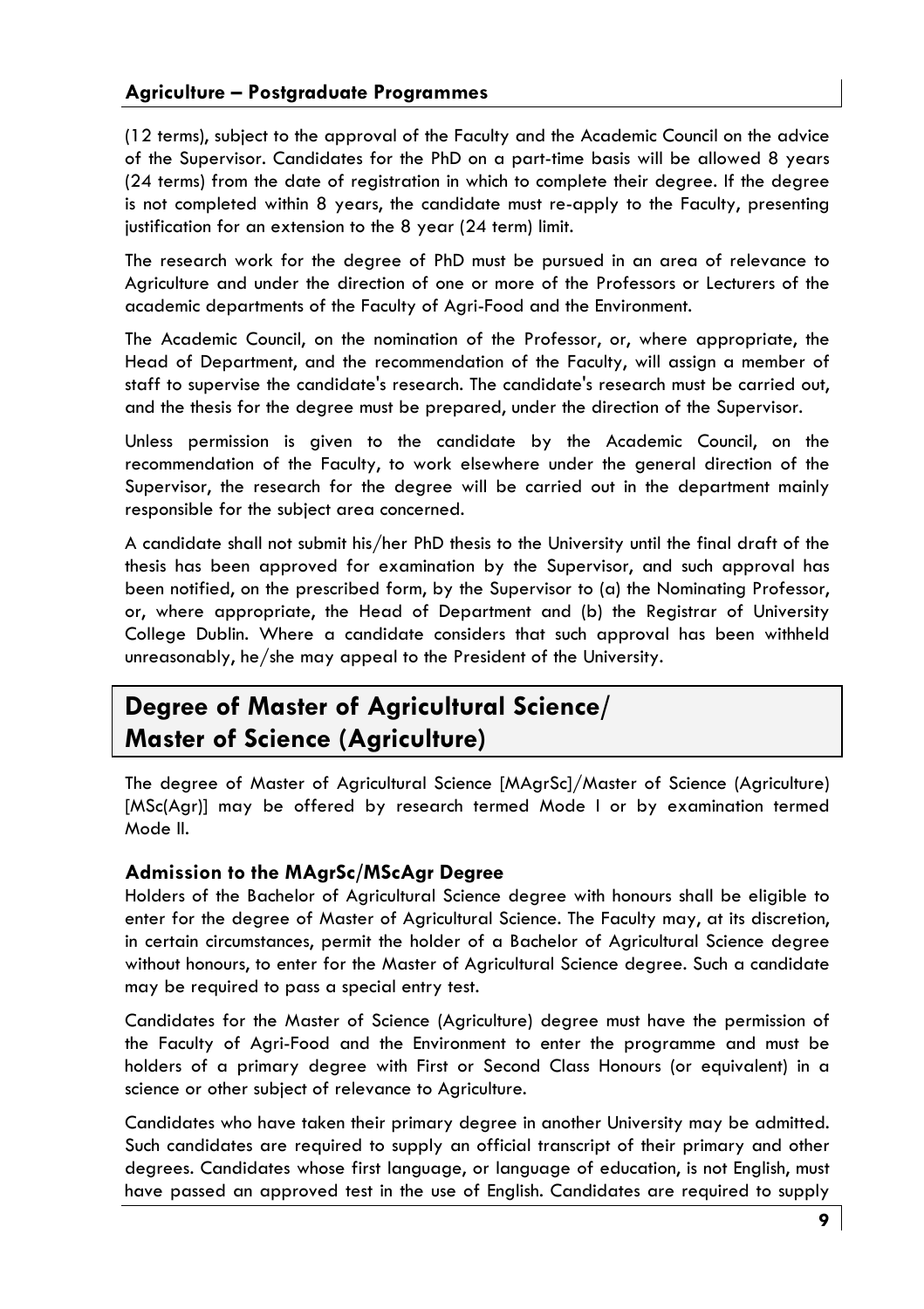(12 terms), subject to the approval of the Faculty and the Academic Council on the advice of the Supervisor. Candidates for the PhD on a part-time basis will be allowed 8 years (24 terms) from the date of registration in which to complete their degree. If the degree is not completed within 8 years, the candidate must re-apply to the Faculty, presenting justification for an extension to the 8 year (24 term) limit.

The research work for the degree of PhD must be pursued in an area of relevance to Agriculture and under the direction of one or more of the Professors or Lecturers of the academic departments of the Faculty of Agri-Food and the Environment.

The Academic Council, on the nomination of the Professor, or, where appropriate, the Head of Department, and the recommendation of the Faculty, will assign a member of staff to supervise the candidate's research. The candidate's research must be carried out, and the thesis for the degree must be prepared, under the direction of the Supervisor.

Unless permission is given to the candidate by the Academic Council, on the recommendation of the Faculty, to work elsewhere under the general direction of the Supervisor, the research for the degree will be carried out in the department mainly responsible for the subject area concerned.

A candidate shall not submit his/her PhD thesis to the University until the final draft of the thesis has been approved for examination by the Supervisor, and such approval has been notified, on the prescribed form, by the Supervisor to (a) the Nominating Professor, or, where appropriate, the Head of Department and (b) the Registrar of University College Dublin. Where a candidate considers that such approval has been withheld unreasonably, he/she may appeal to the President of the University.

## Degree of Master of Agricultural Science/ Master of Science (Agriculture)

The degree of Master of Agricultural Science [MAgrSc]/Master of Science (Agriculture) [MSc(Agr)] may be offered by research termed Mode I or by examination termed Mode II.

### Admission to the MAgrSc/MScAgr Degree

Holders of the Bachelor of Agricultural Science degree with honours shall be eligible to enter for the degree of Master of Agricultural Science. The Faculty may, at its discretion, in certain circumstances, permit the holder of a Bachelor of Agricultural Science degree without honours, to enter for the Master of Agricultural Science degree. Such a candidate may be required to pass a special entry test.

Candidates for the Master of Science (Agriculture) degree must have the permission of the Faculty of Agri-Food and the Environment to enter the programme and must be holders of a primary degree with First or Second Class Honours (or equivalent) in a science or other subject of relevance to Agriculture.

Candidates who have taken their primary degree in another University may be admitted. Such candidates are required to supply an official transcript of their primary and other degrees. Candidates whose first language, or language of education, is not English, must have passed an approved test in the use of English. Candidates are required to supply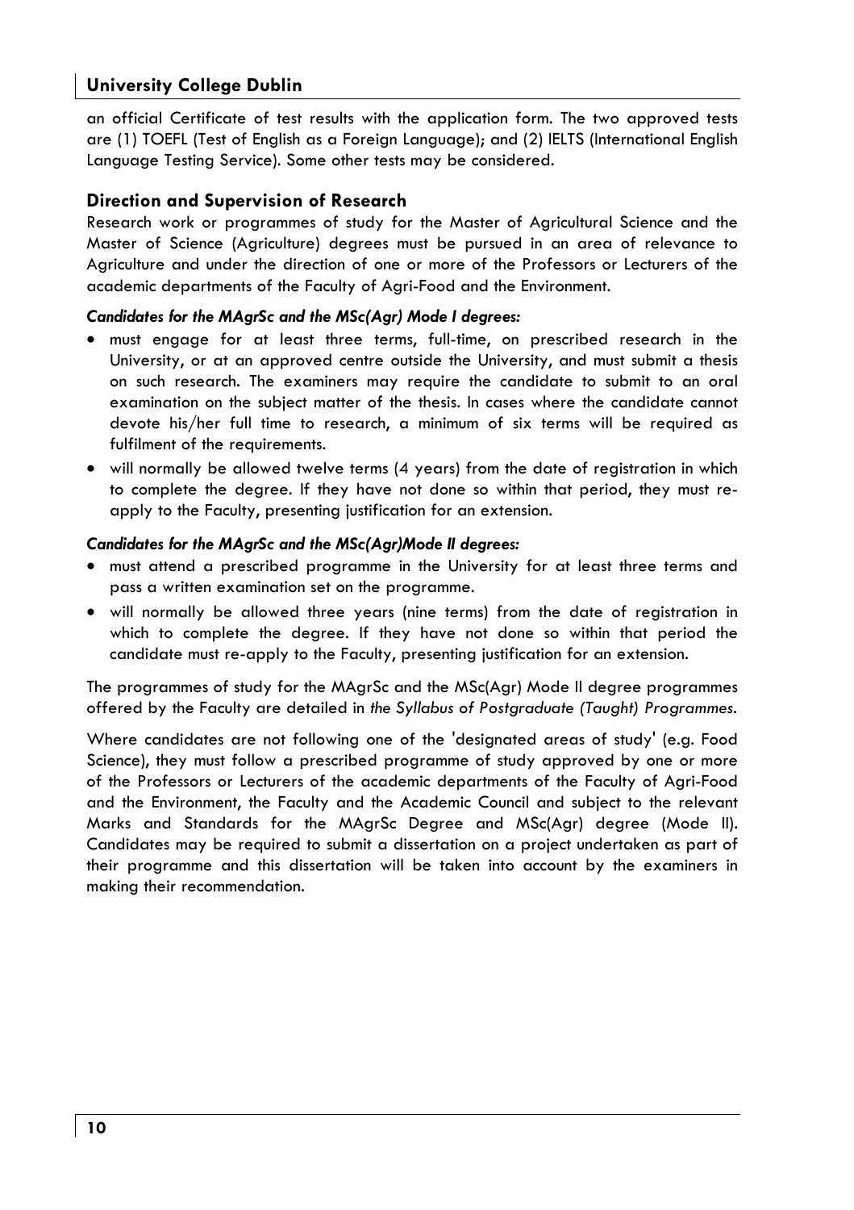an official Certificate of test results with the application form. The two approved tests are (1) TOEFL (Test of English as a Foreign Language); and (2) IELTS (International English Language Testing Service). Some other tests may be considered.

## Direction and Supervision of Research

Research work or programmes of study for the Master of Agricultural Science and the Master of Science (Agriculture) degrees must be pursued in an area of relevance to Agriculture and under the direction of one or more of the Professors or Lecturers of the academic departments of the Faculty of Agri-Food and the Environment.

***Candidates for the MAgrSc and the MSc(Agr) Mode I degrees:***

- must engage for at least three terms, full-time, on prescribed research in the University, or at an approved centre outside the University, and must submit a thesis on such research. The examiners may require the candidate to submit to an oral examination on the subject matter of the thesis. In cases where the candidate cannot devote his/her full time to research, a minimum of six terms will be required as fulfilment of the requirements.
- will normally be allowed twelve terms (4 years) from the date of registration in which to complete the degree. If they have not done so within that period, they must re-apply to the Faculty, presenting justification for an extension.

***Candidates for the MAgrSc and the MSc(Agr)Mode II degrees:***

- must attend a prescribed programme in the University for at least three terms and pass a written examination set on the programme.
- will normally be allowed three years (nine terms) from the date of registration in which to complete the degree. If they have not done so within that period the candidate must re-apply to the Faculty, presenting justification for an extension.

The programmes of study for the MAgrSc and the MSc(Agr) Mode II degree programmes offered by the Faculty are detailed in *the Syllabus of Postgraduate (Taught) Programmes*.

Where candidates are not following one of the 'designated areas of study' (e.g. Food Science), they must follow a prescribed programme of study approved by one or more of the Professors or Lecturers of the academic departments of the Faculty of Agri-Food and the Environment, the Faculty and the Academic Council and subject to the relevant Marks and Standards for the MAgrSc Degree and MSc(Agr) degree (Mode II). Candidates may be required to submit a dissertation on a project undertaken as part of their programme and this dissertation will be taken into account by the examiners in making their recommendation.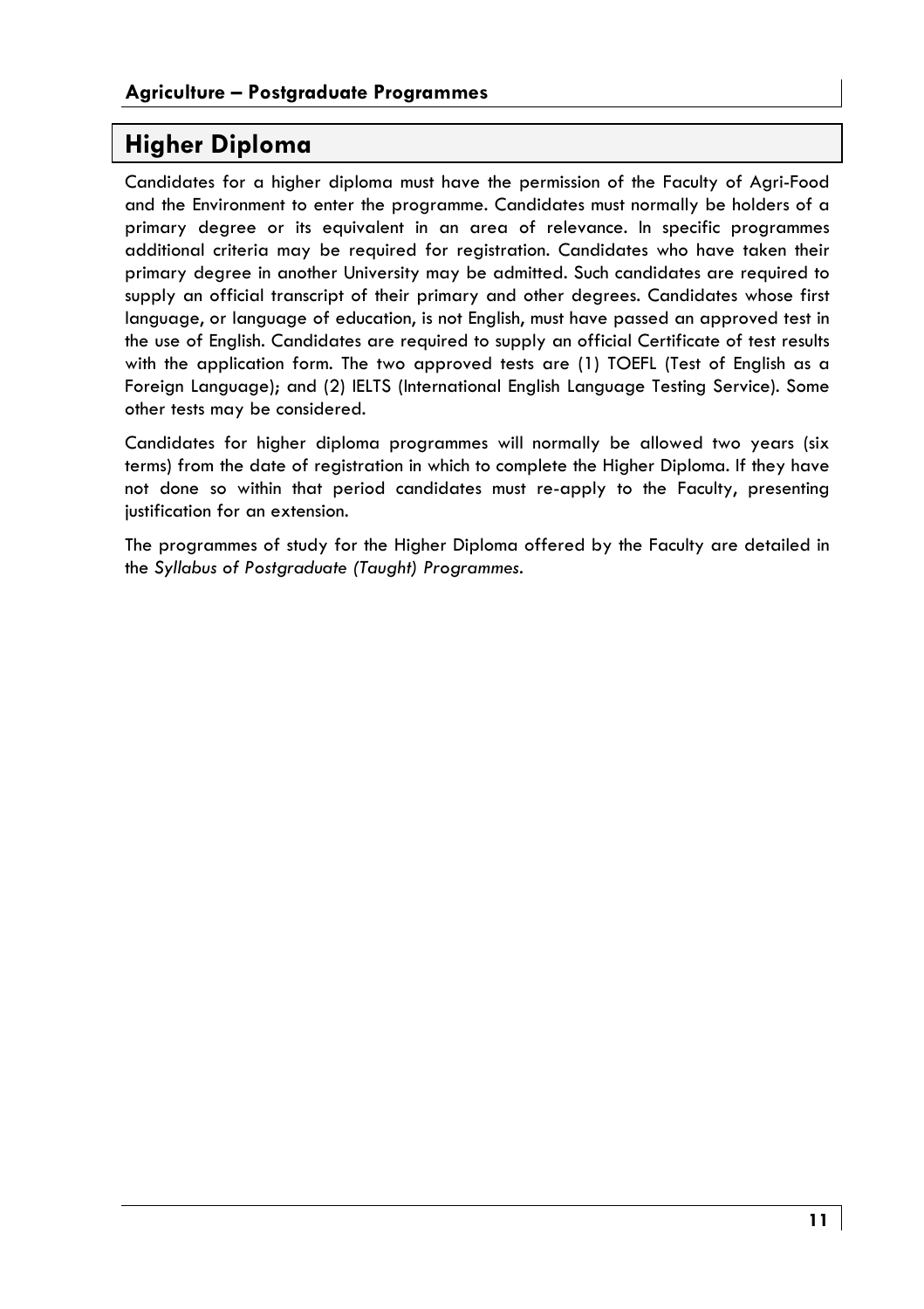# Higher Diploma

Candidates for a higher diploma must have the permission of the Faculty of Agri-Food and the Environment to enter the programme. Candidates must normally be holders of a primary degree or its equivalent in an area of relevance. In specific programmes additional criteria may be required for registration. Candidates who have taken their primary degree in another University may be admitted. Such candidates are required to supply an official transcript of their primary and other degrees. Candidates whose first language, or language of education, is not English, must have passed an approved test in the use of English. Candidates are required to supply an official Certificate of test results with the application form. The two approved tests are (1) TOEFL (Test of English as a Foreign Language); and (2) IELTS (International English Language Testing Service). Some other tests may be considered.

Candidates for higher diploma programmes will normally be allowed two years (six terms) from the date of registration in which to complete the Higher Diploma. If they have not done so within that period candidates must re-apply to the Faculty, presenting justification for an extension.

The programmes of study for the Higher Diploma offered by the Faculty are detailed in the *Syllabus of Postgraduate (Taught) Programmes*.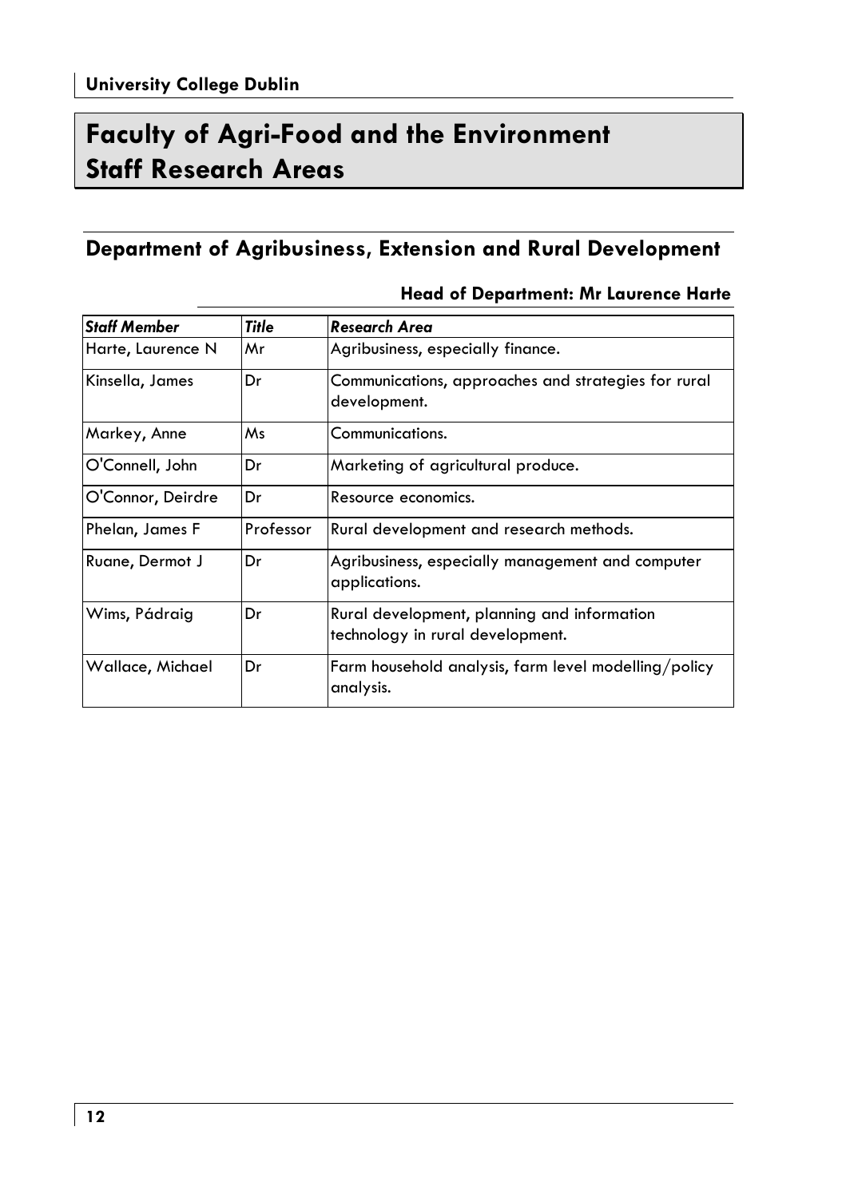# Faculty of Agri-Food and the Environment Staff Research Areas

## Department of Agribusiness, Extension and Rural Development

**Head of Department: Mr Laurence Harte**

| ***Staff Member*** | ***Title*** | ***Research Area*** |
|---|---|---|
| Harte, Laurence N | Mr | Agribusiness, especially finance. |
| Kinsella, James | Dr | Communications, approaches and strategies for rural development. |
| Markey, Anne | Ms | Communications. |
| O'Connell, John | Dr | Marketing of agricultural produce. |
| O'Connor, Deirdre | Dr | Resource economics. |
| Phelan, James F | Professor | Rural development and research methods. |
| Ruane, Dermot J | Dr | Agribusiness, especially management and computer applications. |
| Wims, Pádraig | Dr | Rural development, planning and information technology in rural development. |
| Wallace, Michael | Dr | Farm household analysis, farm level modelling/policy analysis. |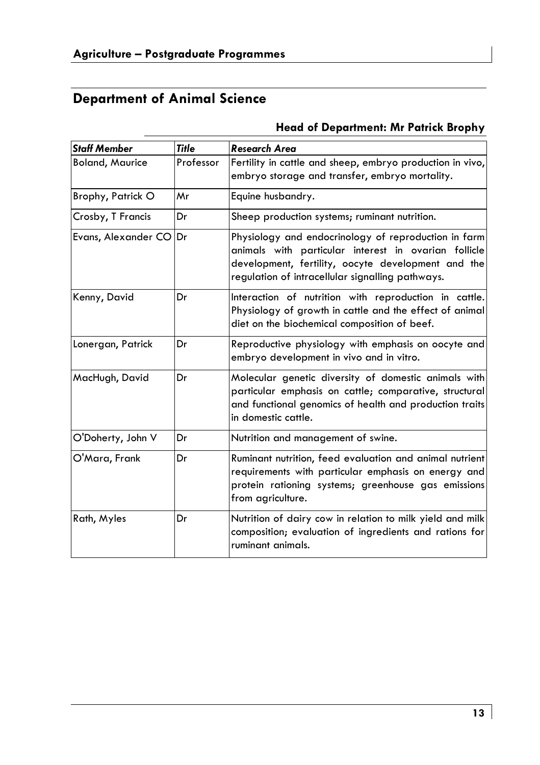# Department of Animal Science

**Head of Department: Mr Patrick Brophy**

| *Staff Member* | *Title* | *Research Area* |
|---|---|---|
| Boland, Maurice | Professor | Fertility in cattle and sheep, embryo production in vivo, embryo storage and transfer, embryo mortality. |
| Brophy, Patrick O | Mr | Equine husbandry. |
| Crosby, T Francis | Dr | Sheep production systems; ruminant nutrition. |
| Evans, Alexander CO | Dr | Physiology and endocrinology of reproduction in farm animals with particular interest in ovarian follicle development, fertility, oocyte development and the regulation of intracellular signalling pathways. |
| Kenny, David | Dr | Interaction of nutrition with reproduction in cattle. Physiology of growth in cattle and the effect of animal diet on the biochemical composition of beef. |
| Lonergan, Patrick | Dr | Reproductive physiology with emphasis on oocyte and embryo development in vivo and in vitro. |
| MacHugh, David | Dr | Molecular genetic diversity of domestic animals with particular emphasis on cattle; comparative, structural and functional genomics of health and production traits in domestic cattle. |
| O'Doherty, John V | Dr | Nutrition and management of swine. |
| O'Mara, Frank | Dr | Ruminant nutrition, feed evaluation and animal nutrient requirements with particular emphasis on energy and protein rationing systems; greenhouse gas emissions from agriculture. |
| Rath, Myles | Dr | Nutrition of dairy cow in relation to milk yield and milk composition; evaluation of ingredients and rations for ruminant animals. |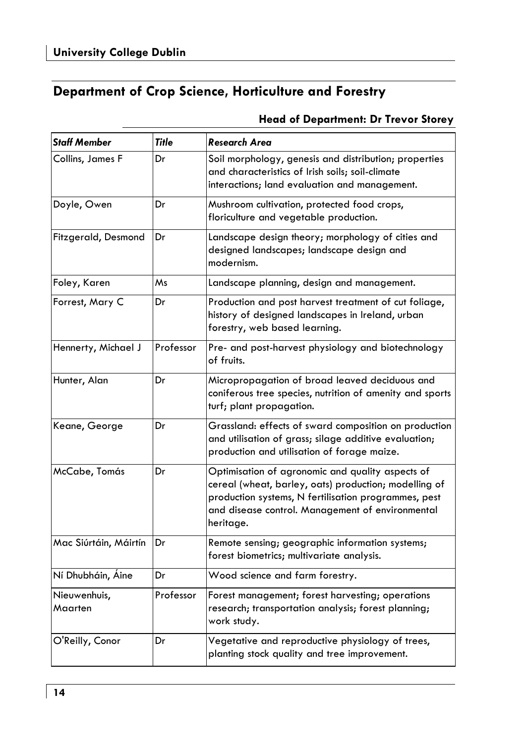## Department of Crop Science, Horticulture and Forestry

**Head of Department: Dr Trevor Storey**

| *Staff Member* | *Title* | *Research Area* |
|---|---|---|
| Collins, James F | Dr | Soil morphology, genesis and distribution; properties and characteristics of Irish soils; soil-climate interactions; land evaluation and management. |
| Doyle, Owen | Dr | Mushroom cultivation, protected food crops, floriculture and vegetable production. |
| Fitzgerald, Desmond | Dr | Landscape design theory; morphology of cities and designed landscapes; landscape design and modernism. |
| Foley, Karen | Ms | Landscape planning, design and management. |
| Forrest, Mary C | Dr | Production and post harvest treatment of cut foliage, history of designed landscapes in Ireland, urban forestry, web based learning. |
| Hennerty, Michael J | Professor | Pre- and post-harvest physiology and biotechnology of fruits. |
| Hunter, Alan | Dr | Micropropagation of broad leaved deciduous and coniferous tree species, nutrition of amenity and sports turf; plant propagation. |
| Keane, George | Dr | Grassland: effects of sward composition on production and utilisation of grass; silage additive evaluation; production and utilisation of forage maize. |
| McCabe, Tomás | Dr | Optimisation of agronomic and quality aspects of cereal (wheat, barley, oats) production; modelling of production systems, N fertilisation programmes, pest and disease control. Management of environmental heritage. |
| Mac Siúrtáin, Máirtín | Dr | Remote sensing; geographic information systems; forest biometrics; multivariate analysis. |
| Ní Dhubháin, Áine | Dr | Wood science and farm forestry. |
| Nieuwenhuis, Maarten | Professor | Forest management; forest harvesting; operations research; transportation analysis; forest planning; work study. |
| O'Reilly, Conor | Dr | Vegetative and reproductive physiology of trees, planting stock quality and tree improvement. |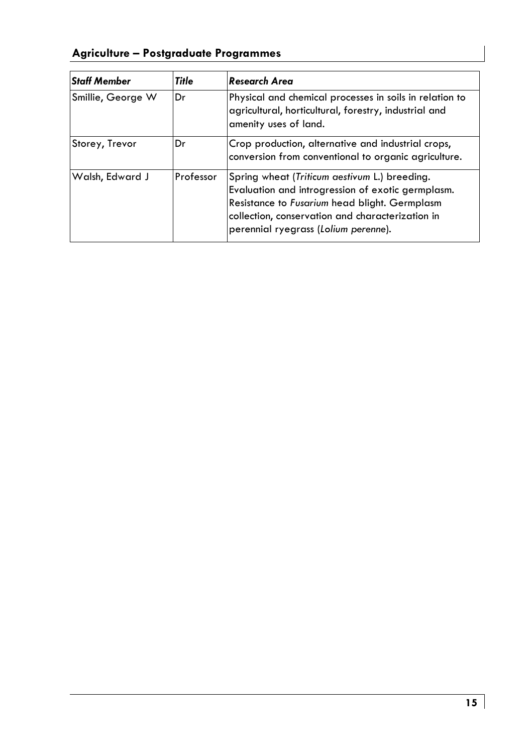## Agriculture – Postgraduate Programmes

| *Staff Member* | *Title* | *Research Area* |
|---|---|---|
| Smillie, George W | Dr | Physical and chemical processes in soils in relation to agricultural, horticultural, forestry, industrial and amenity uses of land. |
| Storey, Trevor | Dr | Crop production, alternative and industrial crops, conversion from conventional to organic agriculture. |
| Walsh, Edward J | Professor | Spring wheat (*Triticum aestivum* L.) breeding. Evaluation and introgression of exotic germplasm. Resistance to *Fusarium* head blight. Germplasm collection, conservation and characterization in perennial ryegrass (*Lolium perenne*). |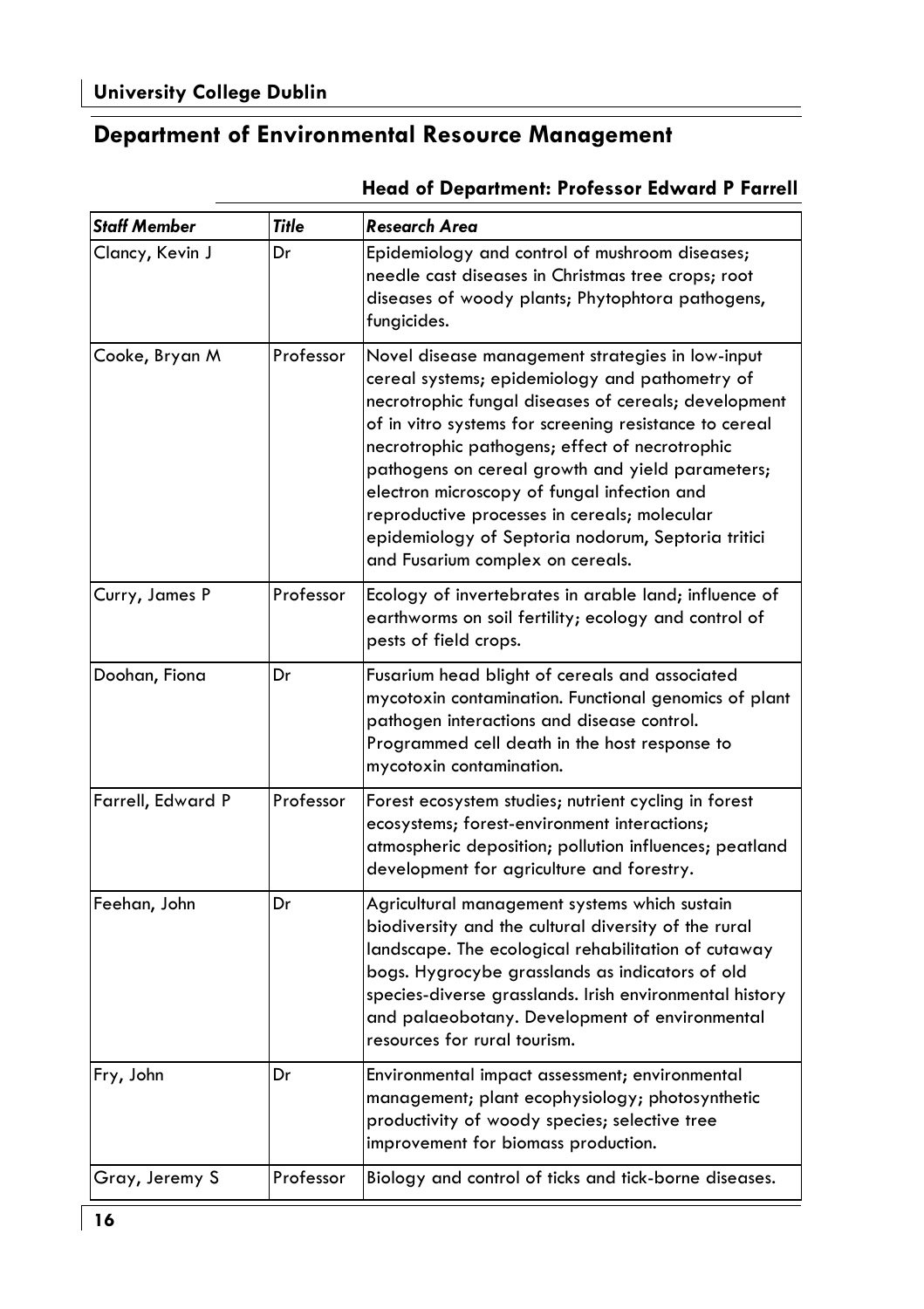## Department of Environmental Resource Management

**Head of Department: Professor Edward P Farrell**

| *Staff Member* | *Title* | *Research Area* |
|---|---|---|
| Clancy, Kevin J | Dr | Epidemiology and control of mushroom diseases; needle cast diseases in Christmas tree crops; root diseases of woody plants; Phytophtora pathogens, fungicides. |
| Cooke, Bryan M | Professor | Novel disease management strategies in low-input cereal systems; epidemiology and pathometry of necrotrophic fungal diseases of cereals; development of in vitro systems for screening resistance to cereal necrotrophic pathogens; effect of necrotrophic pathogens on cereal growth and yield parameters; electron microscopy of fungal infection and reproductive processes in cereals; molecular epidemiology of Septoria nodorum, Septoria tritici and Fusarium complex on cereals. |
| Curry, James P | Professor | Ecology of invertebrates in arable land; influence of earthworms on soil fertility; ecology and control of pests of field crops. |
| Doohan, Fiona | Dr | Fusarium head blight of cereals and associated mycotoxin contamination. Functional genomics of plant pathogen interactions and disease control. Programmed cell death in the host response to mycotoxin contamination. |
| Farrell, Edward P | Professor | Forest ecosystem studies; nutrient cycling in forest ecosystems; forest-environment interactions; atmospheric deposition; pollution influences; peatland development for agriculture and forestry. |
| Feehan, John | Dr | Agricultural management systems which sustain biodiversity and the cultural diversity of the rural landscape. The ecological rehabilitation of cutaway bogs. Hygrocybe grasslands as indicators of old species-diverse grasslands. Irish environmental history and palaeobotany. Development of environmental resources for rural tourism. |
| Fry, John | Dr | Environmental impact assessment; environmental management; plant ecophysiology; photosynthetic productivity of woody species; selective tree improvement for biomass production. |
| Gray, Jeremy S | Professor | Biology and control of ticks and tick-borne diseases. |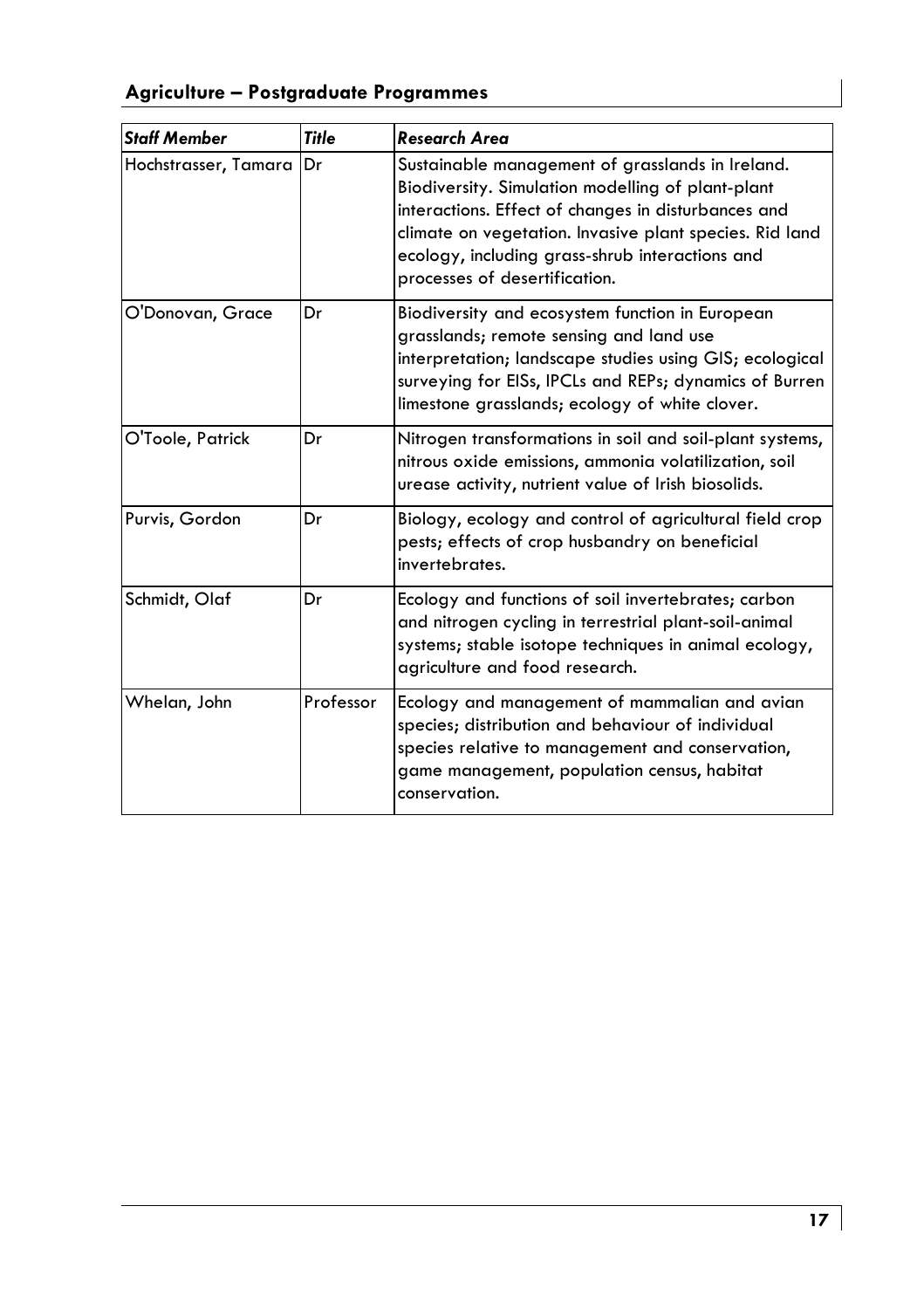## Agriculture – Postgraduate Programmes

| *Staff Member* | *Title* | *Research Area* |
|---|---|---|
| Hochstrasser, Tamara | Dr | Sustainable management of grasslands in Ireland. Biodiversity. Simulation modelling of plant-plant interactions. Effect of changes in disturbances and climate on vegetation. Invasive plant species. Rid land ecology, including grass-shrub interactions and processes of desertification. |
| O'Donovan, Grace | Dr | Biodiversity and ecosystem function in European grasslands; remote sensing and land use interpretation; landscape studies using GIS; ecological surveying for EISs, IPCLs and REPs; dynamics of Burren limestone grasslands; ecology of white clover. |
| O'Toole, Patrick | Dr | Nitrogen transformations in soil and soil-plant systems, nitrous oxide emissions, ammonia volatilization, soil urease activity, nutrient value of Irish biosolids. |
| Purvis, Gordon | Dr | Biology, ecology and control of agricultural field crop pests; effects of crop husbandry on beneficial invertebrates. |
| Schmidt, Olaf | Dr | Ecology and functions of soil invertebrates; carbon and nitrogen cycling in terrestrial plant-soil-animal systems; stable isotope techniques in animal ecology, agriculture and food research. |
| Whelan, John | Professor | Ecology and management of mammalian and avian species; distribution and behaviour of individual species relative to management and conservation, game management, population census, habitat conservation. |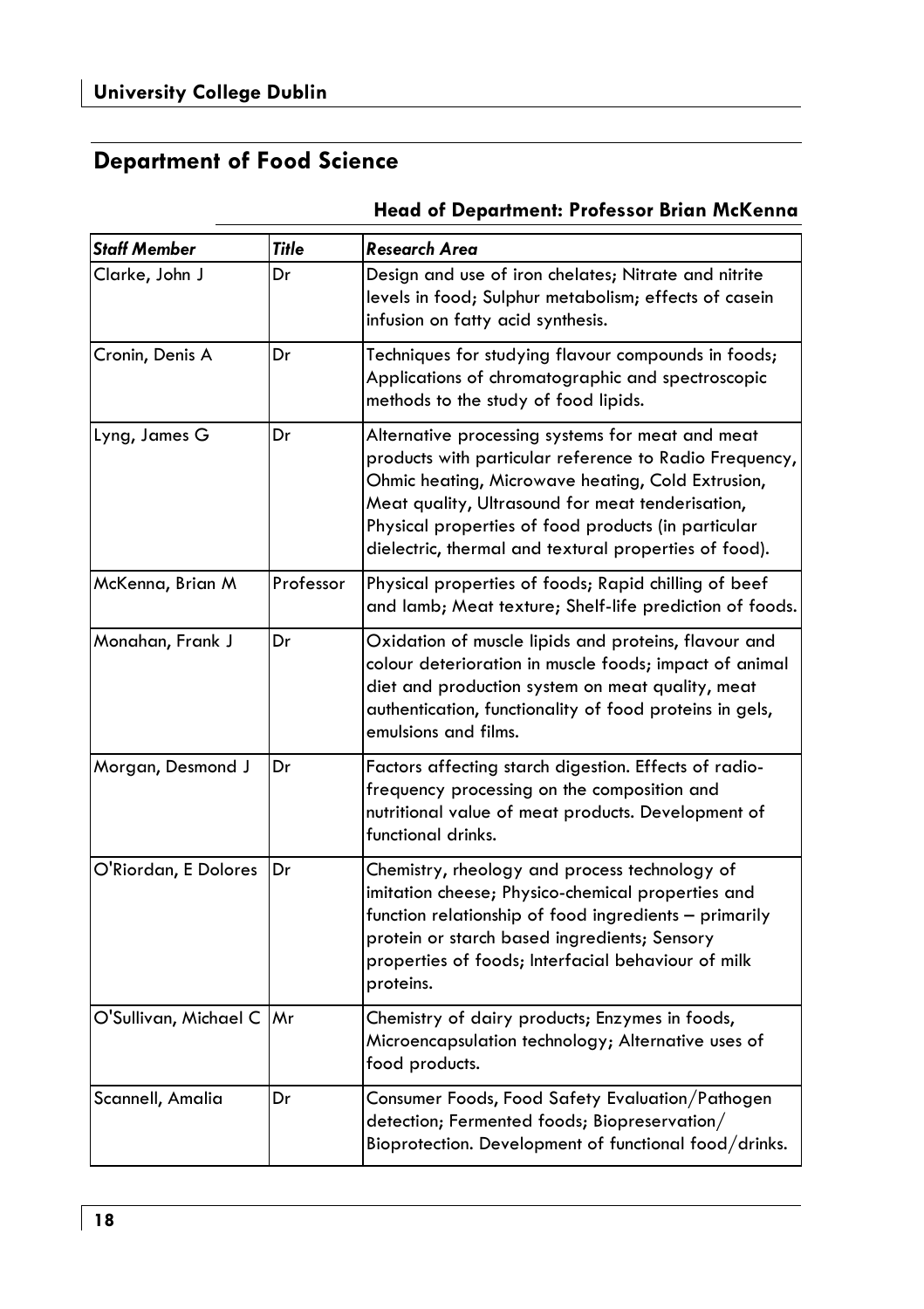## Department of Food Science

**Head of Department: Professor Brian McKenna**

| *Staff Member* | *Title* | *Research Area* |
|---|---|---|
| Clarke, John J | Dr | Design and use of iron chelates; Nitrate and nitrite levels in food; Sulphur metabolism; effects of casein infusion on fatty acid synthesis. |
| Cronin, Denis A | Dr | Techniques for studying flavour compounds in foods; Applications of chromatographic and spectroscopic methods to the study of food lipids. |
| Lyng, James G | Dr | Alternative processing systems for meat and meat products with particular reference to Radio Frequency, Ohmic heating, Microwave heating, Cold Extrusion, Meat quality, Ultrasound for meat tenderisation, Physical properties of food products (in particular dielectric, thermal and textural properties of food). |
| McKenna, Brian M | Professor | Physical properties of foods; Rapid chilling of beef and lamb; Meat texture; Shelf-life prediction of foods. |
| Monahan, Frank J | Dr | Oxidation of muscle lipids and proteins, flavour and colour deterioration in muscle foods; impact of animal diet and production system on meat quality, meat authentication, functionality of food proteins in gels, emulsions and films. |
| Morgan, Desmond J | Dr | Factors affecting starch digestion. Effects of radio-frequency processing on the composition and nutritional value of meat products. Development of functional drinks. |
| O'Riordan, E Dolores | Dr | Chemistry, rheology and process technology of imitation cheese; Physico-chemical properties and function relationship of food ingredients – primarily protein or starch based ingredients; Sensory properties of foods; Interfacial behaviour of milk proteins. |
| O'Sullivan, Michael C | Mr | Chemistry of dairy products; Enzymes in foods, Microencapsulation technology; Alternative uses of food products. |
| Scannell, Amalia | Dr | Consumer Foods, Food Safety Evaluation/Pathogen detection; Fermented foods; Biopreservation/ Bioprotection. Development of functional food/drinks. |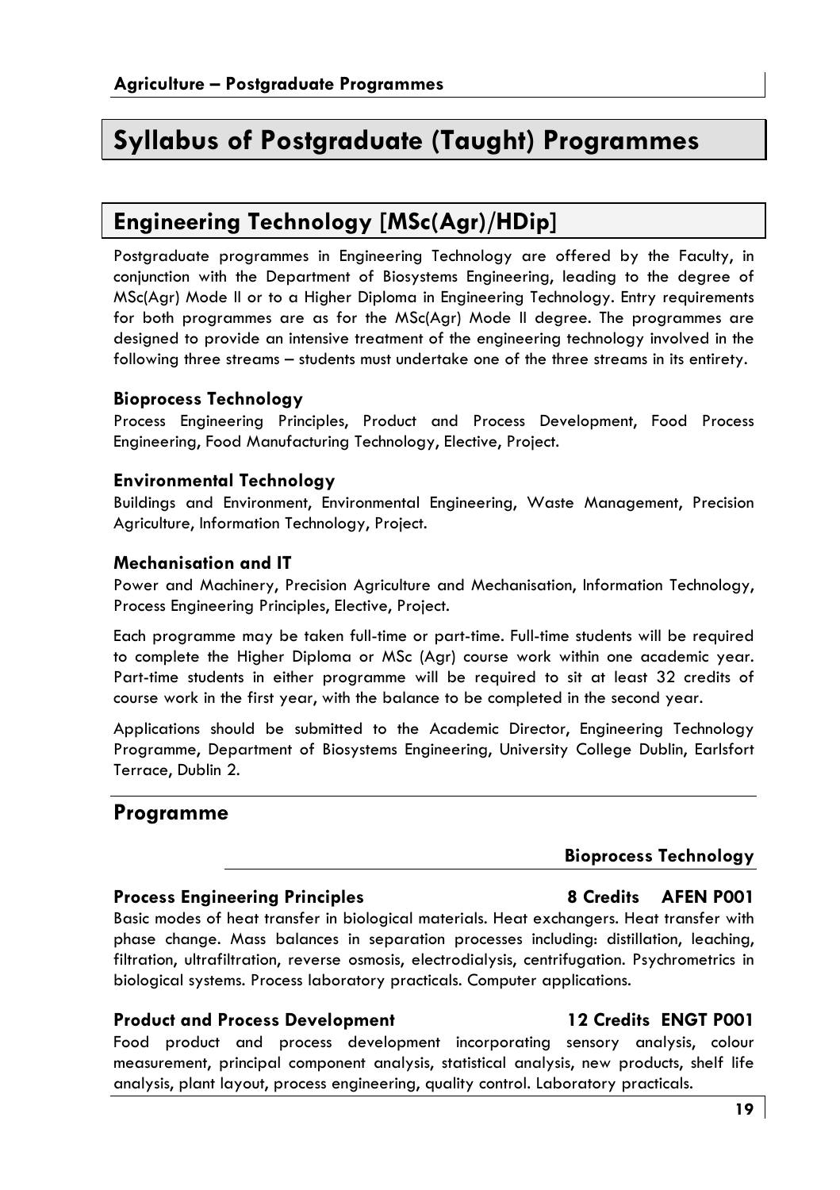# Syllabus of Postgraduate (Taught) Programmes

## Engineering Technology [MSc(Agr)/HDip]

Postgraduate programmes in Engineering Technology are offered by the Faculty, in conjunction with the Department of Biosystems Engineering, leading to the degree of MSc(Agr) Mode II or to a Higher Diploma in Engineering Technology. Entry requirements for both programmes are as for the MSc(Agr) Mode II degree. The programmes are designed to provide an intensive treatment of the engineering technology involved in the following three streams – students must undertake one of the three streams in its entirety.

### Bioprocess Technology

Process Engineering Principles, Product and Process Development, Food Process Engineering, Food Manufacturing Technology, Elective, Project.

### Environmental Technology

Buildings and Environment, Environmental Engineering, Waste Management, Precision Agriculture, Information Technology, Project.

### Mechanisation and IT

Power and Machinery, Precision Agriculture and Mechanisation, Information Technology, Process Engineering Principles, Elective, Project.

Each programme may be taken full-time or part-time. Full-time students will be required to complete the Higher Diploma or MSc (Agr) course work within one academic year. Part-time students in either programme will be required to sit at least 32 credits of course work in the first year, with the balance to be completed in the second year.

Applications should be submitted to the Academic Director, Engineering Technology Programme, Department of Biosystems Engineering, University College Dublin, Earlsfort Terrace, Dublin 2.

## Programme

### Bioprocess Technology

**Process Engineering Principles** — **8 Credits** — **AFEN P001**

Basic modes of heat transfer in biological materials. Heat exchangers. Heat transfer with phase change. Mass balances in separation processes including: distillation, leaching, filtration, ultrafiltration, reverse osmosis, electrodialysis, centrifugation. Psychrometrics in biological systems. Process laboratory practicals. Computer applications.

**Product and Process Development** — **12 Credits** — **ENGT P001**

Food product and process development incorporating sensory analysis, colour measurement, principal component analysis, statistical analysis, new products, shelf life analysis, plant layout, process engineering, quality control. Laboratory practicals.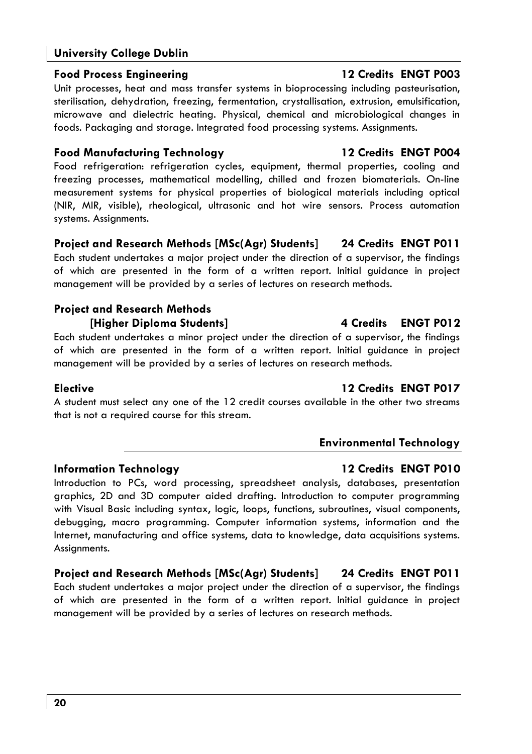**Food Process Engineering** **12 Credits ENGT P003**

Unit processes, heat and mass transfer systems in bioprocessing including pasteurisation, sterilisation, dehydration, freezing, fermentation, crystallisation, extrusion, emulsification, microwave and dielectric heating. Physical, chemical and microbiological changes in foods. Packaging and storage. Integrated food processing systems. Assignments.

**Food Manufacturing Technology** **12 Credits ENGT P004**

Food refrigeration: refrigeration cycles, equipment, thermal properties, cooling and freezing processes, mathematical modelling, chilled and frozen biomaterials. On-line measurement systems for physical properties of biological materials including optical (NIR, MIR, visible), rheological, ultrasonic and hot wire sensors. Process automation systems. Assignments.

**Project and Research Methods [MSc(Agr) Students]** **24 Credits ENGT P011**

Each student undertakes a major project under the direction of a supervisor, the findings of which are presented in the form of a written report. Initial guidance in project management will be provided by a series of lectures on research methods.

**Project and Research Methods [Higher Diploma Students]** **4 Credits ENGT P012**

Each student undertakes a minor project under the direction of a supervisor, the findings of which are presented in the form of a written report. Initial guidance in project management will be provided by a series of lectures on research methods.

**Elective** **12 Credits ENGT P017**

A student must select any one of the 12 credit courses available in the other two streams that is not a required course for this stream.

## Environmental Technology

**Information Technology** **12 Credits ENGT P010**

Introduction to PCs, word processing, spreadsheet analysis, databases, presentation graphics, 2D and 3D computer aided drafting. Introduction to computer programming with Visual Basic including syntax, logic, loops, functions, subroutines, visual components, debugging, macro programming. Computer information systems, information and the Internet, manufacturing and office systems, data to knowledge, data acquisitions systems. Assignments.

**Project and Research Methods [MSc(Agr) Students]** **24 Credits ENGT P011**

Each student undertakes a major project under the direction of a supervisor, the findings of which are presented in the form of a written report. Initial guidance in project management will be provided by a series of lectures on research methods.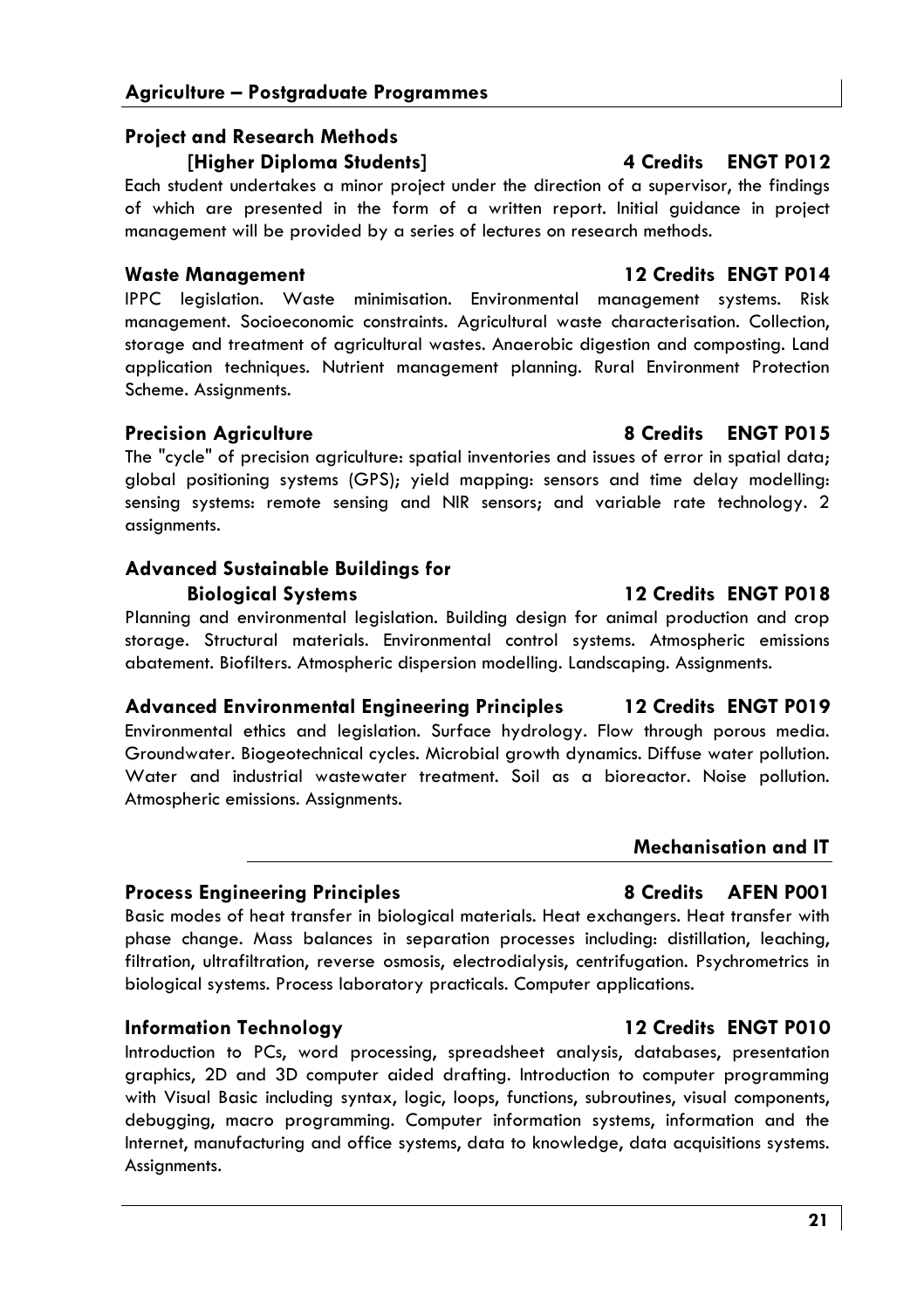### Project and Research Methods [Higher Diploma Students] — 4 Credits ENGT P012

Each student undertakes a minor project under the direction of a supervisor, the findings of which are presented in the form of a written report. Initial guidance in project management will be provided by a series of lectures on research methods.

### Waste Management — 12 Credits ENGT P014

IPPC legislation. Waste minimisation. Environmental management systems. Risk management. Socioeconomic constraints. Agricultural waste characterisation. Collection, storage and treatment of agricultural wastes. Anaerobic digestion and composting. Land application techniques. Nutrient management planning. Rural Environment Protection Scheme. Assignments.

### Precision Agriculture — 8 Credits ENGT P015

The "cycle" of precision agriculture: spatial inventories and issues of error in spatial data; global positioning systems (GPS); yield mapping: sensors and time delay modelling: sensing systems: remote sensing and NIR sensors; and variable rate technology. 2 assignments.

### Advanced Sustainable Buildings for Biological Systems — 12 Credits ENGT P018

Planning and environmental legislation. Building design for animal production and crop storage. Structural materials. Environmental control systems. Atmospheric emissions abatement. Biofilters. Atmospheric dispersion modelling. Landscaping. Assignments.

### Advanced Environmental Engineering Principles — 12 Credits ENGT P019

Environmental ethics and legislation. Surface hydrology. Flow through porous media. Groundwater. Biogeotechnical cycles. Microbial growth dynamics. Diffuse water pollution. Water and industrial wastewater treatment. Soil as a bioreactor. Noise pollution. Atmospheric emissions. Assignments.

## Mechanisation and IT

### Process Engineering Principles — 8 Credits AFEN P001

Basic modes of heat transfer in biological materials. Heat exchangers. Heat transfer with phase change. Mass balances in separation processes including: distillation, leaching, filtration, ultrafiltration, reverse osmosis, electrodialysis, centrifugation. Psychrometrics in biological systems. Process laboratory practicals. Computer applications.

### Information Technology — 12 Credits ENGT P010

Introduction to PCs, word processing, spreadsheet analysis, databases, presentation graphics, 2D and 3D computer aided drafting. Introduction to computer programming with Visual Basic including syntax, logic, loops, functions, subroutines, visual components, debugging, macro programming. Computer information systems, information and the Internet, manufacturing and office systems, data to knowledge, data acquisitions systems. Assignments.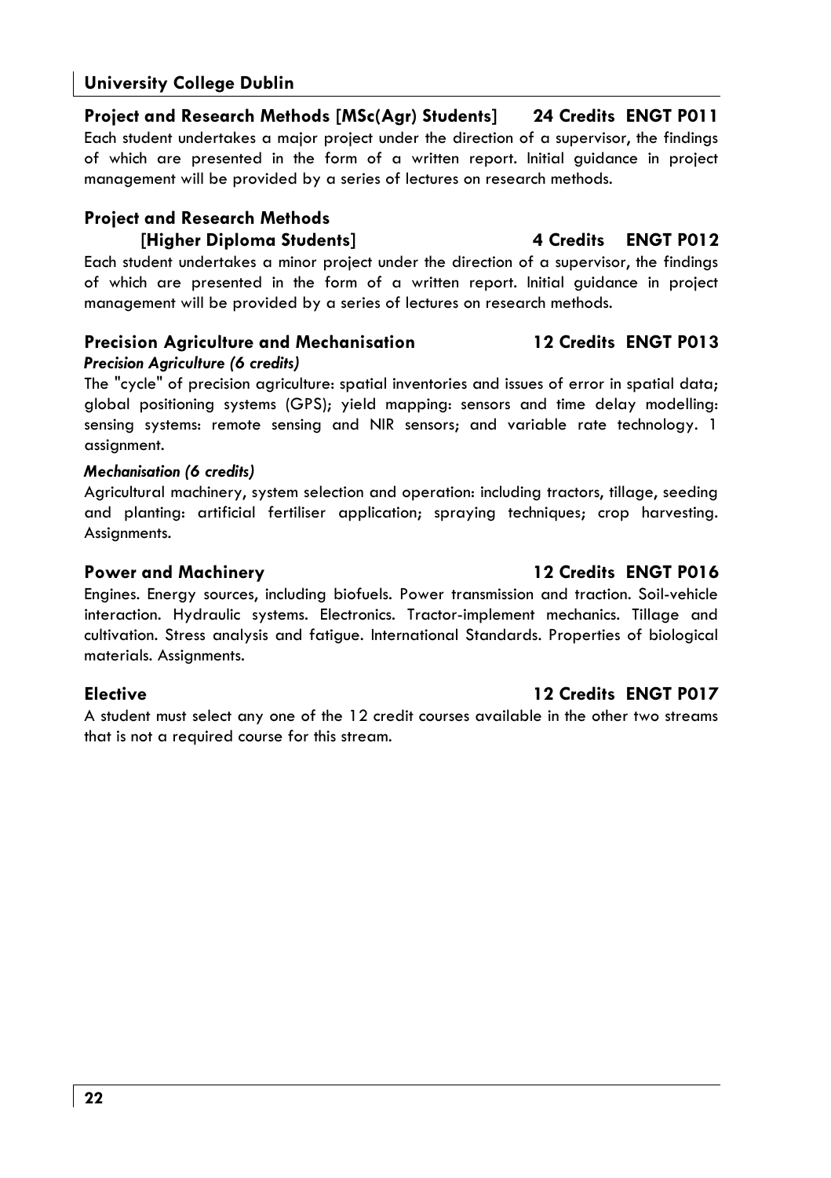### Project and Research Methods [MSc(Agr) Students] 24 Credits ENGT P011

Each student undertakes a major project under the direction of a supervisor, the findings of which are presented in the form of a written report. Initial guidance in project management will be provided by a series of lectures on research methods.

### Project and Research Methods [Higher Diploma Students] 4 Credits ENGT P012

Each student undertakes a minor project under the direction of a supervisor, the findings of which are presented in the form of a written report. Initial guidance in project management will be provided by a series of lectures on research methods.

### Precision Agriculture and Mechanisation 12 Credits ENGT P013

***Precision Agriculture (6 credits)***

The "cycle" of precision agriculture: spatial inventories and issues of error in spatial data; global positioning systems (GPS); yield mapping: sensors and time delay modelling: sensing systems: remote sensing and NIR sensors; and variable rate technology. 1 assignment.

***Mechanisation (6 credits)***

Agricultural machinery, system selection and operation: including tractors, tillage, seeding and planting: artificial fertiliser application; spraying techniques; crop harvesting. Assignments.

### Power and Machinery 12 Credits ENGT P016

Engines. Energy sources, including biofuels. Power transmission and traction. Soil-vehicle interaction. Hydraulic systems. Electronics. Tractor-implement mechanics. Tillage and cultivation. Stress analysis and fatigue. International Standards. Properties of biological materials. Assignments.

### Elective 12 Credits ENGT P017

A student must select any one of the 12 credit courses available in the other two streams that is not a required course for this stream.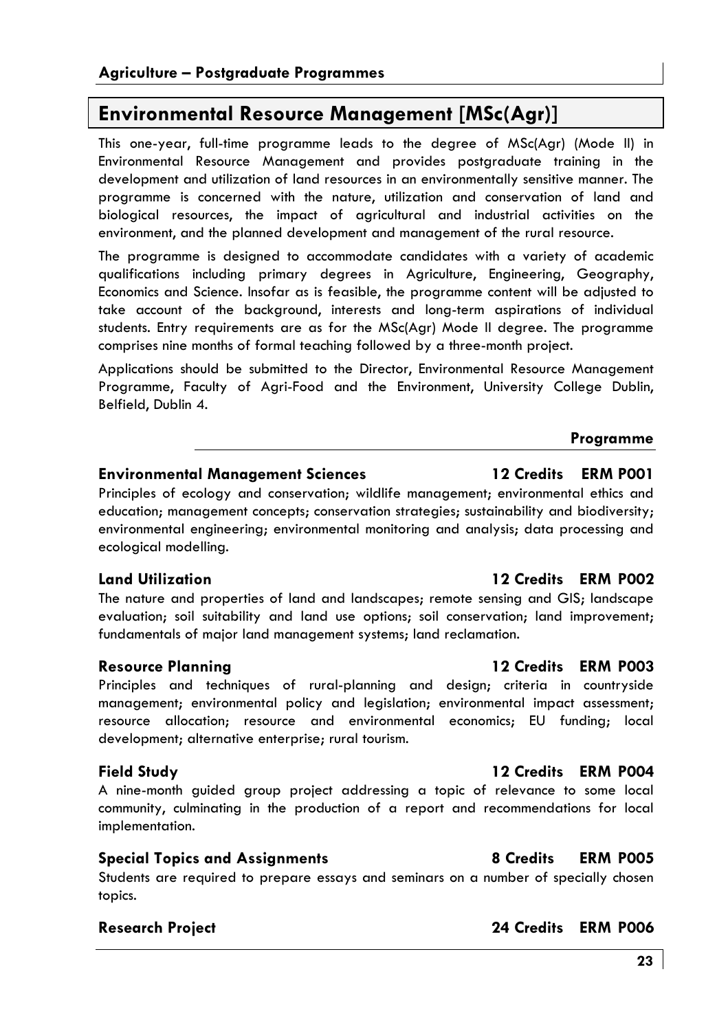# Environmental Resource Management [MSc(Agr)]

This one-year, full-time programme leads to the degree of MSc(Agr) (Mode II) in Environmental Resource Management and provides postgraduate training in the development and utilization of land resources in an environmentally sensitive manner. The programme is concerned with the nature, utilization and conservation of land and biological resources, the impact of agricultural and industrial activities on the environment, and the planned development and management of the rural resource.

The programme is designed to accommodate candidates with a variety of academic qualifications including primary degrees in Agriculture, Engineering, Geography, Economics and Science. Insofar as is feasible, the programme content will be adjusted to take account of the background, interests and long-term aspirations of individual students. Entry requirements are as for the MSc(Agr) Mode II degree. The programme comprises nine months of formal teaching followed by a three-month project.

Applications should be submitted to the Director, Environmental Resource Management Programme, Faculty of Agri-Food and the Environment, University College Dublin, Belfield, Dublin 4.

## Programme

### Environmental Management Sciences — 12 Credits — ERM P001

Principles of ecology and conservation; wildlife management; environmental ethics and education; management concepts; conservation strategies; sustainability and biodiversity; environmental engineering; environmental monitoring and analysis; data processing and ecological modelling.

### Land Utilization — 12 Credits — ERM P002

The nature and properties of land and landscapes; remote sensing and GIS; landscape evaluation; soil suitability and land use options; soil conservation; land improvement; fundamentals of major land management systems; land reclamation.

### Resource Planning — 12 Credits — ERM P003

Principles and techniques of rural-planning and design; criteria in countryside management; environmental policy and legislation; environmental impact assessment; resource allocation; resource and environmental economics; EU funding; local development; alternative enterprise; rural tourism.

### Field Study — 12 Credits — ERM P004

A nine-month guided group project addressing a topic of relevance to some local community, culminating in the production of a report and recommendations for local implementation.

### Special Topics and Assignments — 8 Credits — ERM P005

Students are required to prepare essays and seminars on a number of specially chosen topics.

### Research Project — 24 Credits — ERM P006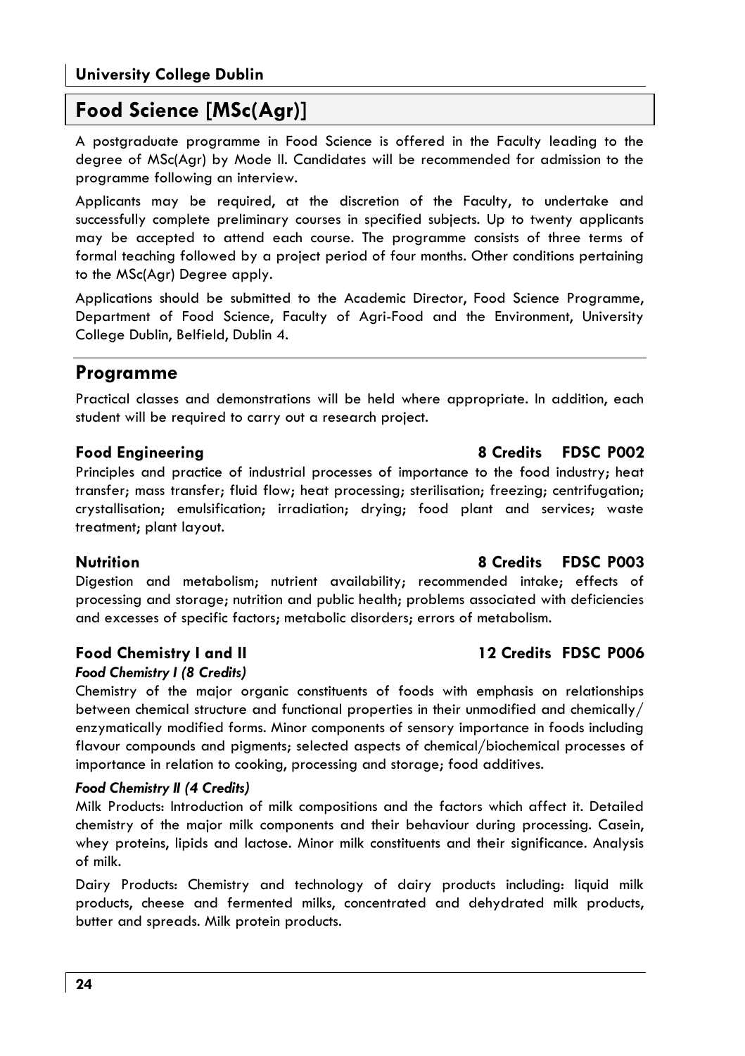## Food Science [MSc(Agr)]

A postgraduate programme in Food Science is offered in the Faculty leading to the degree of MSc(Agr) by Mode II. Candidates will be recommended for admission to the programme following an interview.

Applicants may be required, at the discretion of the Faculty, to undertake and successfully complete preliminary courses in specified subjects. Up to twenty applicants may be accepted to attend each course. The programme consists of three terms of formal teaching followed by a project period of four months. Other conditions pertaining to the MSc(Agr) Degree apply.

Applications should be submitted to the Academic Director, Food Science Programme, Department of Food Science, Faculty of Agri-Food and the Environment, University College Dublin, Belfield, Dublin 4.

## Programme

Practical classes and demonstrations will be held where appropriate. In addition, each student will be required to carry out a research project.

### Food Engineering — 8 Credits — FDSC P002

Principles and practice of industrial processes of importance to the food industry; heat transfer; mass transfer; fluid flow; heat processing; sterilisation; freezing; centrifugation; crystallisation; emulsification; irradiation; drying; food plant and services; waste treatment; plant layout.

### Nutrition — 8 Credits — FDSC P003

Digestion and metabolism; nutrient availability; recommended intake; effects of processing and storage; nutrition and public health; problems associated with deficiencies and excesses of specific factors; metabolic disorders; errors of metabolism.

### Food Chemistry I and II — 12 Credits — FDSC P006

***Food Chemistry I (8 Credits)***

Chemistry of the major organic constituents of foods with emphasis on relationships between chemical structure and functional properties in their unmodified and chemically/ enzymatically modified forms. Minor components of sensory importance in foods including flavour compounds and pigments; selected aspects of chemical/biochemical processes of importance in relation to cooking, processing and storage; food additives.

***Food Chemistry II (4 Credits)***

Milk Products: Introduction of milk compositions and the factors which affect it. Detailed chemistry of the major milk components and their behaviour during processing. Casein, whey proteins, lipids and lactose. Minor milk constituents and their significance. Analysis of milk.

Dairy Products: Chemistry and technology of dairy products including: liquid milk products, cheese and fermented milks, concentrated and dehydrated milk products, butter and spreads. Milk protein products.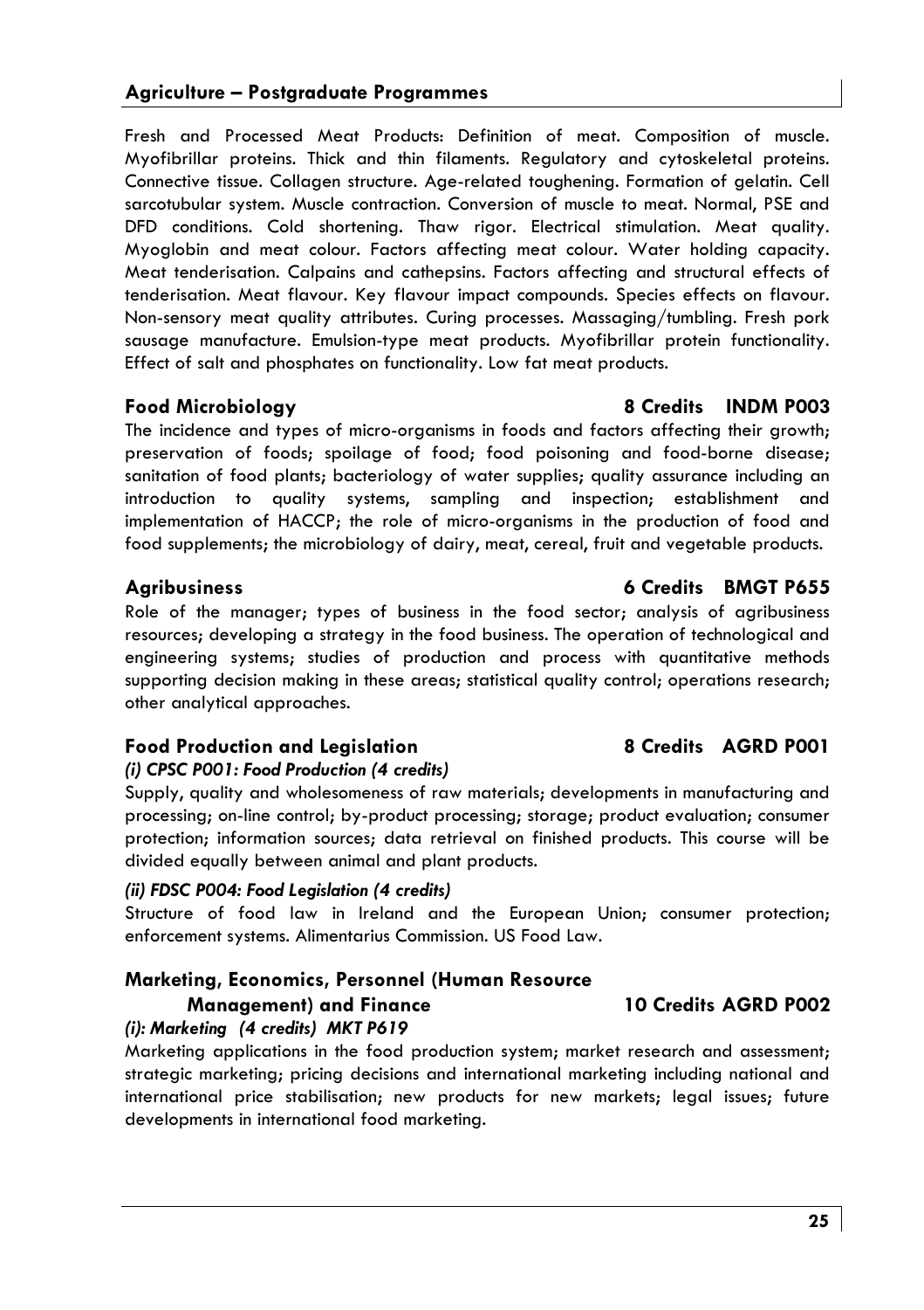Fresh and Processed Meat Products: Definition of meat. Composition of muscle. Myofibrillar proteins. Thick and thin filaments. Regulatory and cytoskeletal proteins. Connective tissue. Collagen structure. Age-related toughening. Formation of gelatin. Cell sarcotubular system. Muscle contraction. Conversion of muscle to meat. Normal, PSE and DFD conditions. Cold shortening. Thaw rigor. Electrical stimulation. Meat quality. Myoglobin and meat colour. Factors affecting meat colour. Water holding capacity. Meat tenderisation. Calpains and cathepsins. Factors affecting and structural effects of tenderisation. Meat flavour. Key flavour impact compounds. Species effects on flavour. Non-sensory meat quality attributes. Curing processes. Massaging/tumbling. Fresh pork sausage manufacture. Emulsion-type meat products. Myofibrillar protein functionality. Effect of salt and phosphates on functionality. Low fat meat products.

### Food Microbiology — 8 Credits INDM P003

The incidence and types of micro-organisms in foods and factors affecting their growth; preservation of foods; spoilage of food; food poisoning and food-borne disease; sanitation of food plants; bacteriology of water supplies; quality assurance including an introduction to quality systems, sampling and inspection; establishment and implementation of HACCP; the role of micro-organisms in the production of food and food supplements; the microbiology of dairy, meat, cereal, fruit and vegetable products.

### Agribusiness — 6 Credits BMGT P655

Role of the manager; types of business in the food sector; analysis of agribusiness resources; developing a strategy in the food business. The operation of technological and engineering systems; studies of production and process with quantitative methods supporting decision making in these areas; statistical quality control; operations research; other analytical approaches.

### Food Production and Legislation — 8 Credits AGRD P001

***(i) CPSC P001: Food Production (4 credits)***

Supply, quality and wholesomeness of raw materials; developments in manufacturing and processing; on-line control; by-product processing; storage; product evaluation; consumer protection; information sources; data retrieval on finished products. This course will be divided equally between animal and plant products.

***(ii) FDSC P004: Food Legislation (4 credits)***

Structure of food law in Ireland and the European Union; consumer protection; enforcement systems. Alimentarius Commission. US Food Law.

### Marketing, Economics, Personnel (Human Resource Management) and Finance — 10 Credits AGRD P002

***(i): Marketing (4 credits) MKT P619***

Marketing applications in the food production system; market research and assessment; strategic marketing; pricing decisions and international marketing including national and international price stabilisation; new products for new markets; legal issues; future developments in international food marketing.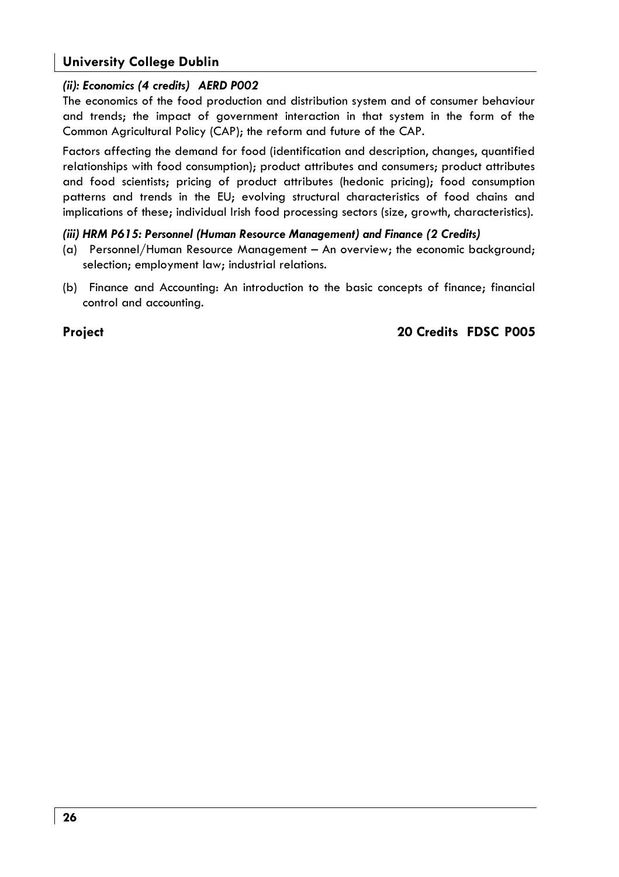*(ii): Economics (4 credits) AERD P002*

The economics of the food production and distribution system and of consumer behaviour and trends; the impact of government interaction in that system in the form of the Common Agricultural Policy (CAP); the reform and future of the CAP.

Factors affecting the demand for food (identification and description, changes, quantified relationships with food consumption); product attributes and consumers; product attributes and food scientists; pricing of product attributes (hedonic pricing); food consumption patterns and trends in the EU; evolving structural characteristics of food chains and implications of these; individual Irish food processing sectors (size, growth, characteristics).

***(iii) HRM P615: Personnel (Human Resource Management) and Finance (2 Credits)***

(a) Personnel/Human Resource Management – An overview; the economic background; selection; employment law; industrial relations.

(b) Finance and Accounting: An introduction to the basic concepts of finance; financial control and accounting.

**Project** **20 Credits FDSC P005**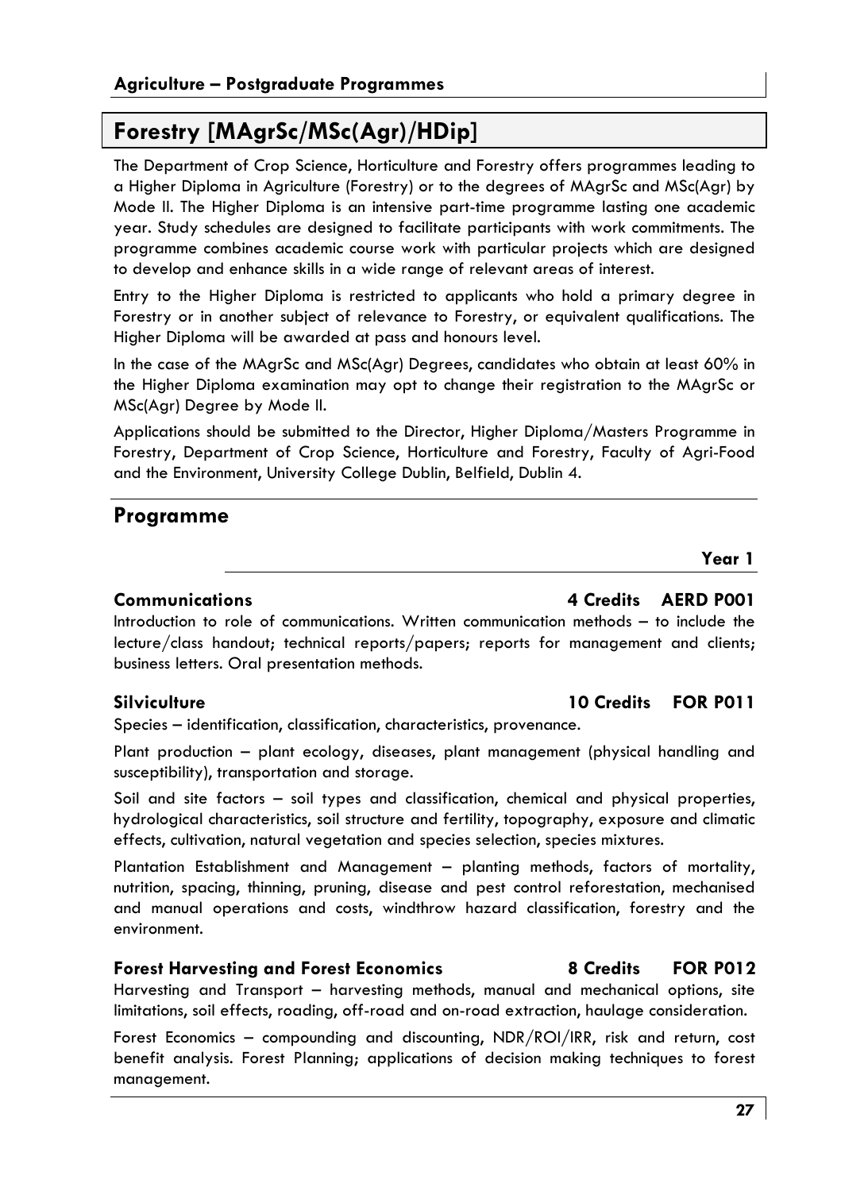# Forestry [MAgrSc/MSc(Agr)/HDip]

The Department of Crop Science, Horticulture and Forestry offers programmes leading to a Higher Diploma in Agriculture (Forestry) or to the degrees of MAgrSc and MSc(Agr) by Mode II. The Higher Diploma is an intensive part-time programme lasting one academic year. Study schedules are designed to facilitate participants with work commitments. The programme combines academic course work with particular projects which are designed to develop and enhance skills in a wide range of relevant areas of interest.

Entry to the Higher Diploma is restricted to applicants who hold a primary degree in Forestry or in another subject of relevance to Forestry, or equivalent qualifications. The Higher Diploma will be awarded at pass and honours level.

In the case of the MAgrSc and MSc(Agr) Degrees, candidates who obtain at least 60% in the Higher Diploma examination may opt to change their registration to the MAgrSc or MSc(Agr) Degree by Mode II.

Applications should be submitted to the Director, Higher Diploma/Masters Programme in Forestry, Department of Crop Science, Horticulture and Forestry, Faculty of Agri-Food and the Environment, University College Dublin, Belfield, Dublin 4.

## Programme

### Year 1

**Communications — 4 Credits — AERD P001**

Introduction to role of communications. Written communication methods – to include the lecture/class handout; technical reports/papers; reports for management and clients; business letters. Oral presentation methods.

**Silviculture — 10 Credits — FOR P011**

Species – identification, classification, characteristics, provenance.

Plant production – plant ecology, diseases, plant management (physical handling and susceptibility), transportation and storage.

Soil and site factors – soil types and classification, chemical and physical properties, hydrological characteristics, soil structure and fertility, topography, exposure and climatic effects, cultivation, natural vegetation and species selection, species mixtures.

Plantation Establishment and Management – planting methods, factors of mortality, nutrition, spacing, thinning, pruning, disease and pest control reforestation, mechanised and manual operations and costs, windthrow hazard classification, forestry and the environment.

**Forest Harvesting and Forest Economics — 8 Credits — FOR P012**

Harvesting and Transport – harvesting methods, manual and mechanical options, site limitations, soil effects, roading, off-road and on-road extraction, haulage consideration.

Forest Economics – compounding and discounting, NDR/ROI/IRR, risk and return, cost benefit analysis. Forest Planning; applications of decision making techniques to forest management.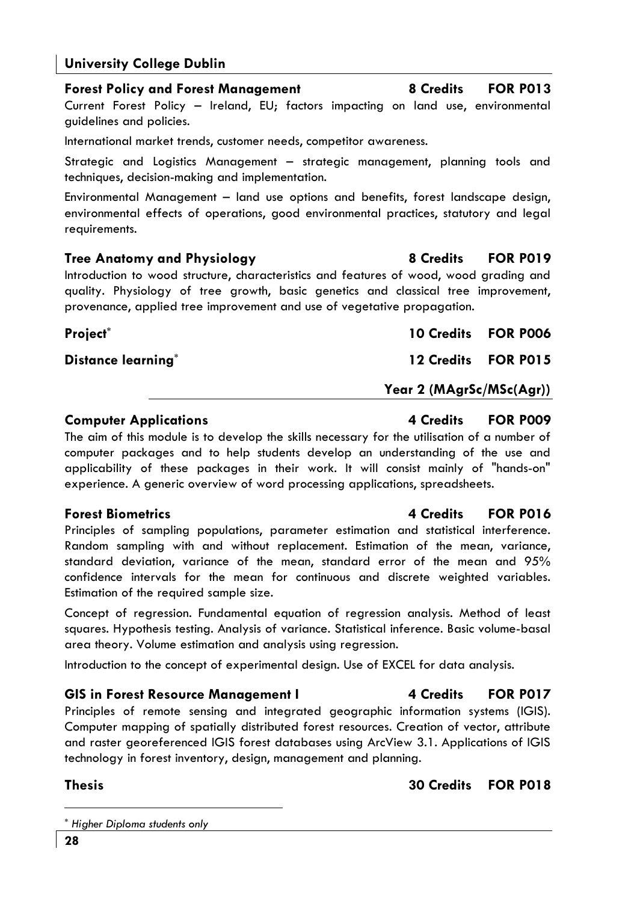### Forest Policy and Forest Management — 8 Credits — FOR P013

Current Forest Policy – Ireland, EU; factors impacting on land use, environmental guidelines and policies.

International market trends, customer needs, competitor awareness.

Strategic and Logistics Management – strategic management, planning tools and techniques, decision-making and implementation.

Environmental Management – land use options and benefits, forest landscape design, environmental effects of operations, good environmental practices, statutory and legal requirements.

### Tree Anatomy and Physiology — 8 Credits — FOR P019

Introduction to wood structure, characteristics and features of wood, wood grading and quality. Physiology of tree growth, basic genetics and classical tree improvement, provenance, applied tree improvement and use of vegetative propagation.

### Project* — 10 Credits — FOR P006

### Distance learning* — 12 Credits — FOR P015

## Year 2 (MAgrSc/MSc(Agr))

### Computer Applications — 4 Credits — FOR P009

The aim of this module is to develop the skills necessary for the utilisation of a number of computer packages and to help students develop an understanding of the use and applicability of these packages in their work. It will consist mainly of "hands-on" experience. A generic overview of word processing applications, spreadsheets.

### Forest Biometrics — 4 Credits — FOR P016

Principles of sampling populations, parameter estimation and statistical interference. Random sampling with and without replacement. Estimation of the mean, variance, standard deviation, variance of the mean, standard error of the mean and 95% confidence intervals for the mean for continuous and discrete weighted variables. Estimation of the required sample size.

Concept of regression. Fundamental equation of regression analysis. Method of least squares. Hypothesis testing. Analysis of variance. Statistical inference. Basic volume-basal area theory. Volume estimation and analysis using regression.

Introduction to the concept of experimental design. Use of EXCEL for data analysis.

### GIS in Forest Resource Management I — 4 Credits — FOR P017

Principles of remote sensing and integrated geographic information systems (IGIS). Computer mapping of spatially distributed forest resources. Creation of vector, attribute and raster georeferenced IGIS forest databases using ArcView 3.1. Applications of IGIS technology in forest inventory, design, management and planning.

### Thesis — 30 Credits — FOR P018

---

* *Higher Diploma students only*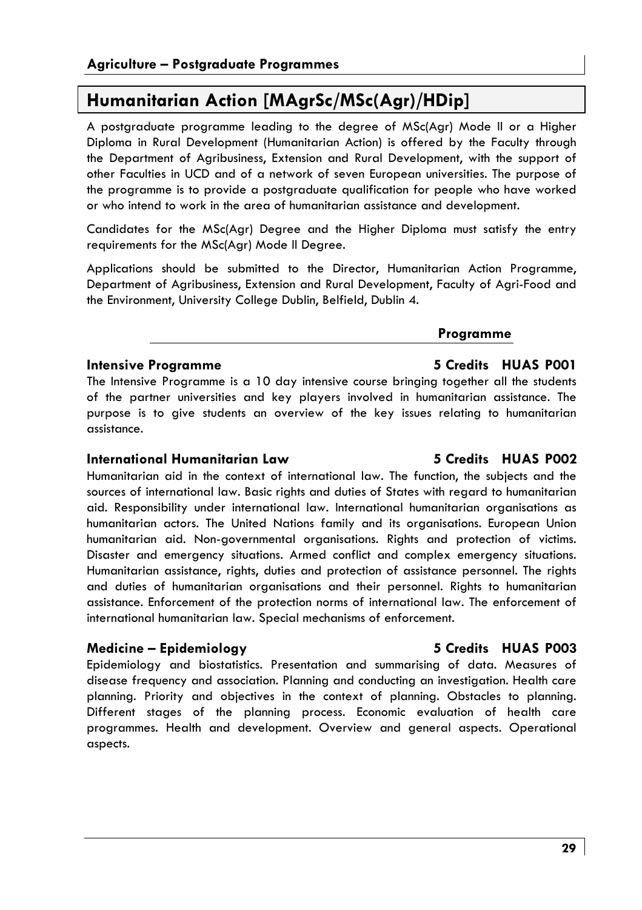# Humanitarian Action [MAgrSc/MSc(Agr)/HDip]

A postgraduate programme leading to the degree of MSc(Agr) Mode II or a Higher Diploma in Rural Development (Humanitarian Action) is offered by the Faculty through the Department of Agribusiness, Extension and Rural Development, with the support of other Faculties in UCD and of a network of seven European universities. The purpose of the programme is to provide a postgraduate qualification for people who have worked or who intend to work in the area of humanitarian assistance and development.

Candidates for the MSc(Agr) Degree and the Higher Diploma must satisfy the entry requirements for the MSc(Agr) Mode II Degree.

Applications should be submitted to the Director, Humanitarian Action Programme, Department of Agribusiness, Extension and Rural Development, Faculty of Agri-Food and the Environment, University College Dublin, Belfield, Dublin 4.

## Programme

### Intensive Programme — 5 Credits HUAS P001

The Intensive Programme is a 10 day intensive course bringing together all the students of the partner universities and key players involved in humanitarian assistance. The purpose is to give students an overview of the key issues relating to humanitarian assistance.

### International Humanitarian Law — 5 Credits HUAS P002

Humanitarian aid in the context of international law. The function, the subjects and the sources of international law. Basic rights and duties of States with regard to humanitarian aid. Responsibility under international law. International humanitarian organisations as humanitarian actors. The United Nations family and its organisations. European Union humanitarian aid. Non-governmental organisations. Rights and protection of victims. Disaster and emergency situations. Armed conflict and complex emergency situations. Humanitarian assistance, rights, duties and protection of assistance personnel. The rights and duties of humanitarian organisations and their personnel. Rights to humanitarian assistance. Enforcement of the protection norms of international law. The enforcement of international humanitarian law. Special mechanisms of enforcement.

### Medicine – Epidemiology — 5 Credits HUAS P003

Epidemiology and biostatistics. Presentation and summarising of data. Measures of disease frequency and association. Planning and conducting an investigation. Health care planning. Priority and objectives in the context of planning. Obstacles to planning. Different stages of the planning process. Economic evaluation of health care programmes. Health and development. Overview and general aspects. Operational aspects.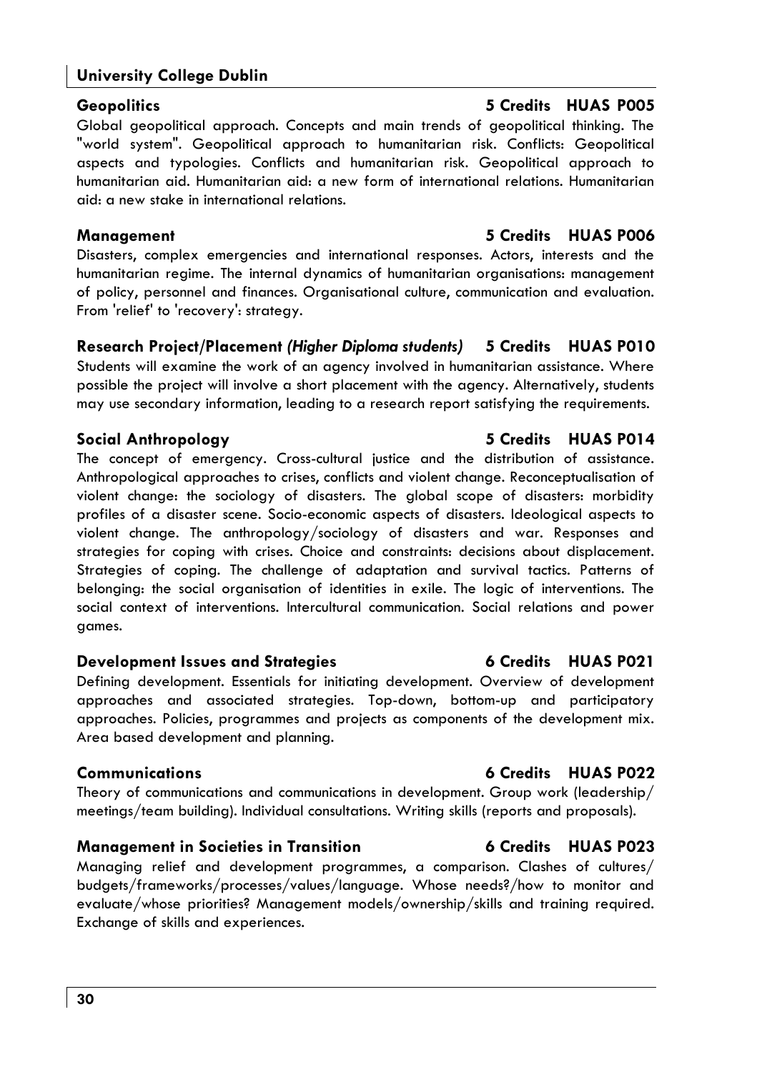## University College Dublin

### Geopolitics — 5 Credits — HUAS P005

Global geopolitical approach. Concepts and main trends of geopolitical thinking. The "world system". Geopolitical approach to humanitarian risk. Conflicts: Geopolitical aspects and typologies. Conflicts and humanitarian risk. Geopolitical approach to humanitarian aid. Humanitarian aid: a new form of international relations. Humanitarian aid: a new stake in international relations.

### Management — 5 Credits — HUAS P006

Disasters, complex emergencies and international responses. Actors, interests and the humanitarian regime. The internal dynamics of humanitarian organisations: management of policy, personnel and finances. Organisational culture, communication and evaluation. From 'relief' to 'recovery': strategy.

### Research Project/Placement *(Higher Diploma students)* — 5 Credits — HUAS P010

Students will examine the work of an agency involved in humanitarian assistance. Where possible the project will involve a short placement with the agency. Alternatively, students may use secondary information, leading to a research report satisfying the requirements.

### Social Anthropology — 5 Credits — HUAS P014

The concept of emergency. Cross-cultural justice and the distribution of assistance. Anthropological approaches to crises, conflicts and violent change. Reconceptualisation of violent change: the sociology of disasters. The global scope of disasters: morbidity profiles of a disaster scene. Socio-economic aspects of disasters. Ideological aspects to violent change. The anthropology/sociology of disasters and war. Responses and strategies for coping with crises. Choice and constraints: decisions about displacement. Strategies of coping. The challenge of adaptation and survival tactics. Patterns of belonging: the social organisation of identities in exile. The logic of interventions. The social context of interventions. Intercultural communication. Social relations and power games.

### Development Issues and Strategies — 6 Credits — HUAS P021

Defining development. Essentials for initiating development. Overview of development approaches and associated strategies. Top-down, bottom-up and participatory approaches. Policies, programmes and projects as components of the development mix. Area based development and planning.

### Communications — 6 Credits — HUAS P022

Theory of communications and communications in development. Group work (leadership/ meetings/team building). Individual consultations. Writing skills (reports and proposals).

### Management in Societies in Transition — 6 Credits — HUAS P023

Managing relief and development programmes, a comparison. Clashes of cultures/ budgets/frameworks/processes/values/language. Whose needs?/how to monitor and evaluate/whose priorities? Management models/ownership/skills and training required. Exchange of skills and experiences.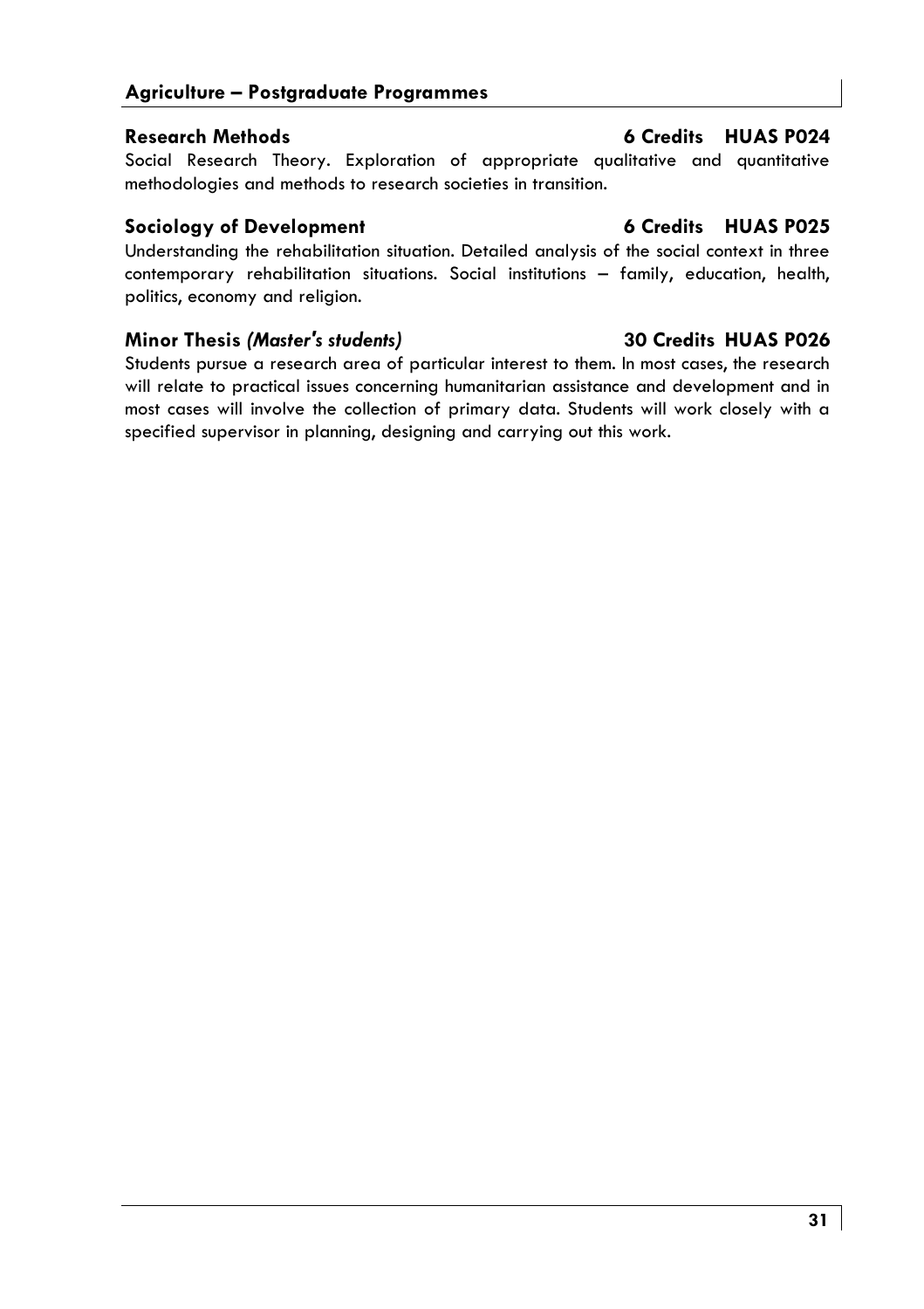## Agriculture – Postgraduate Programmes

### Research Methods 6 Credits HUAS P024

Social Research Theory. Exploration of appropriate qualitative and quantitative methodologies and methods to research societies in transition.

### Sociology of Development 6 Credits HUAS P025

Understanding the rehabilitation situation. Detailed analysis of the social context in three contemporary rehabilitation situations. Social institutions – family, education, health, politics, economy and religion.

### Minor Thesis *(Master's students)* 30 Credits HUAS P026

Students pursue a research area of particular interest to them. In most cases, the research will relate to practical issues concerning humanitarian assistance and development and in most cases will involve the collection of primary data. Students will work closely with a specified supervisor in planning, designing and carrying out this work.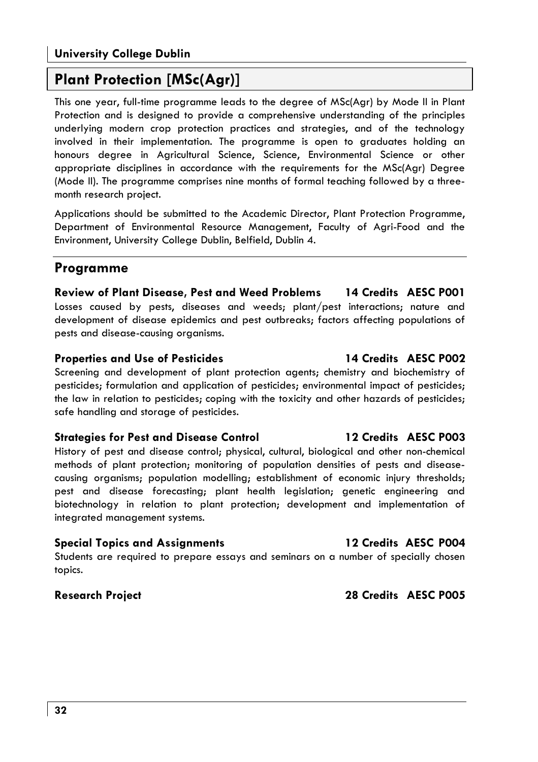**University College Dublin**

# Plant Protection [MSc(Agr)]

This one year, full-time programme leads to the degree of MSc(Agr) by Mode II in Plant Protection and is designed to provide a comprehensive understanding of the principles underlying modern crop protection practices and strategies, and of the technology involved in their implementation. The programme is open to graduates holding an honours degree in Agricultural Science, Science, Environmental Science or other appropriate disciplines in accordance with the requirements for the MSc(Agr) Degree (Mode II). The programme comprises nine months of formal teaching followed by a three-month research project.

Applications should be submitted to the Academic Director, Plant Protection Programme, Department of Environmental Resource Management, Faculty of Agri-Food and the Environment, University College Dublin, Belfield, Dublin 4.

## Programme

**Review of Plant Disease, Pest and Weed Problems — 14 Credits — AESC P001**

Losses caused by pests, diseases and weeds; plant/pest interactions; nature and development of disease epidemics and pest outbreaks; factors affecting populations of pests and disease-causing organisms.

**Properties and Use of Pesticides — 14 Credits — AESC P002**

Screening and development of plant protection agents; chemistry and biochemistry of pesticides; formulation and application of pesticides; environmental impact of pesticides; the law in relation to pesticides; coping with the toxicity and other hazards of pesticides; safe handling and storage of pesticides.

**Strategies for Pest and Disease Control — 12 Credits — AESC P003**

History of pest and disease control; physical, cultural, biological and other non-chemical methods of plant protection; monitoring of population densities of pests and disease-causing organisms; population modelling; establishment of economic injury thresholds; pest and disease forecasting; plant health legislation; genetic engineering and biotechnology in relation to plant protection; development and implementation of integrated management systems.

**Special Topics and Assignments — 12 Credits — AESC P004**

Students are required to prepare essays and seminars on a number of specially chosen topics.

**Research Project — 28 Credits — AESC P005**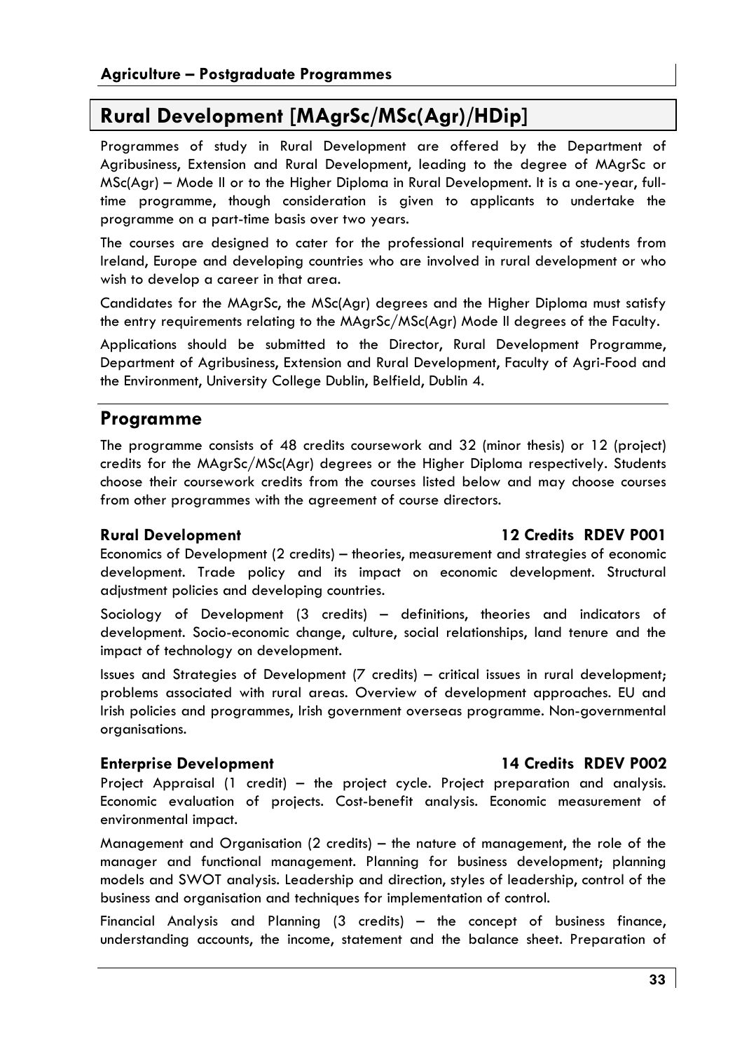## Rural Development [MAgrSc/MSc(Agr)/HDip]

Programmes of study in Rural Development are offered by the Department of Agribusiness, Extension and Rural Development, leading to the degree of MAgrSc or MSc(Agr) – Mode II or to the Higher Diploma in Rural Development. It is a one-year, full-time programme, though consideration is given to applicants to undertake the programme on a part-time basis over two years.

The courses are designed to cater for the professional requirements of students from Ireland, Europe and developing countries who are involved in rural development or who wish to develop a career in that area.

Candidates for the MAgrSc, the MSc(Agr) degrees and the Higher Diploma must satisfy the entry requirements relating to the MAgrSc/MSc(Agr) Mode II degrees of the Faculty.

Applications should be submitted to the Director, Rural Development Programme, Department of Agribusiness, Extension and Rural Development, Faculty of Agri-Food and the Environment, University College Dublin, Belfield, Dublin 4.

## Programme

The programme consists of 48 credits coursework and 32 (minor thesis) or 12 (project) credits for the MAgrSc/MSc(Agr) degrees or the Higher Diploma respectively. Students choose their coursework credits from the courses listed below and may choose courses from other programmes with the agreement of course directors.

### Rural Development — 12 Credits RDEV P001

Economics of Development (2 credits) – theories, measurement and strategies of economic development. Trade policy and its impact on economic development. Structural adjustment policies and developing countries.

Sociology of Development (3 credits) – definitions, theories and indicators of development. Socio-economic change, culture, social relationships, land tenure and the impact of technology on development.

Issues and Strategies of Development (7 credits) – critical issues in rural development; problems associated with rural areas. Overview of development approaches. EU and Irish policies and programmes, Irish government overseas programme. Non-governmental organisations.

### Enterprise Development — 14 Credits RDEV P002

Project Appraisal (1 credit) – the project cycle. Project preparation and analysis. Economic evaluation of projects. Cost-benefit analysis. Economic measurement of environmental impact.

Management and Organisation (2 credits) – the nature of management, the role of the manager and functional management. Planning for business development; planning models and SWOT analysis. Leadership and direction, styles of leadership, control of the business and organisation and techniques for implementation of control.

Financial Analysis and Planning (3 credits) – the concept of business finance, understanding accounts, the income, statement and the balance sheet. Preparation of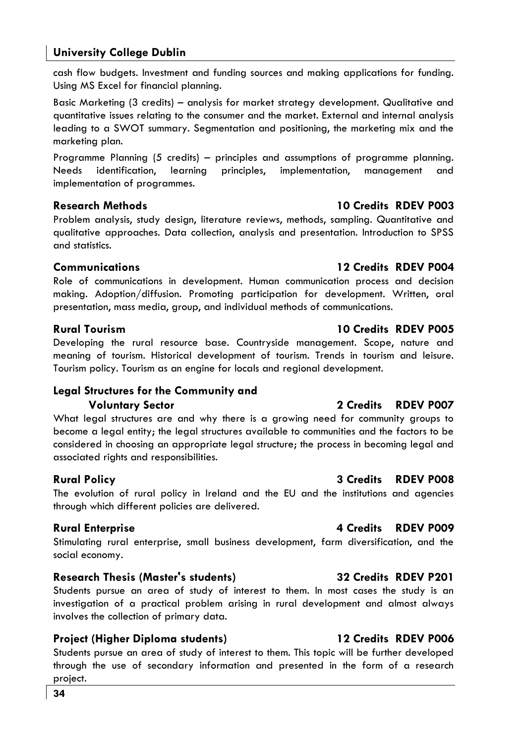cash flow budgets. Investment and funding sources and making applications for funding. Using MS Excel for financial planning.

Basic Marketing (3 credits) – analysis for market strategy development. Qualitative and quantitative issues relating to the consumer and the market. External and internal analysis leading to a SWOT summary. Segmentation and positioning, the marketing mix and the marketing plan.

Programme Planning (5 credits) – principles and assumptions of programme planning. Needs identification, learning principles, implementation, management and implementation of programmes.

### Research Methods — 10 Credits RDEV P003

Problem analysis, study design, literature reviews, methods, sampling. Quantitative and qualitative approaches. Data collection, analysis and presentation. Introduction to SPSS and statistics.

### Communications — 12 Credits RDEV P004

Role of communications in development. Human communication process and decision making. Adoption/diffusion. Promoting participation for development. Written, oral presentation, mass media, group, and individual methods of communications.

### Rural Tourism — 10 Credits RDEV P005

Developing the rural resource base. Countryside management. Scope, nature and meaning of tourism. Historical development of tourism. Trends in tourism and leisure. Tourism policy. Tourism as an engine for locals and regional development.

### Legal Structures for the Community and Voluntary Sector — 2 Credits RDEV P007

What legal structures are and why there is a growing need for community groups to become a legal entity; the legal structures available to communities and the factors to be considered in choosing an appropriate legal structure; the process in becoming legal and associated rights and responsibilities.

### Rural Policy — 3 Credits RDEV P008

The evolution of rural policy in Ireland and the EU and the institutions and agencies through which different policies are delivered.

### Rural Enterprise — 4 Credits RDEV P009

Stimulating rural enterprise, small business development, farm diversification, and the social economy.

### Research Thesis (Master's students) — 32 Credits RDEV P201

Students pursue an area of study of interest to them. In most cases the study is an investigation of a practical problem arising in rural development and almost always involves the collection of primary data.

### Project (Higher Diploma students) — 12 Credits RDEV P006

Students pursue an area of study of interest to them. This topic will be further developed through the use of secondary information and presented in the form of a research project.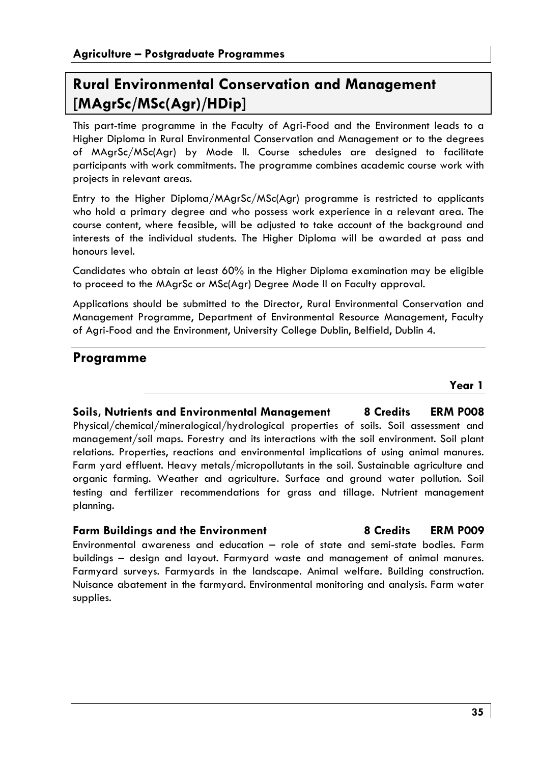# Rural Environmental Conservation and Management [MAgrSc/MSc(Agr)/HDip]

This part-time programme in the Faculty of Agri-Food and the Environment leads to a Higher Diploma in Rural Environmental Conservation and Management or to the degrees of MAgrSc/MSc(Agr) by Mode II. Course schedules are designed to facilitate participants with work commitments. The programme combines academic course work with projects in relevant areas.

Entry to the Higher Diploma/MAgrSc/MSc(Agr) programme is restricted to applicants who hold a primary degree and who possess work experience in a relevant area. The course content, where feasible, will be adjusted to take account of the background and interests of the individual students. The Higher Diploma will be awarded at pass and honours level.

Candidates who obtain at least 60% in the Higher Diploma examination may be eligible to proceed to the MAgrSc or MSc(Agr) Degree Mode II on Faculty approval.

Applications should be submitted to the Director, Rural Environmental Conservation and Management Programme, Department of Environmental Resource Management, Faculty of Agri-Food and the Environment, University College Dublin, Belfield, Dublin 4.

## Programme

### Year 1

**Soils, Nutrients and Environmental Management — 8 Credits — ERM P008**

Physical/chemical/mineralogical/hydrological properties of soils. Soil assessment and management/soil maps. Forestry and its interactions with the soil environment. Soil plant relations. Properties, reactions and environmental implications of using animal manures. Farm yard effluent. Heavy metals/micropollutants in the soil. Sustainable agriculture and organic farming. Weather and agriculture. Surface and ground water pollution. Soil testing and fertilizer recommendations for grass and tillage. Nutrient management planning.

**Farm Buildings and the Environment — 8 Credits — ERM P009**

Environmental awareness and education – role of state and semi-state bodies. Farm buildings – design and layout. Farmyard waste and management of animal manures. Farmyard surveys. Farmyards in the landscape. Animal welfare. Building construction. Nuisance abatement in the farmyard. Environmental monitoring and analysis. Farm water supplies.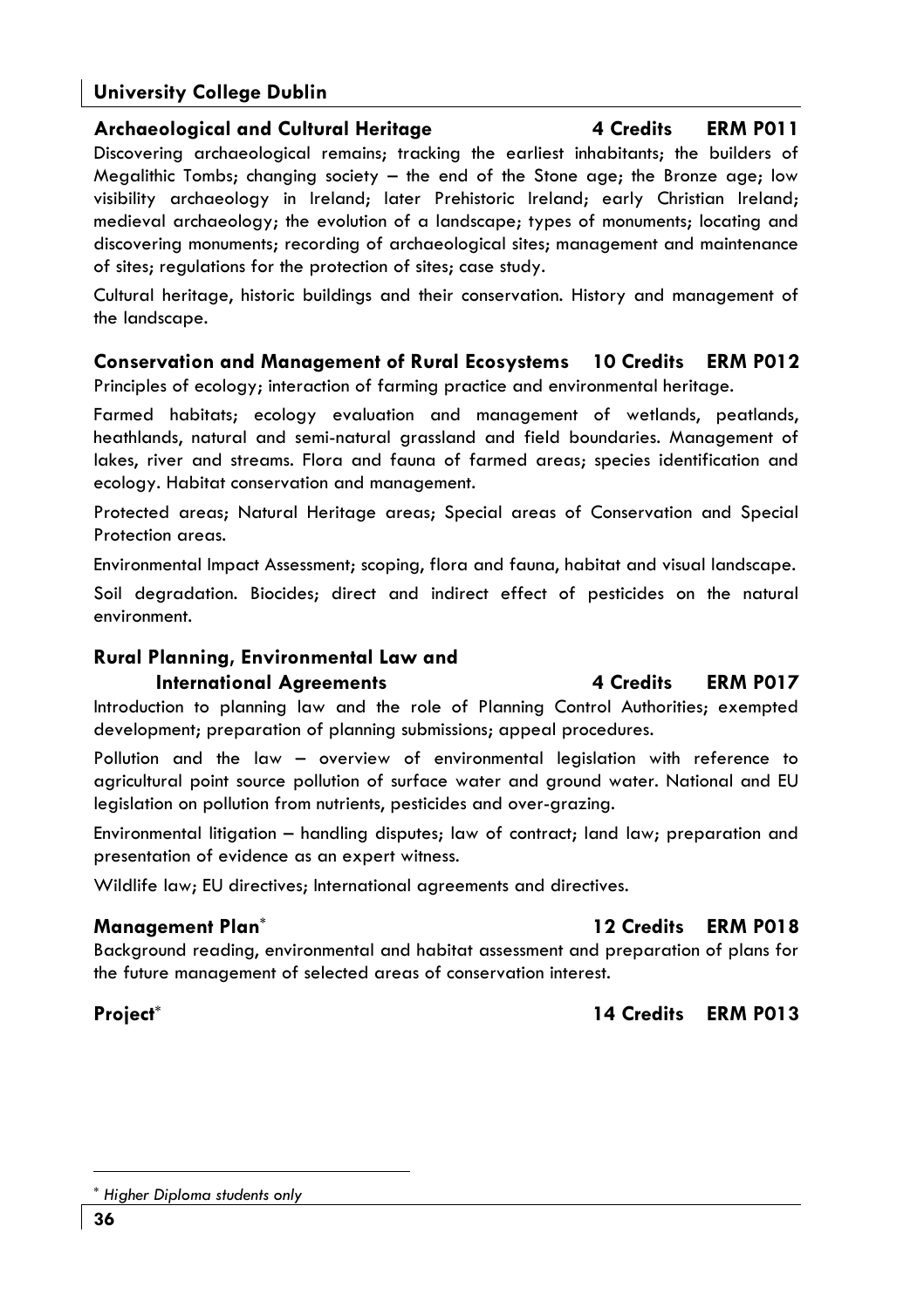### Archaeological and Cultural Heritage — 4 Credits — ERM P011

Discovering archaeological remains; tracking the earliest inhabitants; the builders of Megalithic Tombs; changing society – the end of the Stone age; the Bronze age; low visibility archaeology in Ireland; later Prehistoric Ireland; early Christian Ireland; medieval archaeology; the evolution of a landscape; types of monuments; locating and discovering monuments; recording of archaeological sites; management and maintenance of sites; regulations for the protection of sites; case study.

Cultural heritage, historic buildings and their conservation. History and management of the landscape.

### Conservation and Management of Rural Ecosystems — 10 Credits — ERM P012

Principles of ecology; interaction of farming practice and environmental heritage.

Farmed habitats; ecology evaluation and management of wetlands, peatlands, heathlands, natural and semi-natural grassland and field boundaries. Management of lakes, river and streams. Flora and fauna of farmed areas; species identification and ecology. Habitat conservation and management.

Protected areas; Natural Heritage areas; Special areas of Conservation and Special Protection areas.

Environmental Impact Assessment; scoping, flora and fauna, habitat and visual landscape.

Soil degradation. Biocides; direct and indirect effect of pesticides on the natural environment.

### Rural Planning, Environmental Law and International Agreements — 4 Credits — ERM P017

Introduction to planning law and the role of Planning Control Authorities; exempted development; preparation of planning submissions; appeal procedures.

Pollution and the law – overview of environmental legislation with reference to agricultural point source pollution of surface water and ground water. National and EU legislation on pollution from nutrients, pesticides and over-grazing.

Environmental litigation – handling disputes; law of contract; land law; preparation and presentation of evidence as an expert witness.

Wildlife law; EU directives; International agreements and directives.

### Management Plan* — 12 Credits — ERM P018

Background reading, environmental and habitat assessment and preparation of plans for the future management of selected areas of conservation interest.

### Project* — 14 Credits — ERM P013

---

\* *Higher Diploma students only*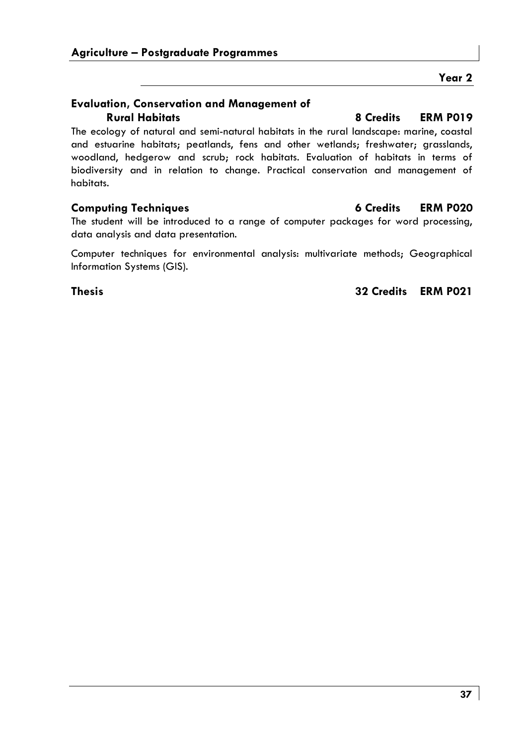## Year 2

### Evaluation, Conservation and Management of Rural Habitats — 8 Credits — ERM P019

The ecology of natural and semi-natural habitats in the rural landscape: marine, coastal and estuarine habitats; peatlands, fens and other wetlands; freshwater; grasslands, woodland, hedgerow and scrub; rock habitats. Evaluation of habitats in terms of biodiversity and in relation to change. Practical conservation and management of habitats.

### Computing Techniques — 6 Credits — ERM P020

The student will be introduced to a range of computer packages for word processing, data analysis and data presentation.

Computer techniques for environmental analysis: multivariate methods; Geographical Information Systems (GIS).

### Thesis — 32 Credits — ERM P021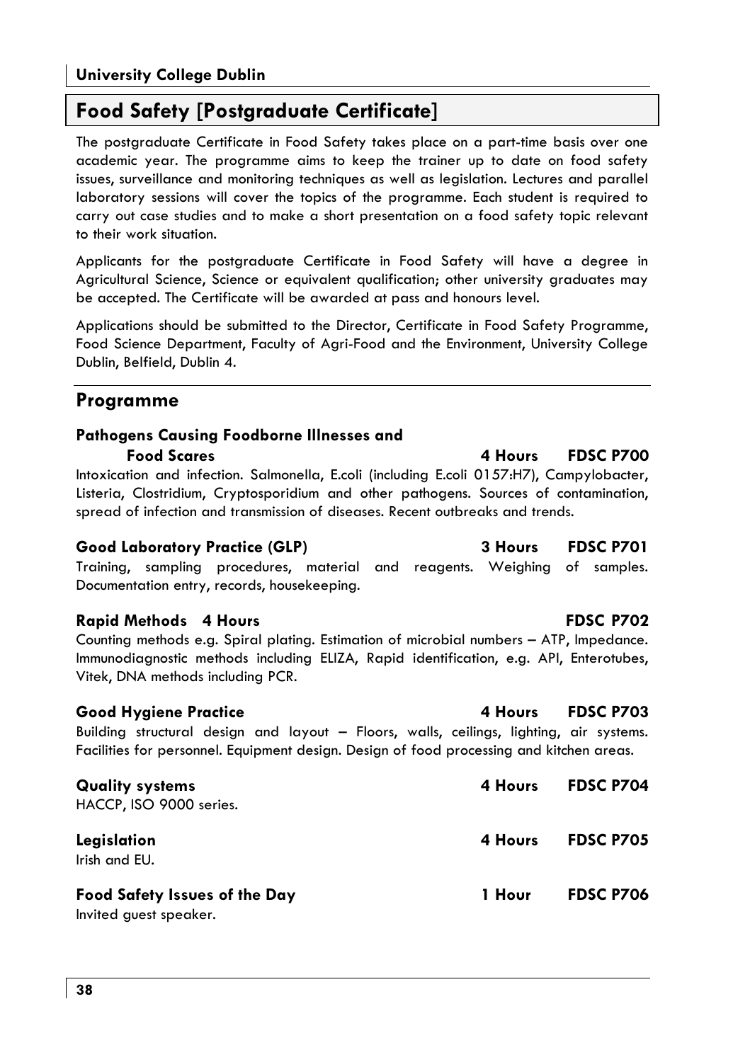## Food Safety [Postgraduate Certificate]

The postgraduate Certificate in Food Safety takes place on a part-time basis over one academic year. The programme aims to keep the trainer up to date on food safety issues, surveillance and monitoring techniques as well as legislation. Lectures and parallel laboratory sessions will cover the topics of the programme. Each student is required to carry out case studies and to make a short presentation on a food safety topic relevant to their work situation.

Applicants for the postgraduate Certificate in Food Safety will have a degree in Agricultural Science, Science or equivalent qualification; other university graduates may be accepted. The Certificate will be awarded at pass and honours level.

Applications should be submitted to the Director, Certificate in Food Safety Programme, Food Science Department, Faculty of Agri-Food and the Environment, University College Dublin, Belfield, Dublin 4.

## Programme

**Pathogens Causing Foodborne Illnesses and Food Scares** — **4 Hours** — **FDSC P700**

Intoxication and infection. Salmonella, E.coli (including E.coli 0157:H7), Campylobacter, Listeria, Clostridium, Cryptosporidium and other pathogens. Sources of contamination, spread of infection and transmission of diseases. Recent outbreaks and trends.

**Good Laboratory Practice (GLP)** — **3 Hours** — **FDSC P701**

Training, sampling procedures, material and reagents. Weighing of samples. Documentation entry, records, housekeeping.

**Rapid Methods 4 Hours** — **FDSC P702**

Counting methods e.g. Spiral plating. Estimation of microbial numbers – ATP, Impedance. Immunodiagnostic methods including ELIZA, Rapid identification, e.g. API, Enterotubes, Vitek, DNA methods including PCR.

**Good Hygiene Practice** — **4 Hours** — **FDSC P703**

Building structural design and layout – Floors, walls, ceilings, lighting, air systems. Facilities for personnel. Equipment design. Design of food processing and kitchen areas.

**Quality systems** — **4 Hours** — **FDSC P704**

HACCP, ISO 9000 series.

**Legislation** — **4 Hours** — **FDSC P705**

Irish and EU.

**Food Safety Issues of the Day** — **1 Hour** — **FDSC P706**

Invited guest speaker.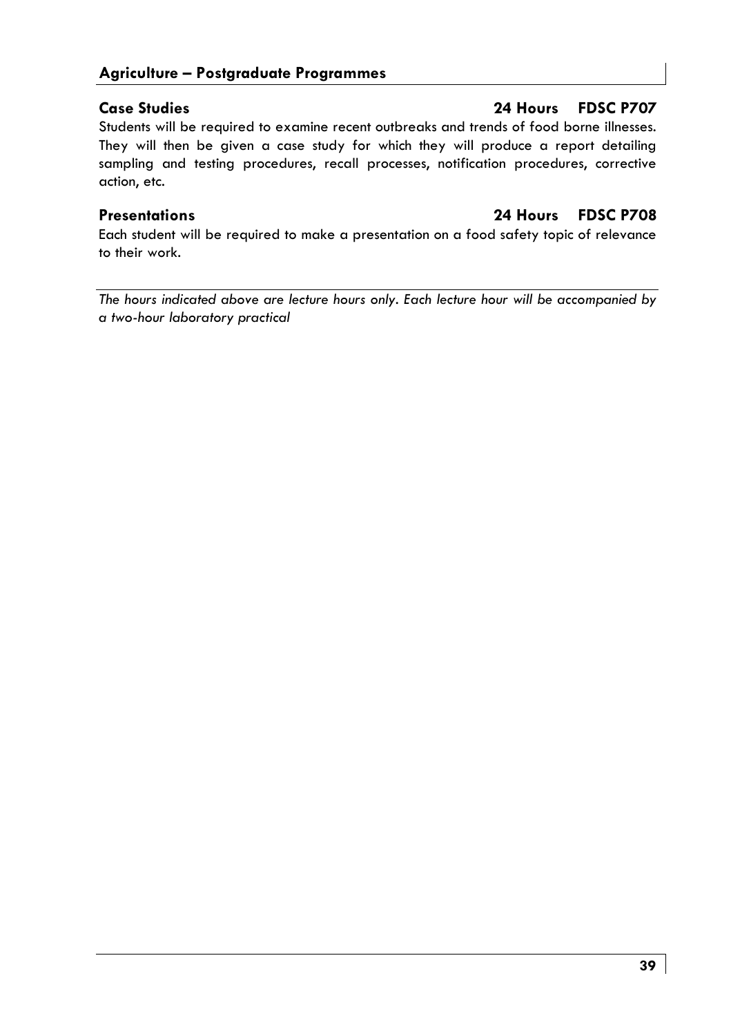### Case Studies — 24 Hours — FDSC P707

Students will be required to examine recent outbreaks and trends of food borne illnesses. They will then be given a case study for which they will produce a report detailing sampling and testing procedures, recall processes, notification procedures, corrective action, etc.

### Presentations — 24 Hours — FDSC P708

Each student will be required to make a presentation on a food safety topic of relevance to their work.

---

*The hours indicated above are lecture hours only. Each lecture hour will be accompanied by a two-hour laboratory practical*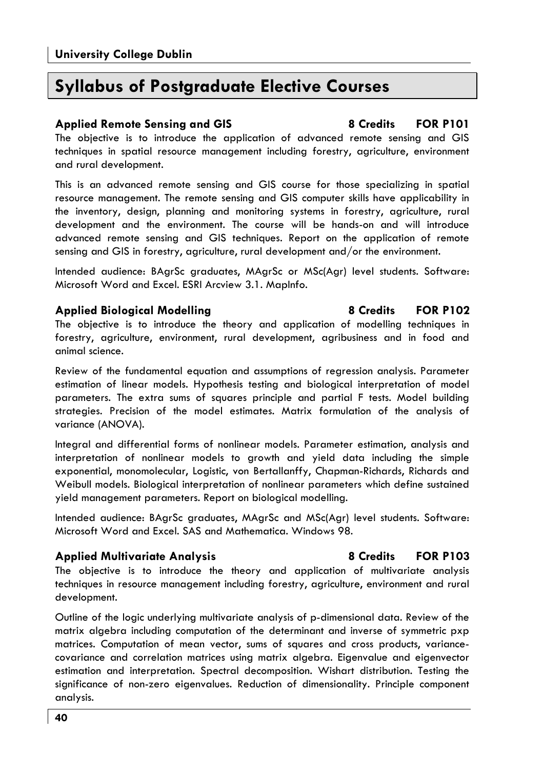## University College Dublin

# Syllabus of Postgraduate Elective Courses

### Applied Remote Sensing and GIS 8 Credits FOR P101

The objective is to introduce the application of advanced remote sensing and GIS techniques in spatial resource management including forestry, agriculture, environment and rural development.

This is an advanced remote sensing and GIS course for those specializing in spatial resource management. The remote sensing and GIS computer skills have applicability in the inventory, design, planning and monitoring systems in forestry, agriculture, rural development and the environment. The course will be hands-on and will introduce advanced remote sensing and GIS techniques. Report on the application of remote sensing and GIS in forestry, agriculture, rural development and/or the environment.

Intended audience: BAgrSc graduates, MAgrSc or MSc(Agr) level students. Software: Microsoft Word and Excel. ESRI Arcview 3.1. MapInfo.

### Applied Biological Modelling 8 Credits FOR P102

The objective is to introduce the theory and application of modelling techniques in forestry, agriculture, environment, rural development, agribusiness and in food and animal science.

Review of the fundamental equation and assumptions of regression analysis. Parameter estimation of linear models. Hypothesis testing and biological interpretation of model parameters. The extra sums of squares principle and partial F tests. Model building strategies. Precision of the model estimates. Matrix formulation of the analysis of variance (ANOVA).

Integral and differential forms of nonlinear models. Parameter estimation, analysis and interpretation of nonlinear models to growth and yield data including the simple exponential, monomolecular, Logistic, von Bertallanffy, Chapman-Richards, Richards and Weibull models. Biological interpretation of nonlinear parameters which define sustained yield management parameters. Report on biological modelling.

Intended audience: BAgrSc graduates, MAgrSc and MSc(Agr) level students. Software: Microsoft Word and Excel. SAS and Mathematica. Windows 98.

### Applied Multivariate Analysis 8 Credits FOR P103

The objective is to introduce the theory and application of multivariate analysis techniques in resource management including forestry, agriculture, environment and rural development.

Outline of the logic underlying multivariate analysis of p-dimensional data. Review of the matrix algebra including computation of the determinant and inverse of symmetric pxp matrices. Computation of mean vector, sums of squares and cross products, variance-covariance and correlation matrices using matrix algebra. Eigenvalue and eigenvector estimation and interpretation. Spectral decomposition. Wishart distribution. Testing the significance of non-zero eigenvalues. Reduction of dimensionality. Principle component analysis.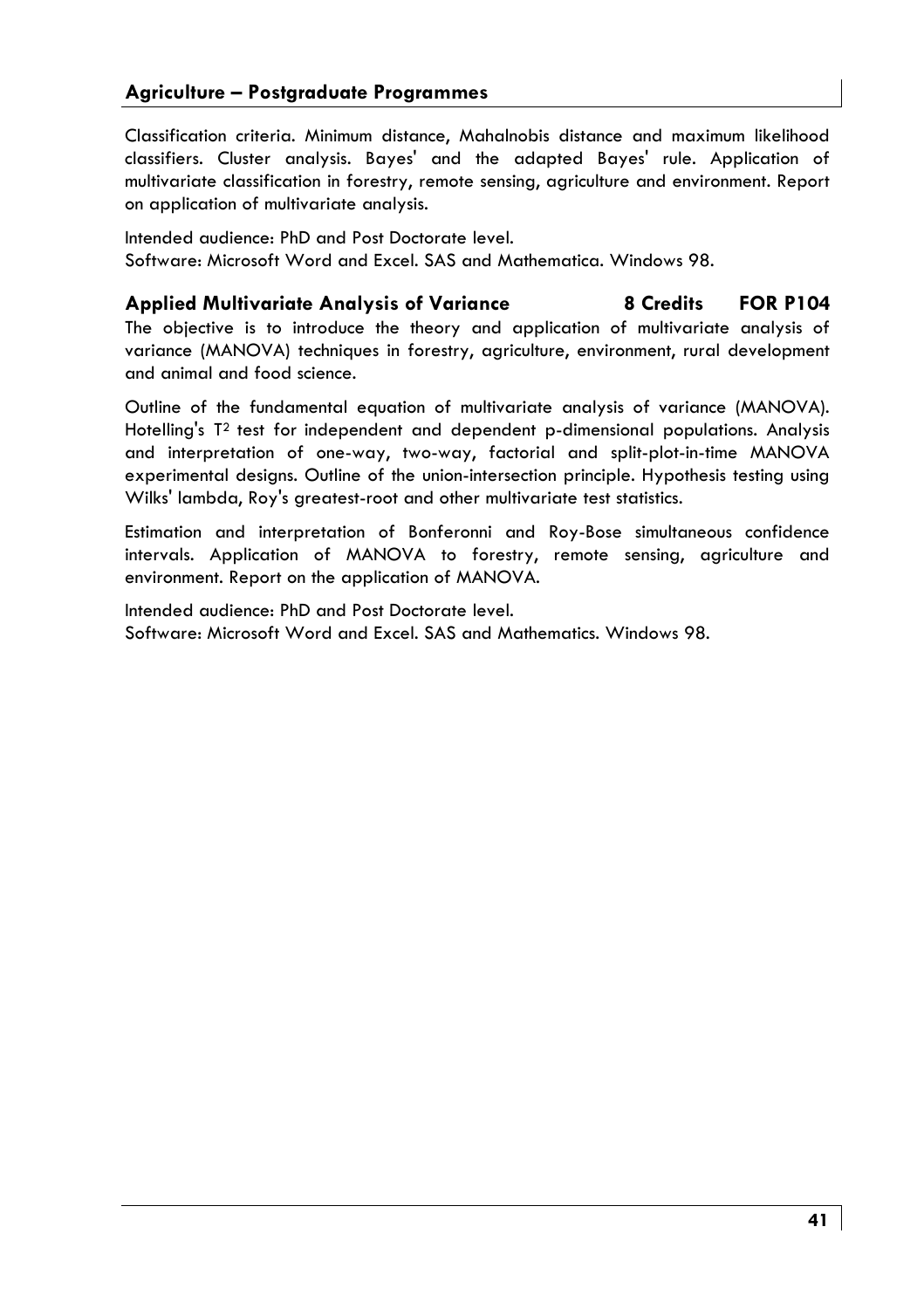Classification criteria. Minimum distance, Mahalnobis distance and maximum likelihood classifiers. Cluster analysis. Bayes' and the adapted Bayes' rule. Application of multivariate classification in forestry, remote sensing, agriculture and environment. Report on application of multivariate analysis.

Intended audience: PhD and Post Doctorate level.
Software: Microsoft Word and Excel. SAS and Mathematica. Windows 98.

### Applied Multivariate Analysis of Variance — 8 Credits — FOR P104

The objective is to introduce the theory and application of multivariate analysis of variance (MANOVA) techniques in forestry, agriculture, environment, rural development and animal and food science.

Outline of the fundamental equation of multivariate analysis of variance (MANOVA). Hotelling's $T^2$ test for independent and dependent p-dimensional populations. Analysis and interpretation of one-way, two-way, factorial and split-plot-in-time MANOVA experimental designs. Outline of the union-intersection principle. Hypothesis testing using Wilks' lambda, Roy's greatest-root and other multivariate test statistics.

Estimation and interpretation of Bonferonni and Roy-Bose simultaneous confidence intervals. Application of MANOVA to forestry, remote sensing, agriculture and environment. Report on the application of MANOVA.

Intended audience: PhD and Post Doctorate level.
Software: Microsoft Word and Excel. SAS and Mathematics. Windows 98.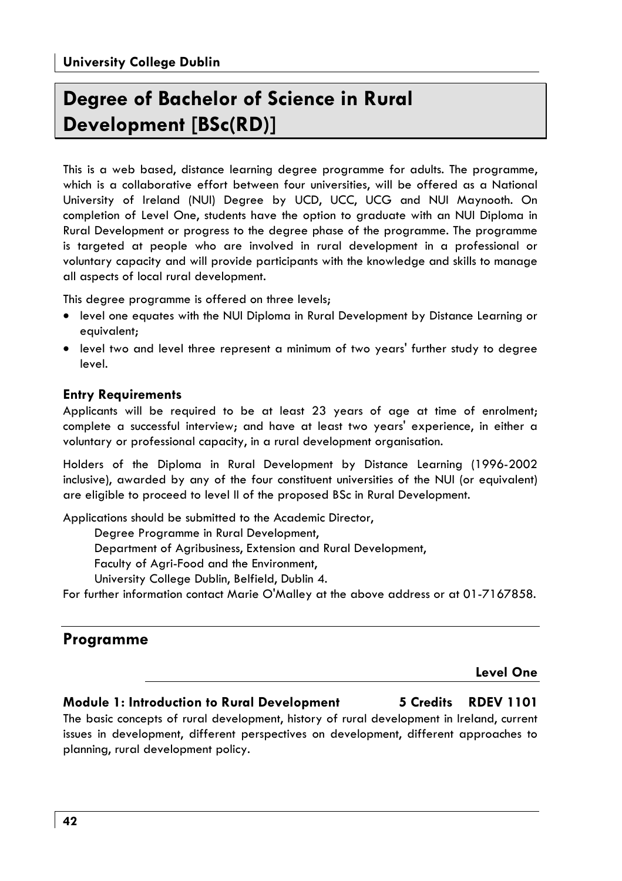**University College Dublin**

# Degree of Bachelor of Science in Rural Development [BSc(RD)]

This is a web based, distance learning degree programme for adults. The programme, which is a collaborative effort between four universities, will be offered as a National University of Ireland (NUI) Degree by UCD, UCC, UCG and NUI Maynooth. On completion of Level One, students have the option to graduate with an NUI Diploma in Rural Development or progress to the degree phase of the programme. The programme is targeted at people who are involved in rural development in a professional or voluntary capacity and will provide participants with the knowledge and skills to manage all aspects of local rural development.

This degree programme is offered on three levels;

- level one equates with the NUI Diploma in Rural Development by Distance Learning or equivalent;
- level two and level three represent a minimum of two years' further study to degree level.

### Entry Requirements

Applicants will be required to be at least 23 years of age at time of enrolment; complete a successful interview; and have at least two years' experience, in either a voluntary or professional capacity, in a rural development organisation.

Holders of the Diploma in Rural Development by Distance Learning (1996-2002 inclusive), awarded by any of the four constituent universities of the NUI (or equivalent) are eligible to proceed to level II of the proposed BSc in Rural Development.

Applications should be submitted to the Academic Director,
Degree Programme in Rural Development,
Department of Agribusiness, Extension and Rural Development,
Faculty of Agri-Food and the Environment,
University College Dublin, Belfield, Dublin 4.

For further information contact Marie O'Malley at the above address or at 01-7167858.

## Programme

**Level One**

### Module 1: Introduction to Rural Development 5 Credits RDEV 1101

The basic concepts of rural development, history of rural development in Ireland, current issues in development, different perspectives on development, different approaches to planning, rural development policy.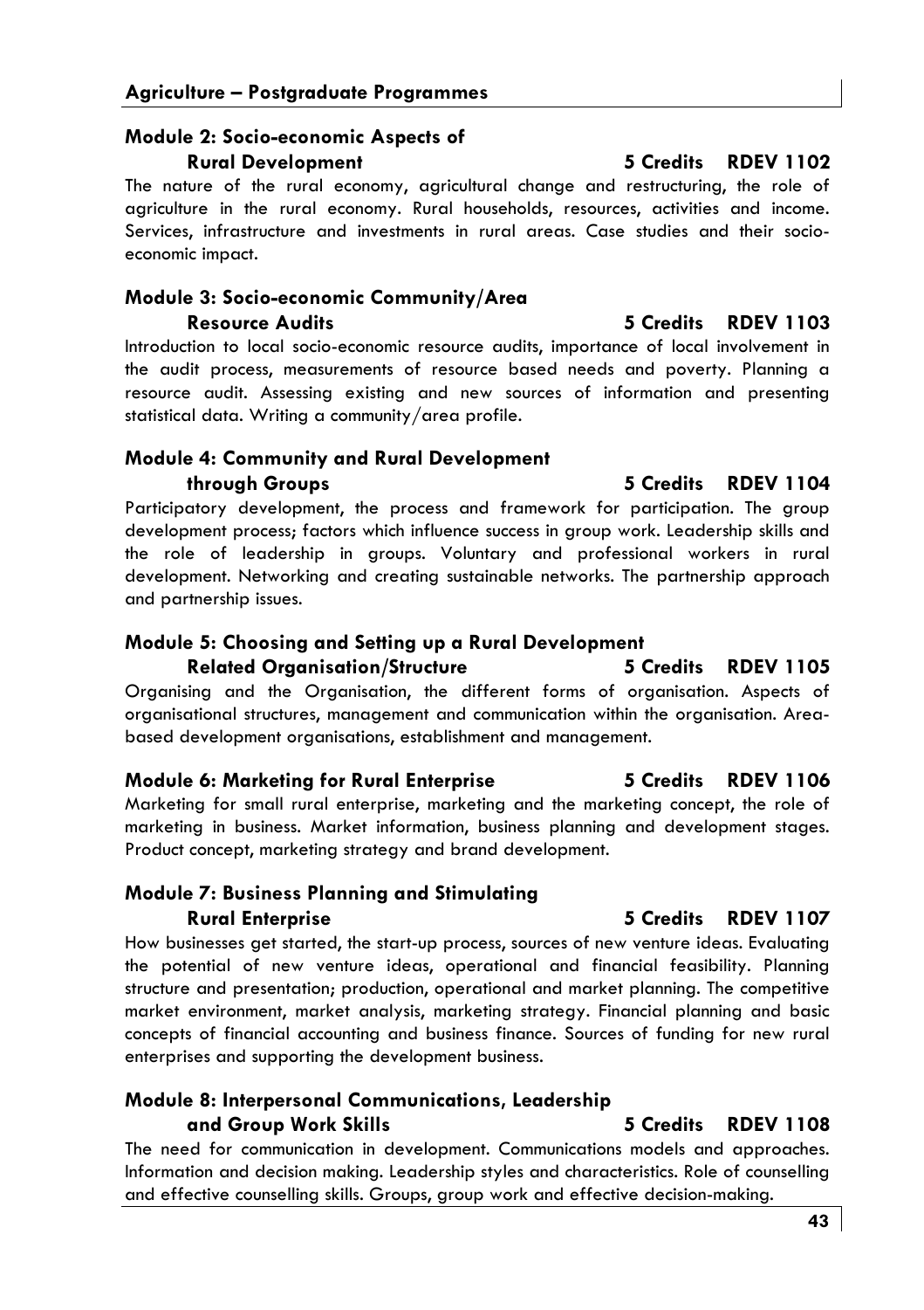### Module 2: Socio-economic Aspects of Rural Development — 5 Credits — RDEV 1102

The nature of the rural economy, agricultural change and restructuring, the role of agriculture in the rural economy. Rural households, resources, activities and income. Services, infrastructure and investments in rural areas. Case studies and their socio-economic impact.

### Module 3: Socio-economic Community/Area Resource Audits — 5 Credits — RDEV 1103

Introduction to local socio-economic resource audits, importance of local involvement in the audit process, measurements of resource based needs and poverty. Planning a resource audit. Assessing existing and new sources of information and presenting statistical data. Writing a community/area profile.

### Module 4: Community and Rural Development through Groups — 5 Credits — RDEV 1104

Participatory development, the process and framework for participation. The group development process; factors which influence success in group work. Leadership skills and the role of leadership in groups. Voluntary and professional workers in rural development. Networking and creating sustainable networks. The partnership approach and partnership issues.

### Module 5: Choosing and Setting up a Rural Development Related Organisation/Structure — 5 Credits — RDEV 1105

Organising and the Organisation, the different forms of organisation. Aspects of organisational structures, management and communication within the organisation. Area-based development organisations, establishment and management.

### Module 6: Marketing for Rural Enterprise — 5 Credits — RDEV 1106

Marketing for small rural enterprise, marketing and the marketing concept, the role of marketing in business. Market information, business planning and development stages. Product concept, marketing strategy and brand development.

### Module 7: Business Planning and Stimulating Rural Enterprise — 5 Credits — RDEV 1107

How businesses get started, the start-up process, sources of new venture ideas. Evaluating the potential of new venture ideas, operational and financial feasibility. Planning structure and presentation; production, operational and market planning. The competitive market environment, market analysis, marketing strategy. Financial planning and basic concepts of financial accounting and business finance. Sources of funding for new rural enterprises and supporting the development business.

### Module 8: Interpersonal Communications, Leadership and Group Work Skills — 5 Credits — RDEV 1108

The need for communication in development. Communications models and approaches. Information and decision making. Leadership styles and characteristics. Role of counselling and effective counselling skills. Groups, group work and effective decision-making.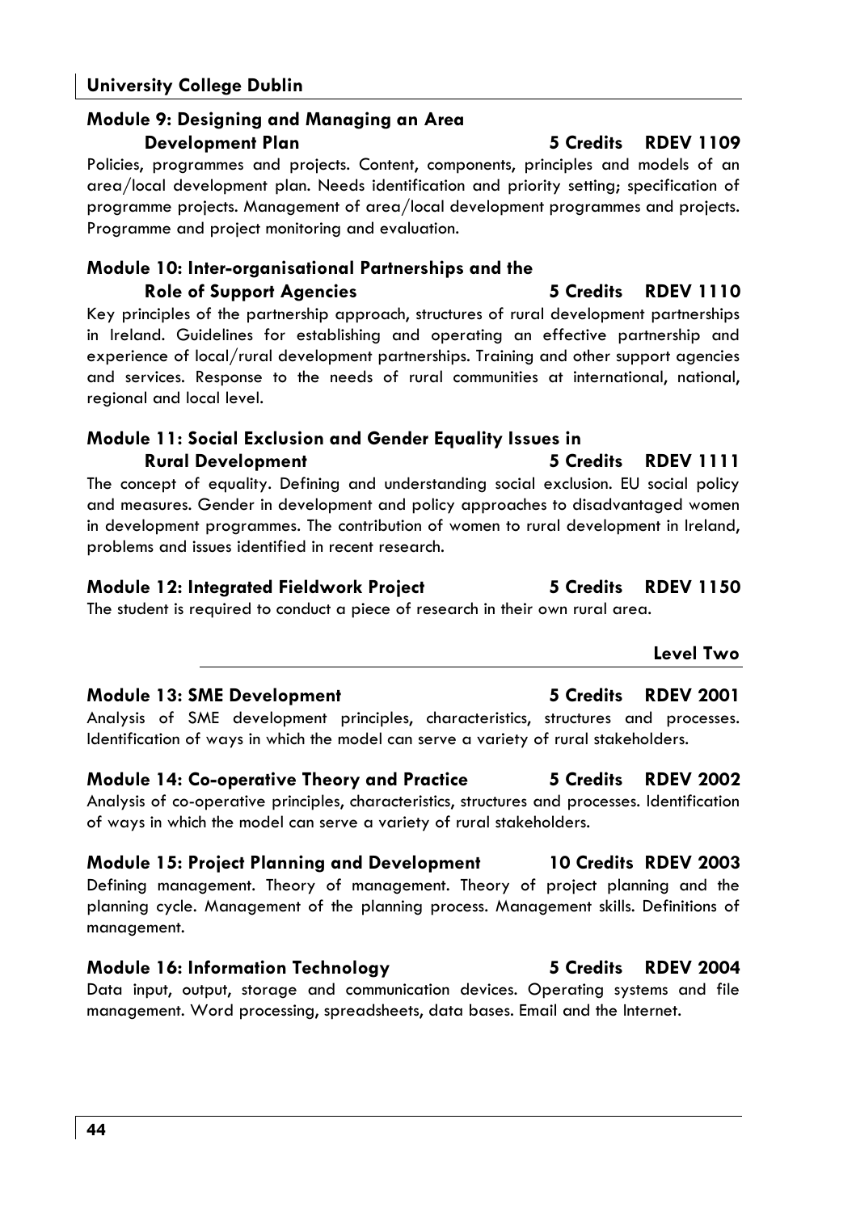### Module 9: Designing and Managing an Area Development Plan — 5 Credits RDEV 1109

Policies, programmes and projects. Content, components, principles and models of an area/local development plan. Needs identification and priority setting; specification of programme projects. Management of area/local development programmes and projects. Programme and project monitoring and evaluation.

### Module 10: Inter-organisational Partnerships and the Role of Support Agencies — 5 Credits RDEV 1110

Key principles of the partnership approach, structures of rural development partnerships in Ireland. Guidelines for establishing and operating an effective partnership and experience of local/rural development partnerships. Training and other support agencies and services. Response to the needs of rural communities at international, national, regional and local level.

### Module 11: Social Exclusion and Gender Equality Issues in Rural Development — 5 Credits RDEV 1111

The concept of equality. Defining and understanding social exclusion. EU social policy and measures. Gender in development and policy approaches to disadvantaged women in development programmes. The contribution of women to rural development in Ireland, problems and issues identified in recent research.

### Module 12: Integrated Fieldwork Project — 5 Credits RDEV 1150

The student is required to conduct a piece of research in their own rural area.

## Level Two

### Module 13: SME Development — 5 Credits RDEV 2001

Analysis of SME development principles, characteristics, structures and processes. Identification of ways in which the model can serve a variety of rural stakeholders.

### Module 14: Co-operative Theory and Practice — 5 Credits RDEV 2002

Analysis of co-operative principles, characteristics, structures and processes. Identification of ways in which the model can serve a variety of rural stakeholders.

### Module 15: Project Planning and Development — 10 Credits RDEV 2003

Defining management. Theory of management. Theory of project planning and the planning cycle. Management of the planning process. Management skills. Definitions of management.

### Module 16: Information Technology — 5 Credits RDEV 2004

Data input, output, storage and communication devices. Operating systems and file management. Word processing, spreadsheets, data bases. Email and the Internet.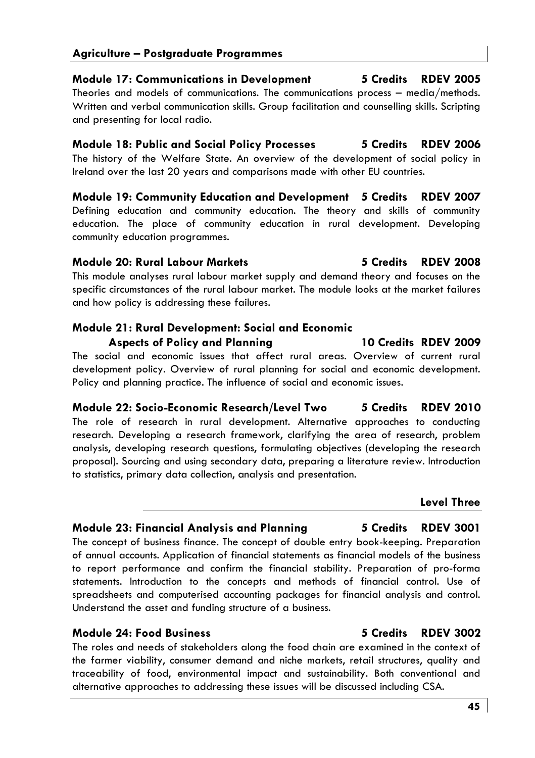### Module 17: Communications in Development — 5 Credits — RDEV 2005

Theories and models of communications. The communications process – media/methods. Written and verbal communication skills. Group facilitation and counselling skills. Scripting and presenting for local radio.

### Module 18: Public and Social Policy Processes — 5 Credits — RDEV 2006

The history of the Welfare State. An overview of the development of social policy in Ireland over the last 20 years and comparisons made with other EU countries.

### Module 19: Community Education and Development — 5 Credits — RDEV 2007

Defining education and community education. The theory and skills of community education. The place of community education in rural development. Developing community education programmes.

### Module 20: Rural Labour Markets — 5 Credits — RDEV 2008

This module analyses rural labour market supply and demand theory and focuses on the specific circumstances of the rural labour market. The module looks at the market failures and how policy is addressing these failures.

### Module 21: Rural Development: Social and Economic Aspects of Policy and Planning — 10 Credits — RDEV 2009

The social and economic issues that affect rural areas. Overview of current rural development policy. Overview of rural planning for social and economic development. Policy and planning practice. The influence of social and economic issues.

### Module 22: Socio-Economic Research/Level Two — 5 Credits — RDEV 2010

The role of research in rural development. Alternative approaches to conducting research. Developing a research framework, clarifying the area of research, problem analysis, developing research questions, formulating objectives (developing the research proposal). Sourcing and using secondary data, preparing a literature review. Introduction to statistics, primary data collection, analysis and presentation.

## Level Three

### Module 23: Financial Analysis and Planning — 5 Credits — RDEV 3001

The concept of business finance. The concept of double entry book-keeping. Preparation of annual accounts. Application of financial statements as financial models of the business to report performance and confirm the financial stability. Preparation of pro-forma statements. Introduction to the concepts and methods of financial control. Use of spreadsheets and computerised accounting packages for financial analysis and control. Understand the asset and funding structure of a business.

### Module 24: Food Business — 5 Credits — RDEV 3002

The roles and needs of stakeholders along the food chain are examined in the context of the farmer viability, consumer demand and niche markets, retail structures, quality and traceability of food, environmental impact and sustainability. Both conventional and alternative approaches to addressing these issues will be discussed including CSA.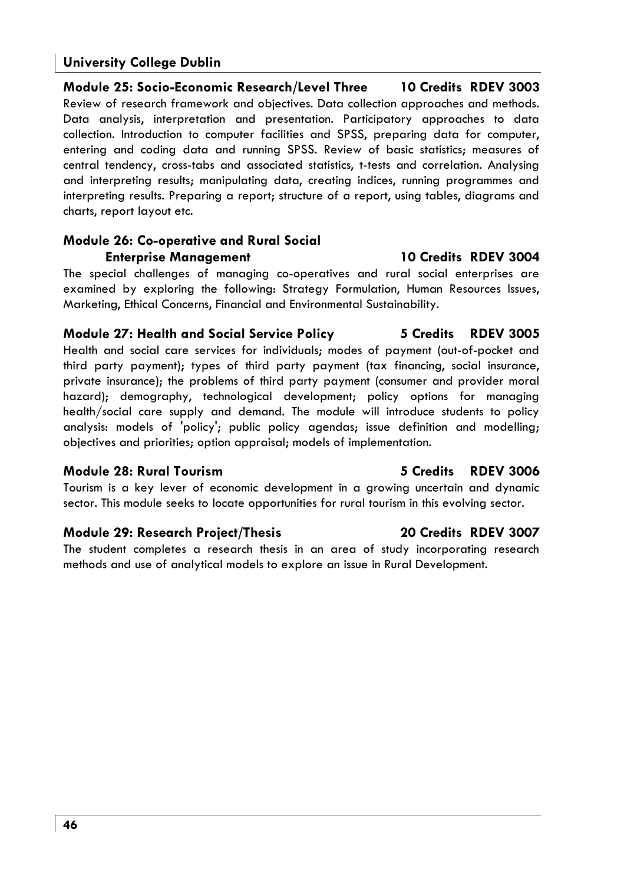### Module 25: Socio-Economic Research/Level Three — 10 Credits RDEV 3003

Review of research framework and objectives. Data collection approaches and methods. Data analysis, interpretation and presentation. Participatory approaches to data collection. Introduction to computer facilities and SPSS, preparing data for computer, entering and coding data and running SPSS. Review of basic statistics; measures of central tendency, cross-tabs and associated statistics, t-tests and correlation. Analysing and interpreting results; manipulating data, creating indices, running programmes and interpreting results. Preparing a report; structure of a report, using tables, diagrams and charts, report layout etc.

### Module 26: Co-operative and Rural Social Enterprise Management — 10 Credits RDEV 3004

The special challenges of managing co-operatives and rural social enterprises are examined by exploring the following: Strategy Formulation, Human Resources Issues, Marketing, Ethical Concerns, Financial and Environmental Sustainability.

### Module 27: Health and Social Service Policy — 5 Credits RDEV 3005

Health and social care services for individuals; modes of payment (out-of-pocket and third party payment); types of third party payment (tax financing, social insurance, private insurance); the problems of third party payment (consumer and provider moral hazard); demography, technological development; policy options for managing health/social care supply and demand. The module will introduce students to policy analysis: models of 'policy'; public policy agendas; issue definition and modelling; objectives and priorities; option appraisal; models of implementation.

### Module 28: Rural Tourism — 5 Credits RDEV 3006

Tourism is a key lever of economic development in a growing uncertain and dynamic sector. This module seeks to locate opportunities for rural tourism in this evolving sector.

### Module 29: Research Project/Thesis — 20 Credits RDEV 3007

The student completes a research thesis in an area of study incorporating research methods and use of analytical models to explore an issue in Rural Development.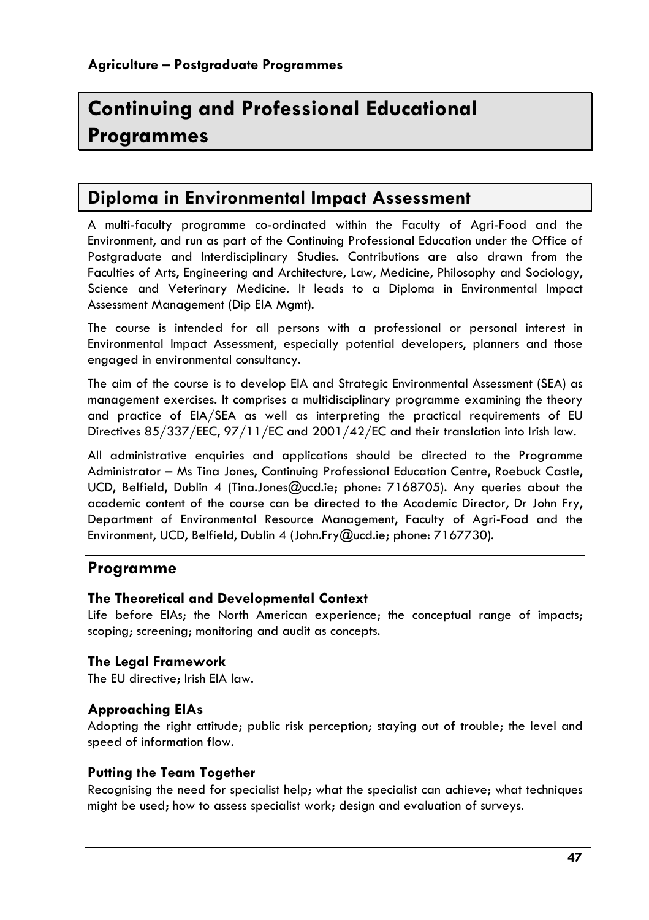# Continuing and Professional Educational Programmes

## Diploma in Environmental Impact Assessment

A multi-faculty programme co-ordinated within the Faculty of Agri-Food and the Environment, and run as part of the Continuing Professional Education under the Office of Postgraduate and Interdisciplinary Studies. Contributions are also drawn from the Faculties of Arts, Engineering and Architecture, Law, Medicine, Philosophy and Sociology, Science and Veterinary Medicine. It leads to a Diploma in Environmental Impact Assessment Management (Dip EIA Mgmt).

The course is intended for all persons with a professional or personal interest in Environmental Impact Assessment, especially potential developers, planners and those engaged in environmental consultancy.

The aim of the course is to develop EIA and Strategic Environmental Assessment (SEA) as management exercises. It comprises a multidisciplinary programme examining the theory and practice of EIA/SEA as well as interpreting the practical requirements of EU Directives 85/337/EEC, 97/11/EC and 2001/42/EC and their translation into Irish law.

All administrative enquiries and applications should be directed to the Programme Administrator – Ms Tina Jones, Continuing Professional Education Centre, Roebuck Castle, UCD, Belfield, Dublin 4 (Tina.Jones@ucd.ie; phone: 7168705). Any queries about the academic content of the course can be directed to the Academic Director, Dr John Fry, Department of Environmental Resource Management, Faculty of Agri-Food and the Environment, UCD, Belfield, Dublin 4 (John.Fry@ucd.ie; phone: 7167730).

## Programme

### The Theoretical and Developmental Context

Life before EIAs; the North American experience; the conceptual range of impacts; scoping; screening; monitoring and audit as concepts.

### The Legal Framework

The EU directive; Irish EIA law.

### Approaching EIAs

Adopting the right attitude; public risk perception; staying out of trouble; the level and speed of information flow.

### Putting the Team Together

Recognising the need for specialist help; what the specialist can achieve; what techniques might be used; how to assess specialist work; design and evaluation of surveys.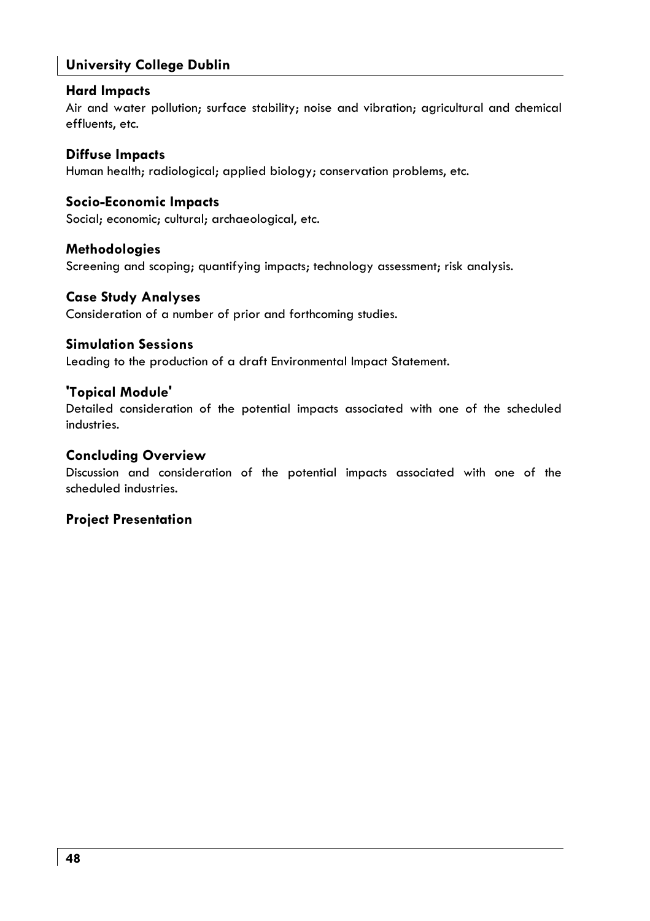## University College Dublin

### Hard Impacts

Air and water pollution; surface stability; noise and vibration; agricultural and chemical effluents, etc.

### Diffuse Impacts

Human health; radiological; applied biology; conservation problems, etc.

### Socio-Economic Impacts

Social; economic; cultural; archaeological, etc.

### Methodologies

Screening and scoping; quantifying impacts; technology assessment; risk analysis.

### Case Study Analyses

Consideration of a number of prior and forthcoming studies.

### Simulation Sessions

Leading to the production of a draft Environmental Impact Statement.

### 'Topical Module'

Detailed consideration of the potential impacts associated with one of the scheduled industries.

### Concluding Overview

Discussion and consideration of the potential impacts associated with one of the scheduled industries.

### Project Presentation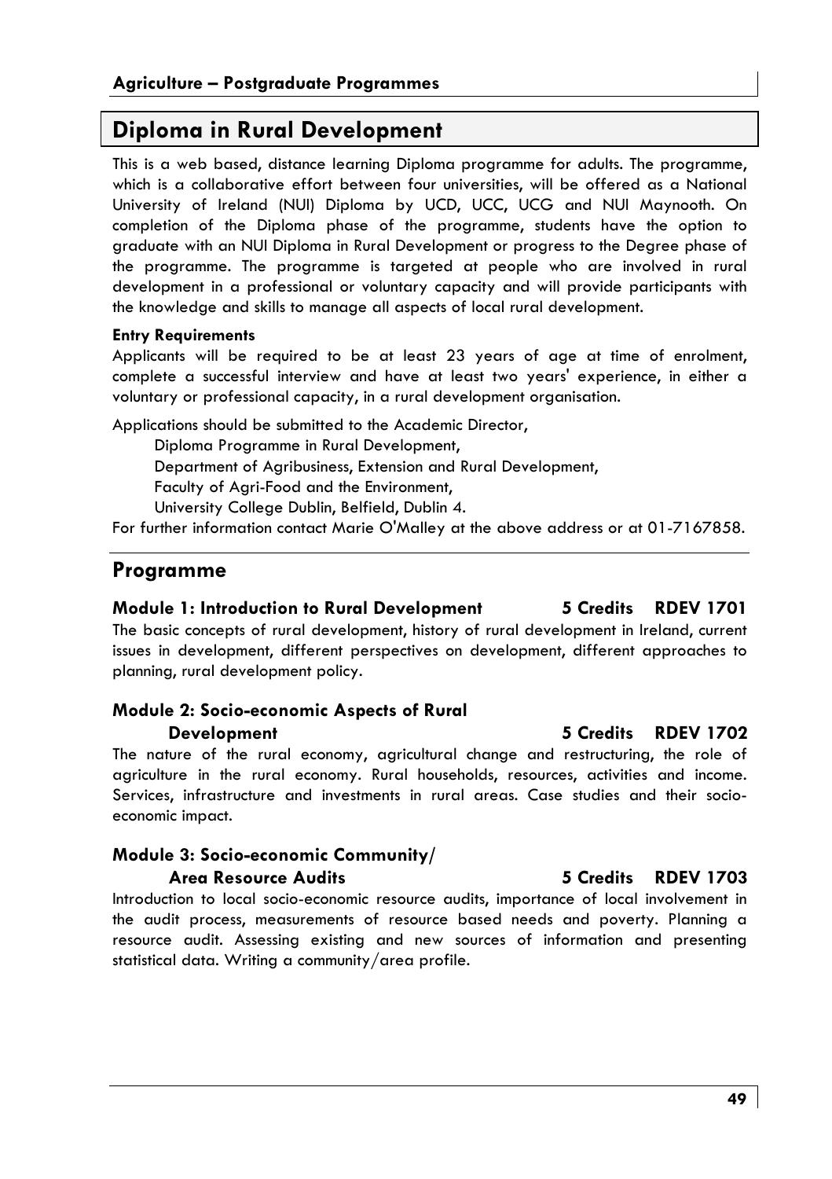## Diploma in Rural Development

This is a web based, distance learning Diploma programme for adults. The programme, which is a collaborative effort between four universities, will be offered as a National University of Ireland (NUI) Diploma by UCD, UCC, UCG and NUI Maynooth. On completion of the Diploma phase of the programme, students have the option to graduate with an NUI Diploma in Rural Development or progress to the Degree phase of the programme. The programme is targeted at people who are involved in rural development in a professional or voluntary capacity and will provide participants with the knowledge and skills to manage all aspects of local rural development.

**Entry Requirements**

Applicants will be required to be at least 23 years of age at time of enrolment, complete a successful interview and have at least two years' experience, in either a voluntary or professional capacity, in a rural development organisation.

Applications should be submitted to the Academic Director,
Diploma Programme in Rural Development,
Department of Agribusiness, Extension and Rural Development,
Faculty of Agri-Food and the Environment,
University College Dublin, Belfield, Dublin 4.

For further information contact Marie O'Malley at the above address or at 01-7167858.

## Programme

### Module 1: Introduction to Rural Development — 5 Credits — RDEV 1701

The basic concepts of rural development, history of rural development in Ireland, current issues in development, different perspectives on development, different approaches to planning, rural development policy.

### Module 2: Socio-economic Aspects of Rural Development — 5 Credits — RDEV 1702

The nature of the rural economy, agricultural change and restructuring, the role of agriculture in the rural economy. Rural households, resources, activities and income. Services, infrastructure and investments in rural areas. Case studies and their socio-economic impact.

### Module 3: Socio-economic Community/ Area Resource Audits — 5 Credits — RDEV 1703

Introduction to local socio-economic resource audits, importance of local involvement in the audit process, measurements of resource based needs and poverty. Planning a resource audit. Assessing existing and new sources of information and presenting statistical data. Writing a community/area profile.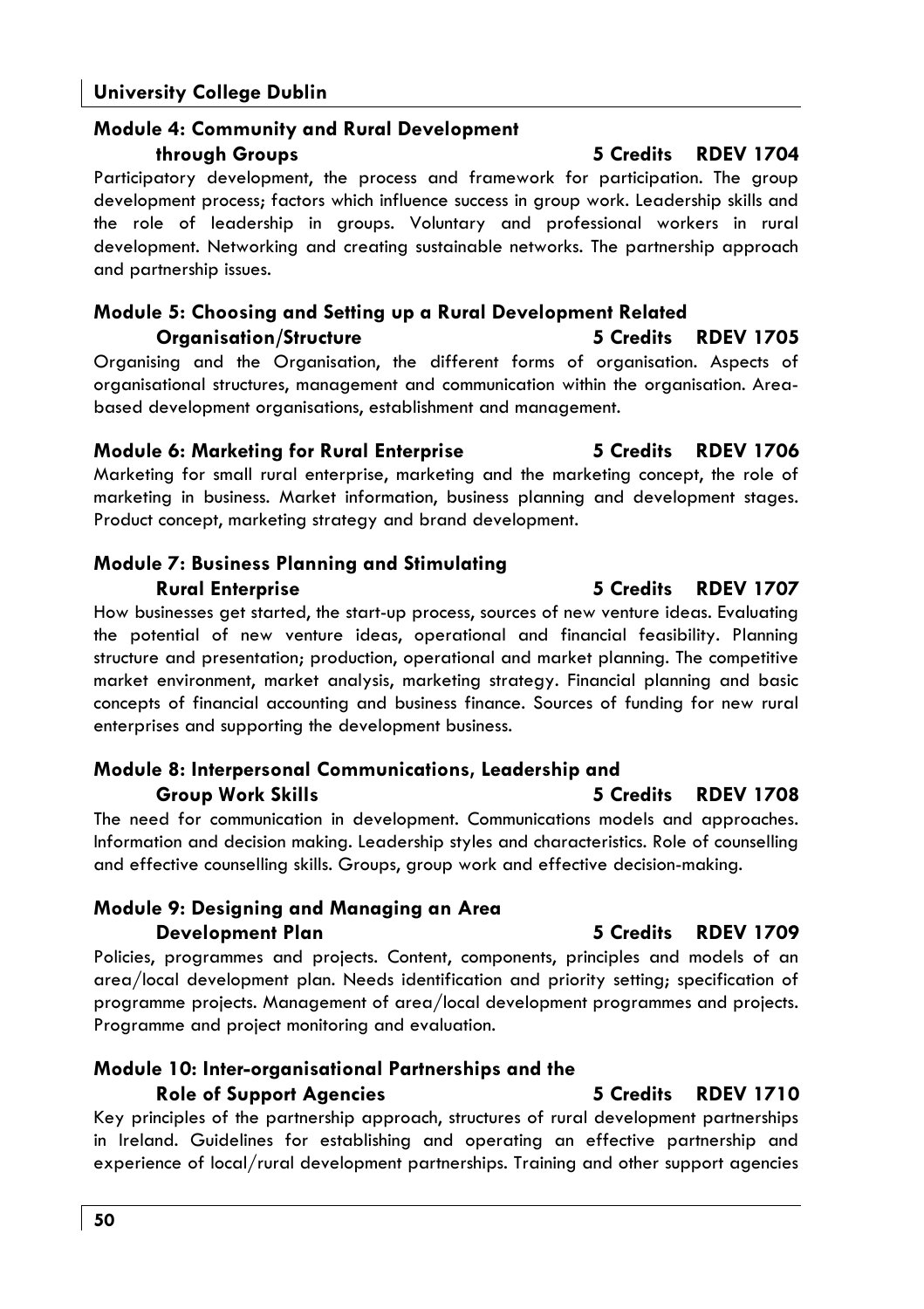### Module 4: Community and Rural Development through Groups — 5 Credits — RDEV 1704

Participatory development, the process and framework for participation. The group development process; factors which influence success in group work. Leadership skills and the role of leadership in groups. Voluntary and professional workers in rural development. Networking and creating sustainable networks. The partnership approach and partnership issues.

### Module 5: Choosing and Setting up a Rural Development Related Organisation/Structure — 5 Credits — RDEV 1705

Organising and the Organisation, the different forms of organisation. Aspects of organisational structures, management and communication within the organisation. Area-based development organisations, establishment and management.

### Module 6: Marketing for Rural Enterprise — 5 Credits — RDEV 1706

Marketing for small rural enterprise, marketing and the marketing concept, the role of marketing in business. Market information, business planning and development stages. Product concept, marketing strategy and brand development.

### Module 7: Business Planning and Stimulating Rural Enterprise — 5 Credits — RDEV 1707

How businesses get started, the start-up process, sources of new venture ideas. Evaluating the potential of new venture ideas, operational and financial feasibility. Planning structure and presentation; production, operational and market planning. The competitive market environment, market analysis, marketing strategy. Financial planning and basic concepts of financial accounting and business finance. Sources of funding for new rural enterprises and supporting the development business.

### Module 8: Interpersonal Communications, Leadership and Group Work Skills — 5 Credits — RDEV 1708

The need for communication in development. Communications models and approaches. Information and decision making. Leadership styles and characteristics. Role of counselling and effective counselling skills. Groups, group work and effective decision-making.

### Module 9: Designing and Managing an Area Development Plan — 5 Credits — RDEV 1709

Policies, programmes and projects. Content, components, principles and models of an area/local development plan. Needs identification and priority setting; specification of programme projects. Management of area/local development programmes and projects. Programme and project monitoring and evaluation.

### Module 10: Inter-organisational Partnerships and the Role of Support Agencies — 5 Credits — RDEV 1710

Key principles of the partnership approach, structures of rural development partnerships in Ireland. Guidelines for establishing and operating an effective partnership and experience of local/rural development partnerships. Training and other support agencies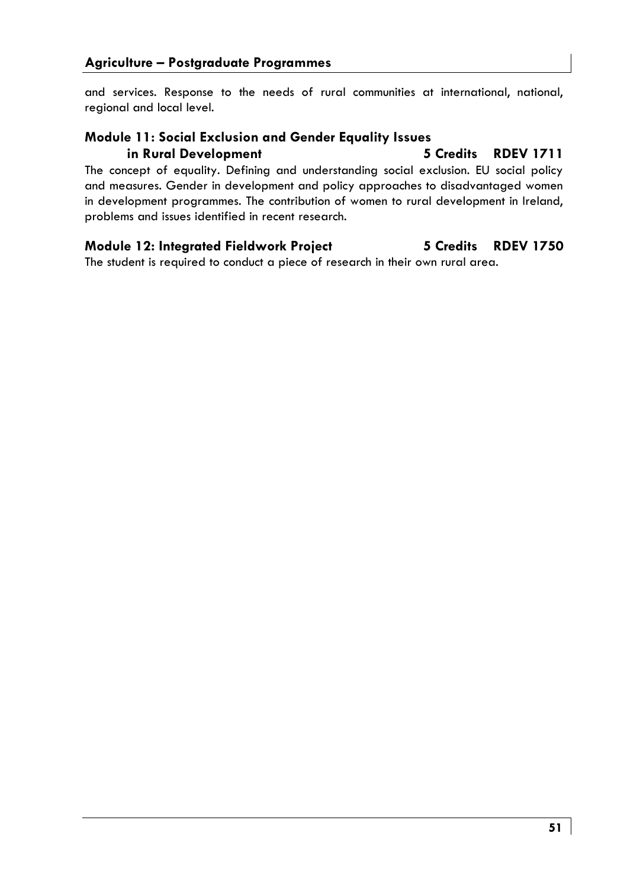and services. Response to the needs of rural communities at international, national, regional and local level.

### Module 11: Social Exclusion and Gender Equality Issues in Rural Development — 5 Credits — RDEV 1711

The concept of equality. Defining and understanding social exclusion. EU social policy and measures. Gender in development and policy approaches to disadvantaged women in development programmes. The contribution of women to rural development in Ireland, problems and issues identified in recent research.

### Module 12: Integrated Fieldwork Project — 5 Credits — RDEV 1750

The student is required to conduct a piece of research in their own rural area.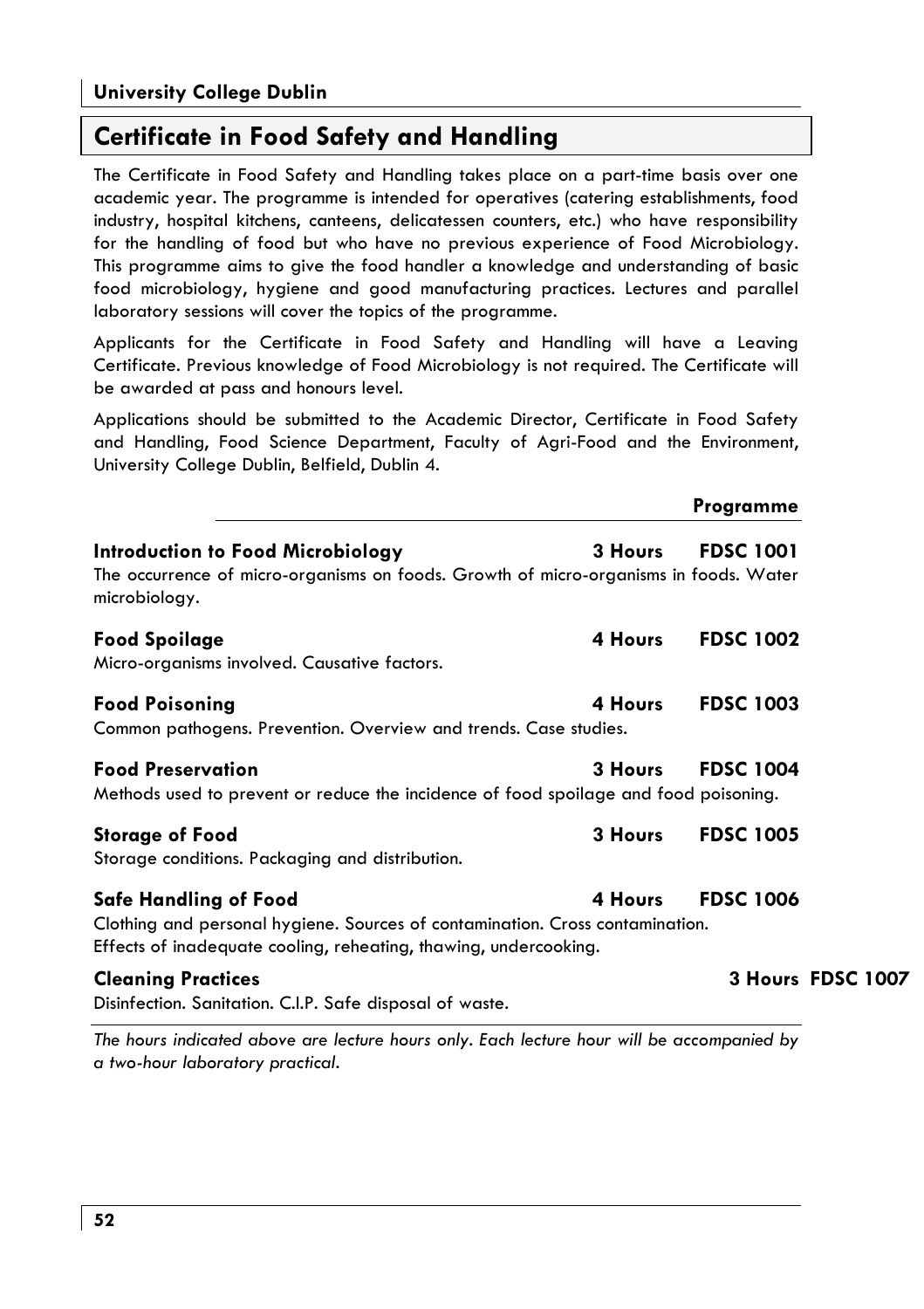**University College Dublin**

## Certificate in Food Safety and Handling

The Certificate in Food Safety and Handling takes place on a part-time basis over one academic year. The programme is intended for operatives (catering establishments, food industry, hospital kitchens, canteens, delicatessen counters, etc.) who have responsibility for the handling of food but who have no previous experience of Food Microbiology. This programme aims to give the food handler a knowledge and understanding of basic food microbiology, hygiene and good manufacturing practices. Lectures and parallel laboratory sessions will cover the topics of the programme.

Applicants for the Certificate in Food Safety and Handling will have a Leaving Certificate. Previous knowledge of Food Microbiology is not required. The Certificate will be awarded at pass and honours level.

Applications should be submitted to the Academic Director, Certificate in Food Safety and Handling, Food Science Department, Faculty of Agri-Food and the Environment, University College Dublin, Belfield, Dublin 4.

### Programme

**Introduction to Food Microbiology** — **3 Hours** — **FDSC 1001**
The occurrence of micro-organisms on foods. Growth of micro-organisms in foods. Water microbiology.

**Food Spoilage** — **4 Hours** — **FDSC 1002**
Micro-organisms involved. Causative factors.

**Food Poisoning** — **4 Hours** — **FDSC 1003**
Common pathogens. Prevention. Overview and trends. Case studies.

**Food Preservation** — **3 Hours** — **FDSC 1004**
Methods used to prevent or reduce the incidence of food spoilage and food poisoning.

**Storage of Food** — **3 Hours** — **FDSC 1005**
Storage conditions. Packaging and distribution.

**Safe Handling of Food** — **4 Hours** — **FDSC 1006**
Clothing and personal hygiene. Sources of contamination. Cross contamination.
Effects of inadequate cooling, reheating, thawing, undercooking.

**Cleaning Practices** — **3 Hours** — **FDSC 1007**
Disinfection. Sanitation. C.I.P. Safe disposal of waste.

*The hours indicated above are lecture hours only. Each lecture hour will be accompanied by a two-hour laboratory practical.*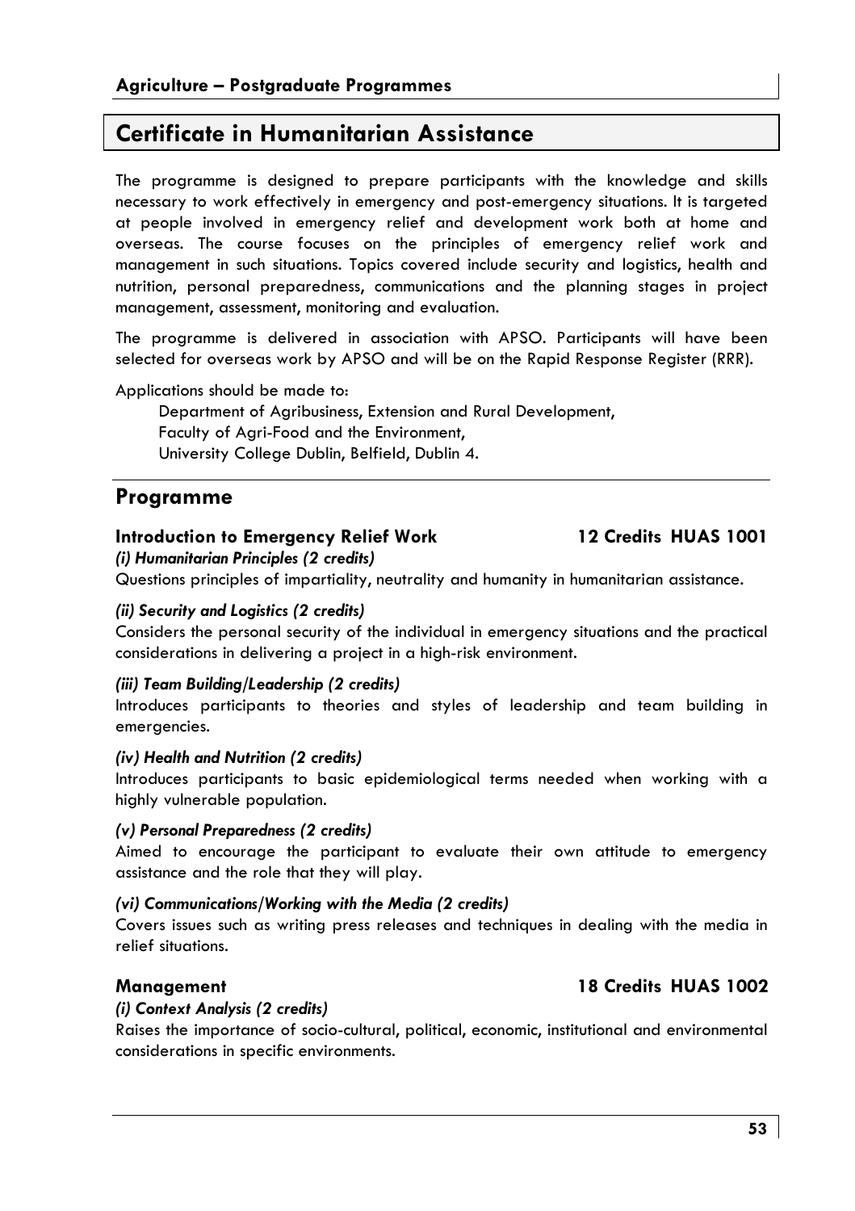# Certificate in Humanitarian Assistance

The programme is designed to prepare participants with the knowledge and skills necessary to work effectively in emergency and post-emergency situations. It is targeted at people involved in emergency relief and development work both at home and overseas. The course focuses on the principles of emergency relief work and management in such situations. Topics covered include security and logistics, health and nutrition, personal preparedness, communications and the planning stages in project management, assessment, monitoring and evaluation.

The programme is delivered in association with APSO. Participants will have been selected for overseas work by APSO and will be on the Rapid Response Register (RRR).

Applications should be made to:

Department of Agribusiness, Extension and Rural Development,
Faculty of Agri-Food and the Environment,
University College Dublin, Belfield, Dublin 4.

## Programme

### Introduction to Emergency Relief Work — 12 Credits HUAS 1001

***(i) Humanitarian Principles (2 credits)***

Questions principles of impartiality, neutrality and humanity in humanitarian assistance.

***(ii) Security and Logistics (2 credits)***

Considers the personal security of the individual in emergency situations and the practical considerations in delivering a project in a high-risk environment.

***(iii) Team Building/Leadership (2 credits)***

Introduces participants to theories and styles of leadership and team building in emergencies.

***(iv) Health and Nutrition (2 credits)***

Introduces participants to basic epidemiological terms needed when working with a highly vulnerable population.

***(v) Personal Preparedness (2 credits)***

Aimed to encourage the participant to evaluate their own attitude to emergency assistance and the role that they will play.

***(vi) Communications/Working with the Media (2 credits)***

Covers issues such as writing press releases and techniques in dealing with the media in relief situations.

### Management — 18 Credits HUAS 1002

***(i) Context Analysis (2 credits)***

Raises the importance of socio-cultural, political, economic, institutional and environmental considerations in specific environments.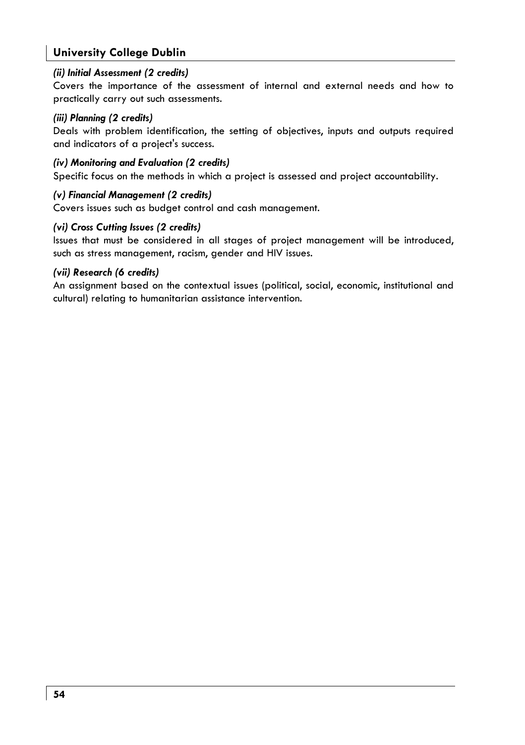*(ii) Initial Assessment (2 credits)*

Covers the importance of the assessment of internal and external needs and how to practically carry out such assessments.

*(iii) Planning (2 credits)*

Deals with problem identification, the setting of objectives, inputs and outputs required and indicators of a project's success.

*(iv) Monitoring and Evaluation (2 credits)*

Specific focus on the methods in which a project is assessed and project accountability.

*(v) Financial Management (2 credits)*

Covers issues such as budget control and cash management.

*(vi) Cross Cutting Issues (2 credits)*

Issues that must be considered in all stages of project management will be introduced, such as stress management, racism, gender and HIV issues.

*(vii) Research (6 credits)*

An assignment based on the contextual issues (political, social, economic, institutional and cultural) relating to humanitarian assistance intervention.